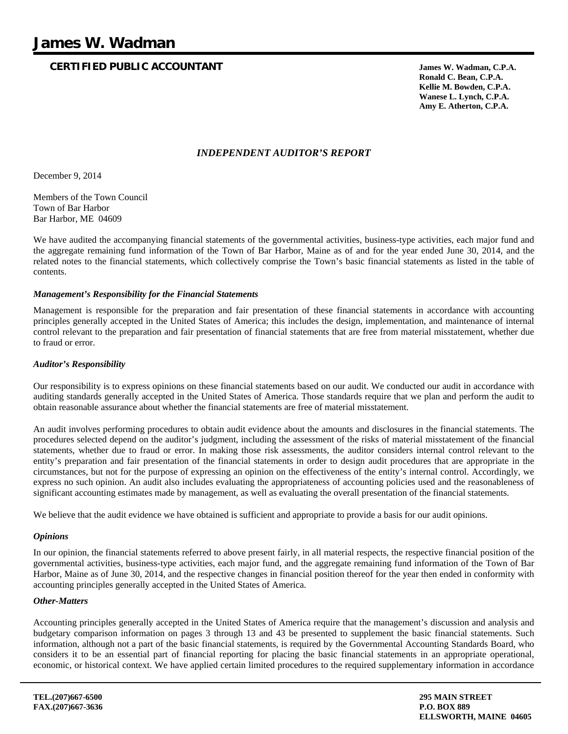# James W. Wadman

**CERTIFIED PUBLIC ACCOUNTANT**

**James W. Wadman, C.P.A.**
**Ronald C. Bean, C.P.A.**
**Kellie M. Bowden, C.P.A.**
**Wanese L. Lynch, C.P.A.**
**Amy E. Atherton, C.P.A.**

## *INDEPENDENT AUDITOR'S REPORT*

December 9, 2014

Members of the Town Council
Town of Bar Harbor
Bar Harbor, ME 04609

We have audited the accompanying financial statements of the governmental activities, business-type activities, each major fund and the aggregate remaining fund information of the Town of Bar Harbor, Maine as of and for the year ended June 30, 2014, and the related notes to the financial statements, which collectively comprise the Town's basic financial statements as listed in the table of contents.

### *Management's Responsibility for the Financial Statements*

Management is responsible for the preparation and fair presentation of these financial statements in accordance with accounting principles generally accepted in the United States of America; this includes the design, implementation, and maintenance of internal control relevant to the preparation and fair presentation of financial statements that are free from material misstatement, whether due to fraud or error.

### *Auditor's Responsibility*

Our responsibility is to express opinions on these financial statements based on our audit. We conducted our audit in accordance with auditing standards generally accepted in the United States of America. Those standards require that we plan and perform the audit to obtain reasonable assurance about whether the financial statements are free of material misstatement.

An audit involves performing procedures to obtain audit evidence about the amounts and disclosures in the financial statements. The procedures selected depend on the auditor's judgment, including the assessment of the risks of material misstatement of the financial statements, whether due to fraud or error. In making those risk assessments, the auditor considers internal control relevant to the entity's preparation and fair presentation of the financial statements in order to design audit procedures that are appropriate in the circumstances, but not for the purpose of expressing an opinion on the effectiveness of the entity's internal control. Accordingly, we express no such opinion. An audit also includes evaluating the appropriateness of accounting policies used and the reasonableness of significant accounting estimates made by management, as well as evaluating the overall presentation of the financial statements.

We believe that the audit evidence we have obtained is sufficient and appropriate to provide a basis for our audit opinions.

### *Opinions*

In our opinion, the financial statements referred to above present fairly, in all material respects, the respective financial position of the governmental activities, business-type activities, each major fund, and the aggregate remaining fund information of the Town of Bar Harbor, Maine as of June 30, 2014, and the respective changes in financial position thereof for the year then ended in conformity with accounting principles generally accepted in the United States of America.

### *Other-Matters*

Accounting principles generally accepted in the United States of America require that the management's discussion and analysis and budgetary comparison information on pages 3 through 13 and 43 be presented to supplement the basic financial statements. Such information, although not a part of the basic financial statements, is required by the Governmental Accounting Standards Board, who considers it to be an essential part of financial reporting for placing the basic financial statements in an appropriate operational, economic, or historical context. We have applied certain limited procedures to the required supplementary information in accordance

**TEL.(207)667-6500**
**FAX.(207)667-3636**

**295 MAIN STREET**
**P.O. BOX 889**
**ELLSWORTH, MAINE 04605**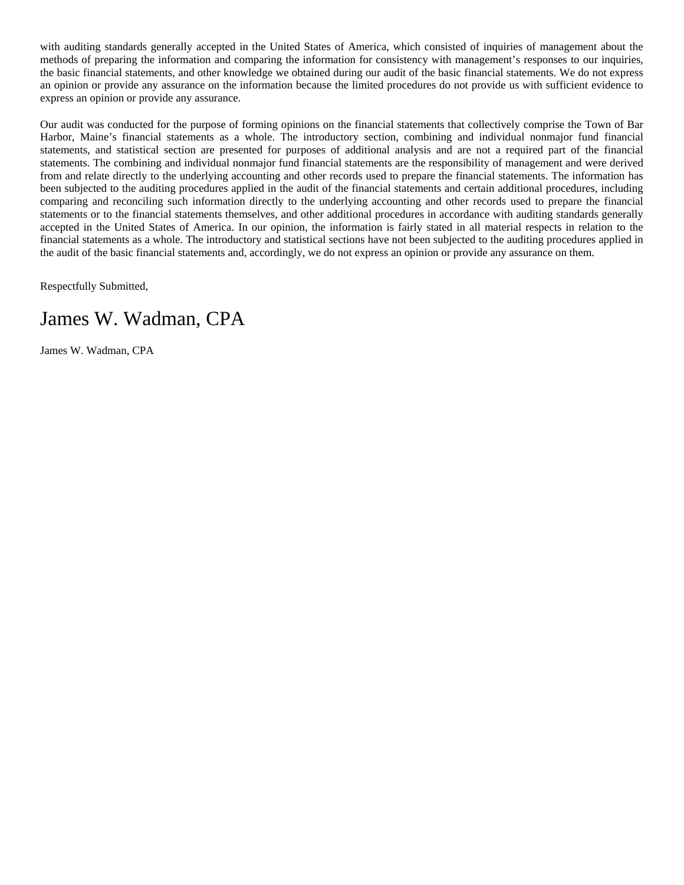with auditing standards generally accepted in the United States of America, which consisted of inquiries of management about the methods of preparing the information and comparing the information for consistency with management's responses to our inquiries, the basic financial statements, and other knowledge we obtained during our audit of the basic financial statements. We do not express an opinion or provide any assurance on the information because the limited procedures do not provide us with sufficient evidence to express an opinion or provide any assurance.

Our audit was conducted for the purpose of forming opinions on the financial statements that collectively comprise the Town of Bar Harbor, Maine's financial statements as a whole. The introductory section, combining and individual nonmajor fund financial statements, and statistical section are presented for purposes of additional analysis and are not a required part of the financial statements. The combining and individual nonmajor fund financial statements are the responsibility of management and were derived from and relate directly to the underlying accounting and other records used to prepare the financial statements. The information has been subjected to the auditing procedures applied in the audit of the financial statements and certain additional procedures, including comparing and reconciling such information directly to the underlying accounting and other records used to prepare the financial statements or to the financial statements themselves, and other additional procedures in accordance with auditing standards generally accepted in the United States of America. In our opinion, the information is fairly stated in all material respects in relation to the financial statements as a whole. The introductory and statistical sections have not been subjected to the auditing procedures applied in the audit of the basic financial statements and, accordingly, we do not express an opinion or provide any assurance on them.

Respectfully Submitted,

James W. Wadman, CPA

James W. Wadman, CPA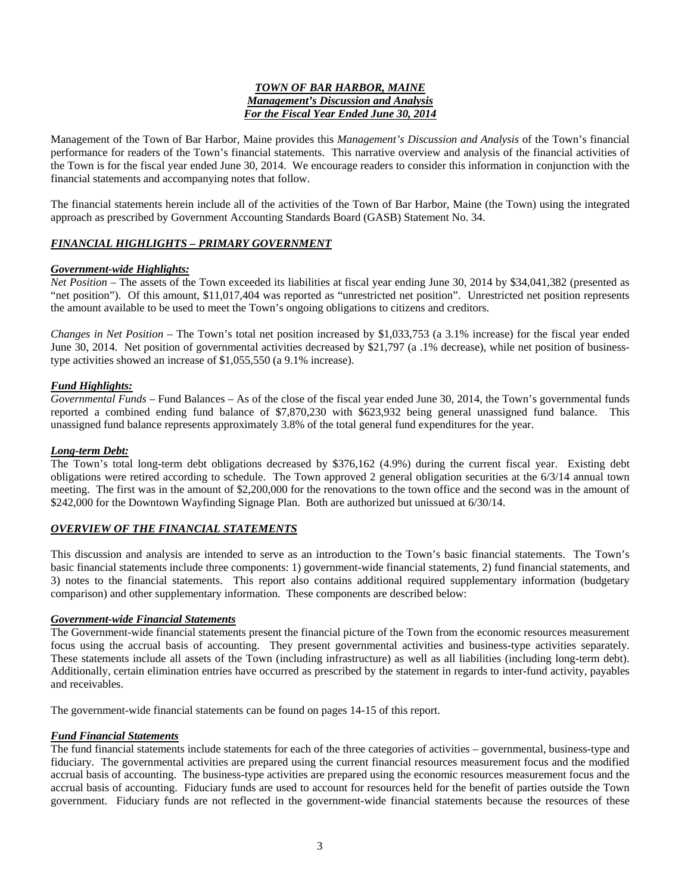***TOWN OF BAR HARBOR, MAINE***
***Management's Discussion and Analysis***
***For the Fiscal Year Ended June 30, 2014***

Management of the Town of Bar Harbor, Maine provides this *Management's Discussion and Analysis* of the Town's financial performance for readers of the Town's financial statements. This narrative overview and analysis of the financial activities of the Town is for the fiscal year ended June 30, 2014. We encourage readers to consider this information in conjunction with the financial statements and accompanying notes that follow.

The financial statements herein include all of the activities of the Town of Bar Harbor, Maine (the Town) using the integrated approach as prescribed by Government Accounting Standards Board (GASB) Statement No. 34.

## ***FINANCIAL HIGHLIGHTS – PRIMARY GOVERNMENT***

### ***Government-wide Highlights:***

*Net Position* – The assets of the Town exceeded its liabilities at fiscal year ending June 30, 2014 by $34,041,382 (presented as "net position"). Of this amount, $11,017,404 was reported as "unrestricted net position". Unrestricted net position represents the amount available to be used to meet the Town's ongoing obligations to citizens and creditors.

*Changes in Net Position* – The Town's total net position increased by $1,033,753 (a 3.1% increase) for the fiscal year ended June 30, 2014. Net position of governmental activities decreased by $21,797 (a .1% decrease), while net position of business-type activities showed an increase of $1,055,550 (a 9.1% increase).

### ***Fund Highlights:***

*Governmental Funds* – Fund Balances – As of the close of the fiscal year ended June 30, 2014, the Town's governmental funds reported a combined ending fund balance of $7,870,230 with $623,932 being general unassigned fund balance. This unassigned fund balance represents approximately 3.8% of the total general fund expenditures for the year.

### ***Long-term Debt:***

The Town's total long-term debt obligations decreased by $376,162 (4.9%) during the current fiscal year. Existing debt obligations were retired according to schedule. The Town approved 2 general obligation securities at the 6/3/14 annual town meeting. The first was in the amount of $2,200,000 for the renovations to the town office and the second was in the amount of $242,000 for the Downtown Wayfinding Signage Plan. Both are authorized but unissued at 6/30/14.

## ***OVERVIEW OF THE FINANCIAL STATEMENTS***

This discussion and analysis are intended to serve as an introduction to the Town's basic financial statements. The Town's basic financial statements include three components: 1) government-wide financial statements, 2) fund financial statements, and 3) notes to the financial statements. This report also contains additional required supplementary information (budgetary comparison) and other supplementary information. These components are described below:

### ***Government-wide Financial Statements***

The Government-wide financial statements present the financial picture of the Town from the economic resources measurement focus using the accrual basis of accounting. They present governmental activities and business-type activities separately. These statements include all assets of the Town (including infrastructure) as well as all liabilities (including long-term debt). Additionally, certain elimination entries have occurred as prescribed by the statement in regards to inter-fund activity, payables and receivables.

The government-wide financial statements can be found on pages 14-15 of this report.

### ***Fund Financial Statements***

The fund financial statements include statements for each of the three categories of activities – governmental, business-type and fiduciary. The governmental activities are prepared using the current financial resources measurement focus and the modified accrual basis of accounting. The business-type activities are prepared using the economic resources measurement focus and the accrual basis of accounting. Fiduciary funds are used to account for resources held for the benefit of parties outside the Town government. Fiduciary funds are not reflected in the government-wide financial statements because the resources of these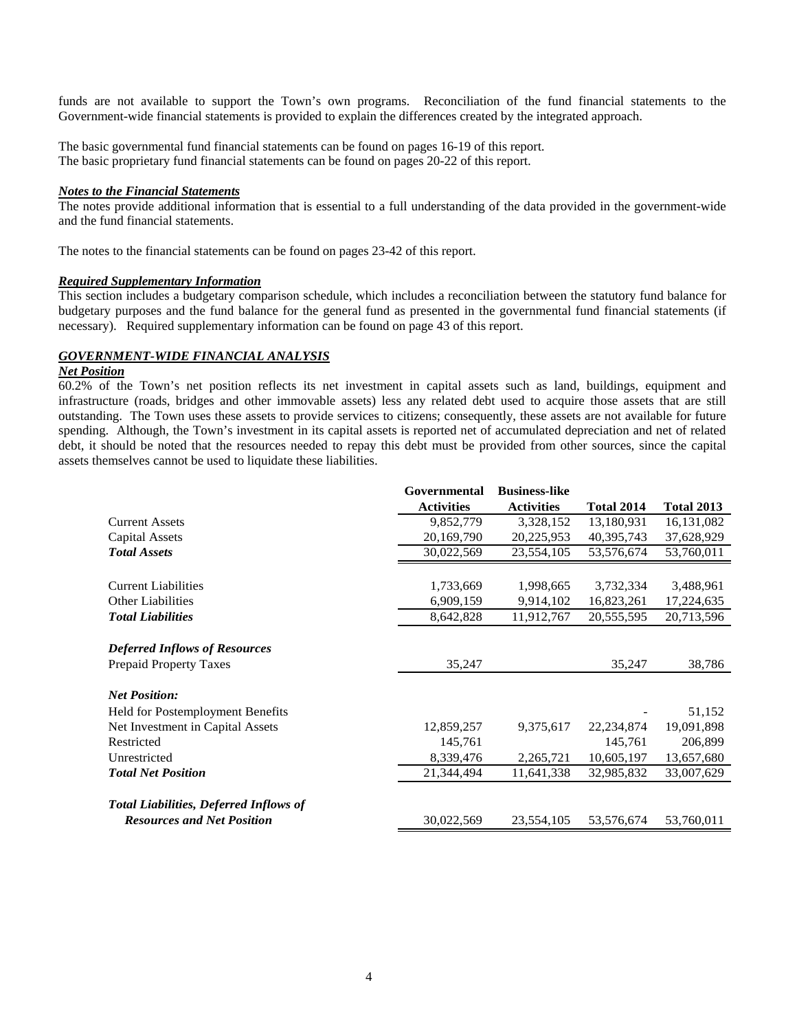funds are not available to support the Town's own programs. Reconciliation of the fund financial statements to the Government-wide financial statements is provided to explain the differences created by the integrated approach.

The basic governmental fund financial statements can be found on pages 16-19 of this report.
The basic proprietary fund financial statements can be found on pages 20-22 of this report.

***Notes to the Financial Statements***

The notes provide additional information that is essential to a full understanding of the data provided in the government-wide and the fund financial statements.

The notes to the financial statements can be found on pages 23-42 of this report.

***Required Supplementary Information***

This section includes a budgetary comparison schedule, which includes a reconciliation between the statutory fund balance for budgetary purposes and the fund balance for the general fund as presented in the governmental fund financial statements (if necessary). Required supplementary information can be found on page 43 of this report.

***GOVERNMENT-WIDE FINANCIAL ANALYSIS***

***Net Position***

60.2% of the Town's net position reflects its net investment in capital assets such as land, buildings, equipment and infrastructure (roads, bridges and other immovable assets) less any related debt used to acquire those assets that are still outstanding. The Town uses these assets to provide services to citizens; consequently, these assets are not available for future spending. Although, the Town's investment in its capital assets is reported net of accumulated depreciation and net of related debt, it should be noted that the resources needed to repay this debt must be provided from other sources, since the capital assets themselves cannot be used to liquidate these liabilities.

| | Governmental Activities | Business-like Activities | Total 2014 | Total 2013 |
|---|---|---|---|---|
| Current Assets | 9,852,779 | 3,328,152 | 13,180,931 | 16,131,082 |
| Capital Assets | 20,169,790 | 20,225,953 | 40,395,743 | 37,628,929 |
| ***Total Assets*** | 30,022,569 | 23,554,105 | 53,576,674 | 53,760,011 |
| | | | | |
| Current Liabilities | 1,733,669 | 1,998,665 | 3,732,334 | 3,488,961 |
| Other Liabilities | 6,909,159 | 9,914,102 | 16,823,261 | 17,224,635 |
| ***Total Liabilities*** | 8,642,828 | 11,912,767 | 20,555,595 | 20,713,596 |
| | | | | |
| ***Deferred Inflows of Resources*** | | | | |
| Prepaid Property Taxes | 35,247 | | 35,247 | 38,786 |
| | | | | |
| ***Net Position:*** | | | | |
| Held for Postemployment Benefits | | | - | 51,152 |
| Net Investment in Capital Assets | 12,859,257 | 9,375,617 | 22,234,874 | 19,091,898 |
| Restricted | 145,761 | | 145,761 | 206,899 |
| Unrestricted | 8,339,476 | 2,265,721 | 10,605,197 | 13,657,680 |
| ***Total Net Position*** | 21,344,494 | 11,641,338 | 32,985,832 | 33,007,629 |
| | | | | |
| ***Total Liabilities, Deferred Inflows of Resources and Net Position*** | 30,022,569 | 23,554,105 | 53,576,674 | 53,760,011 |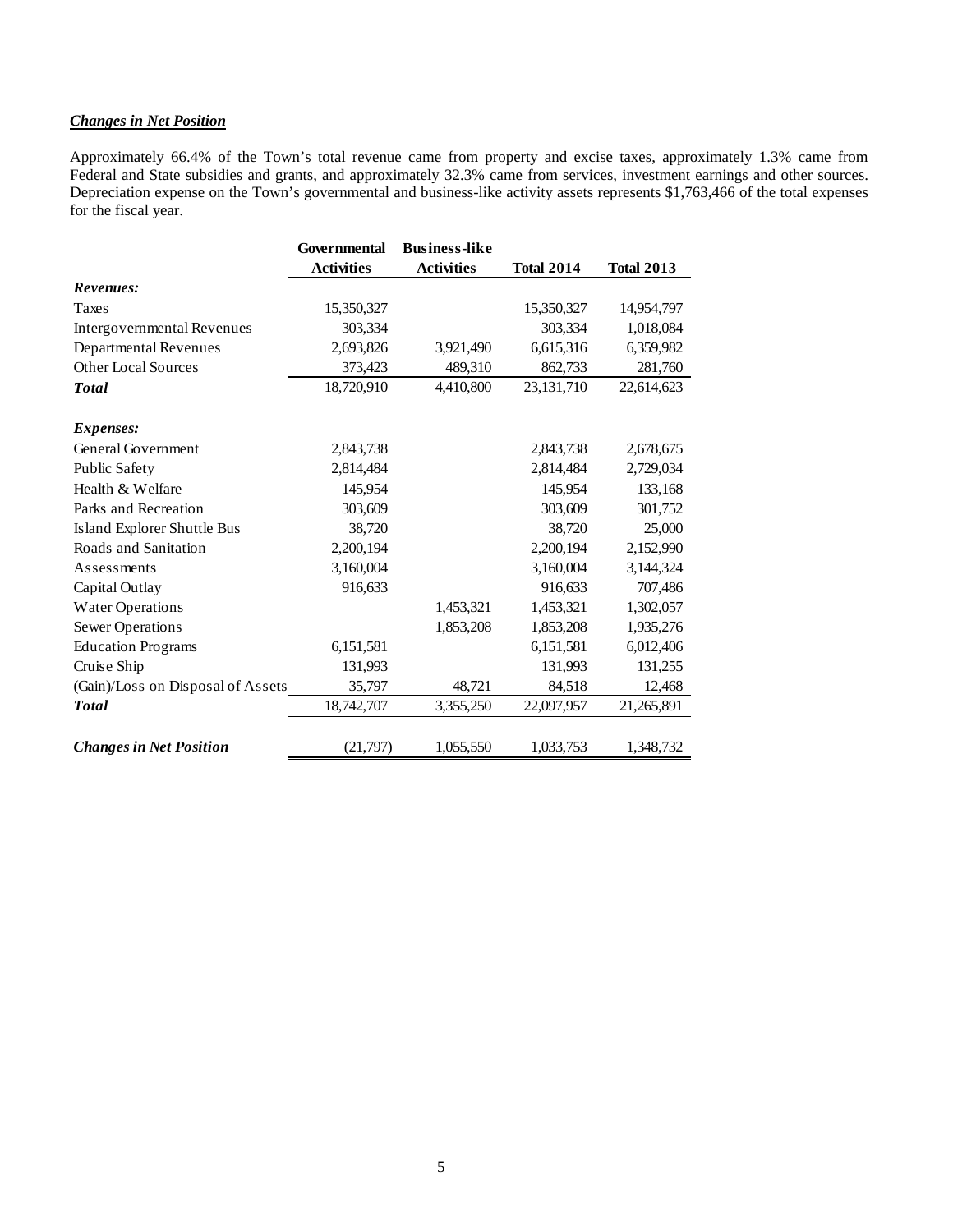### ***Changes in Net Position***

Approximately 66.4% of the Town's total revenue came from property and excise taxes, approximately 1.3% came from Federal and State subsidies and grants, and approximately 32.3% came from services, investment earnings and other sources. Depreciation expense on the Town's governmental and business-like activity assets represents $1,763,466 of the total expenses for the fiscal year.

| | Governmental Activities | Business-like Activities | Total 2014 | Total 2013 |
|---|---|---|---|---|
| ***Revenues:*** | | | | |
| Taxes | 15,350,327 | | 15,350,327 | 14,954,797 |
| Intergovernmental Revenues | 303,334 | | 303,334 | 1,018,084 |
| Departmental Revenues | 2,693,826 | 3,921,490 | 6,615,316 | 6,359,982 |
| Other Local Sources | 373,423 | 489,310 | 862,733 | 281,760 |
| ***Total*** | 18,720,910 | 4,410,800 | 23,131,710 | 22,614,623 |
| ***Expenses:*** | | | | |
| General Government | 2,843,738 | | 2,843,738 | 2,678,675 |
| Public Safety | 2,814,484 | | 2,814,484 | 2,729,034 |
| Health & Welfare | 145,954 | | 145,954 | 133,168 |
| Parks and Recreation | 303,609 | | 303,609 | 301,752 |
| Island Explorer Shuttle Bus | 38,720 | | 38,720 | 25,000 |
| Roads and Sanitation | 2,200,194 | | 2,200,194 | 2,152,990 |
| Assessments | 3,160,004 | | 3,160,004 | 3,144,324 |
| Capital Outlay | 916,633 | | 916,633 | 707,486 |
| Water Operations | | 1,453,321 | 1,453,321 | 1,302,057 |
| Sewer Operations | | 1,853,208 | 1,853,208 | 1,935,276 |
| Education Programs | 6,151,581 | | 6,151,581 | 6,012,406 |
| Cruise Ship | 131,993 | | 131,993 | 131,255 |
| (Gain)/Loss on Disposal of Assets | 35,797 | 48,721 | 84,518 | 12,468 |
| ***Total*** | 18,742,707 | 3,355,250 | 22,097,957 | 21,265,891 |
| ***Changes in Net Position*** | (21,797) | 1,055,550 | 1,033,753 | 1,348,732 |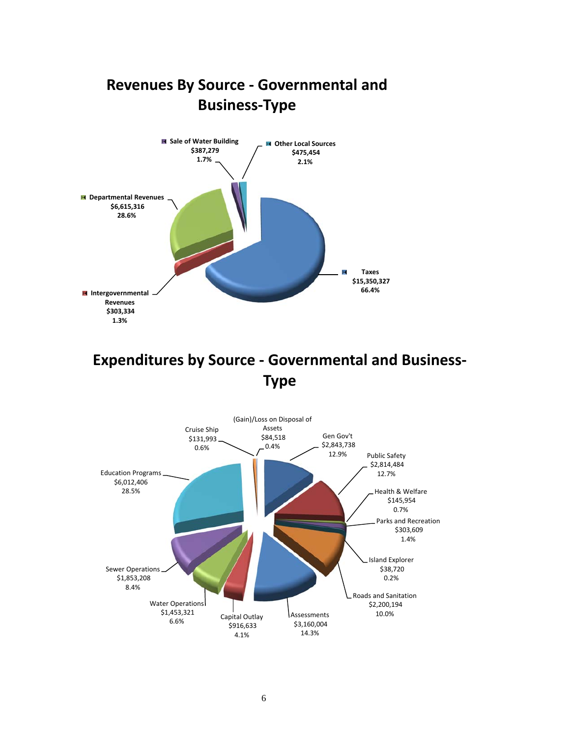# Revenues By Source - Governmental and Business-Type

| Source | Amount | Percent |
|---|---|---|
| Taxes | $15,350,327 | 66.4% |
| Departmental Revenues | $6,615,316 | 28.6% |
| Other Local Sources | $475,454 | 2.1% |
| Sale of Water Building | $387,279 | 1.7% |
| Intergovernmental Revenues | $303,334 | 1.3% |

# Expenditures by Source - Governmental and Business-Type

| Source | Amount | Percent |
|---|---|---|
| Gen Gov't | $2,843,738 | 12.9% |
| Public Safety | $2,814,484 | 12.7% |
| Health & Welfare | $145,954 | 0.7% |
| Parks and Recreation | $303,609 | 1.4% |
| Island Explorer | $38,720 | 0.2% |
| Roads and Sanitation | $2,200,194 | 10.0% |
| Assessments | $3,160,004 | 14.3% |
| Capital Outlay | $916,633 | 4.1% |
| Water Operations | $1,453,321 | 6.6% |
| Sewer Operations | $1,853,208 | 8.4% |
| Education Programs | $6,012,406 | 28.5% |
| Cruise Ship | $131,993 | 0.6% |
| (Gain)/Loss on Disposal of Assets | $84,518 | 0.4% |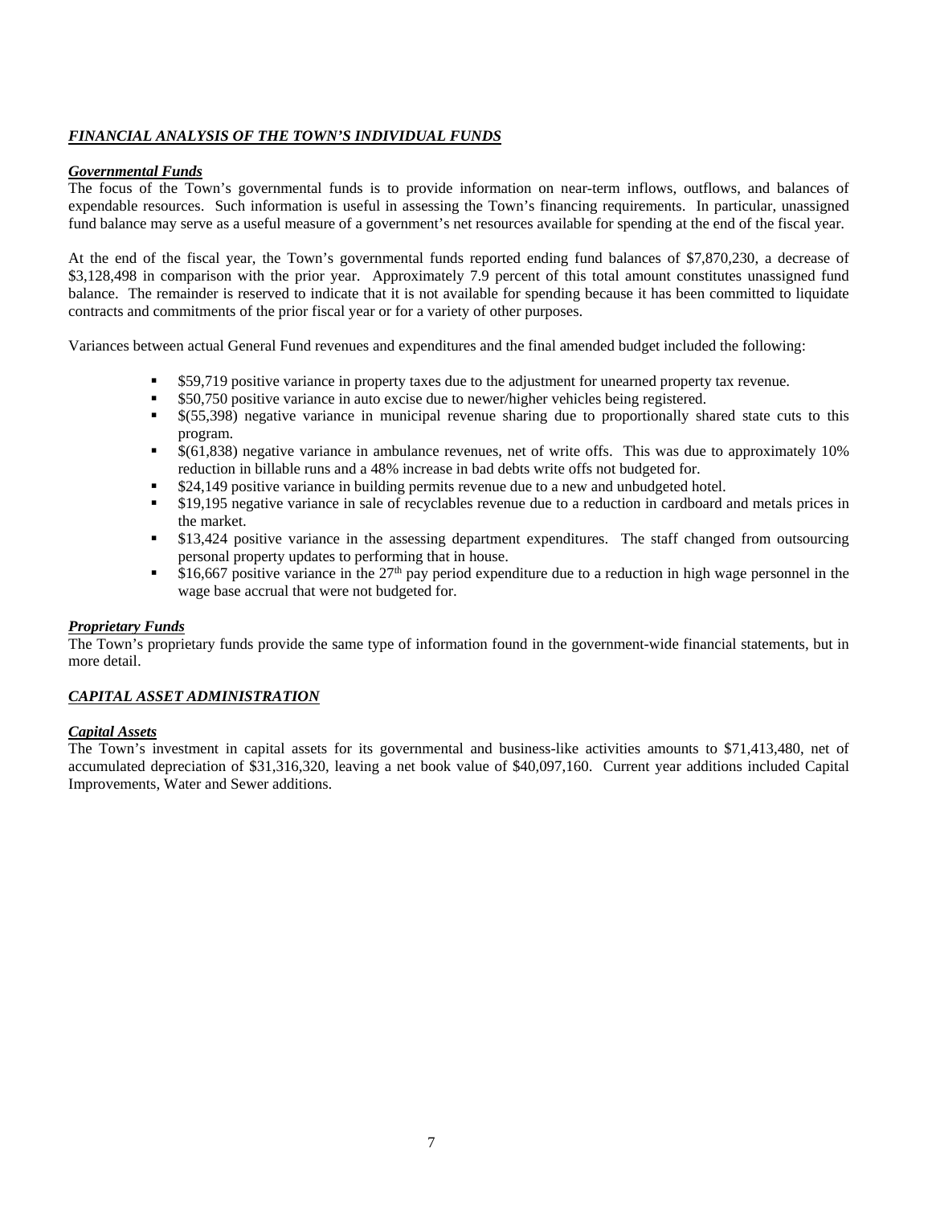## *FINANCIAL ANALYSIS OF THE TOWN'S INDIVIDUAL FUNDS*

### *Governmental Funds*

The focus of the Town's governmental funds is to provide information on near-term inflows, outflows, and balances of expendable resources. Such information is useful in assessing the Town's financing requirements. In particular, unassigned fund balance may serve as a useful measure of a government's net resources available for spending at the end of the fiscal year.

At the end of the fiscal year, the Town's governmental funds reported ending fund balances of $7,870,230, a decrease of $3,128,498 in comparison with the prior year. Approximately 7.9 percent of this total amount constitutes unassigned fund balance. The remainder is reserved to indicate that it is not available for spending because it has been committed to liquidate contracts and commitments of the prior fiscal year or for a variety of other purposes.

Variances between actual General Fund revenues and expenditures and the final amended budget included the following:

- $59,719 positive variance in property taxes due to the adjustment for unearned property tax revenue.
- $50,750 positive variance in auto excise due to newer/higher vehicles being registered.
- $(55,398) negative variance in municipal revenue sharing due to proportionally shared state cuts to this program.
- $(61,838) negative variance in ambulance revenues, net of write offs. This was due to approximately 10% reduction in billable runs and a 48% increase in bad debts write offs not budgeted for.
- $24,149 positive variance in building permits revenue due to a new and unbudgeted hotel.
- $19,195 negative variance in sale of recyclables revenue due to a reduction in cardboard and metals prices in the market.
- $13,424 positive variance in the assessing department expenditures. The staff changed from outsourcing personal property updates to performing that in house.
- $16,667 positive variance in the 27th pay period expenditure due to a reduction in high wage personnel in the wage base accrual that were not budgeted for.

### *Proprietary Funds*

The Town's proprietary funds provide the same type of information found in the government-wide financial statements, but in more detail.

## *CAPITAL ASSET ADMINISTRATION*

### *Capital Assets*

The Town's investment in capital assets for its governmental and business-like activities amounts to $71,413,480, net of accumulated depreciation of $31,316,320, leaving a net book value of $40,097,160. Current year additions included Capital Improvements, Water and Sewer additions.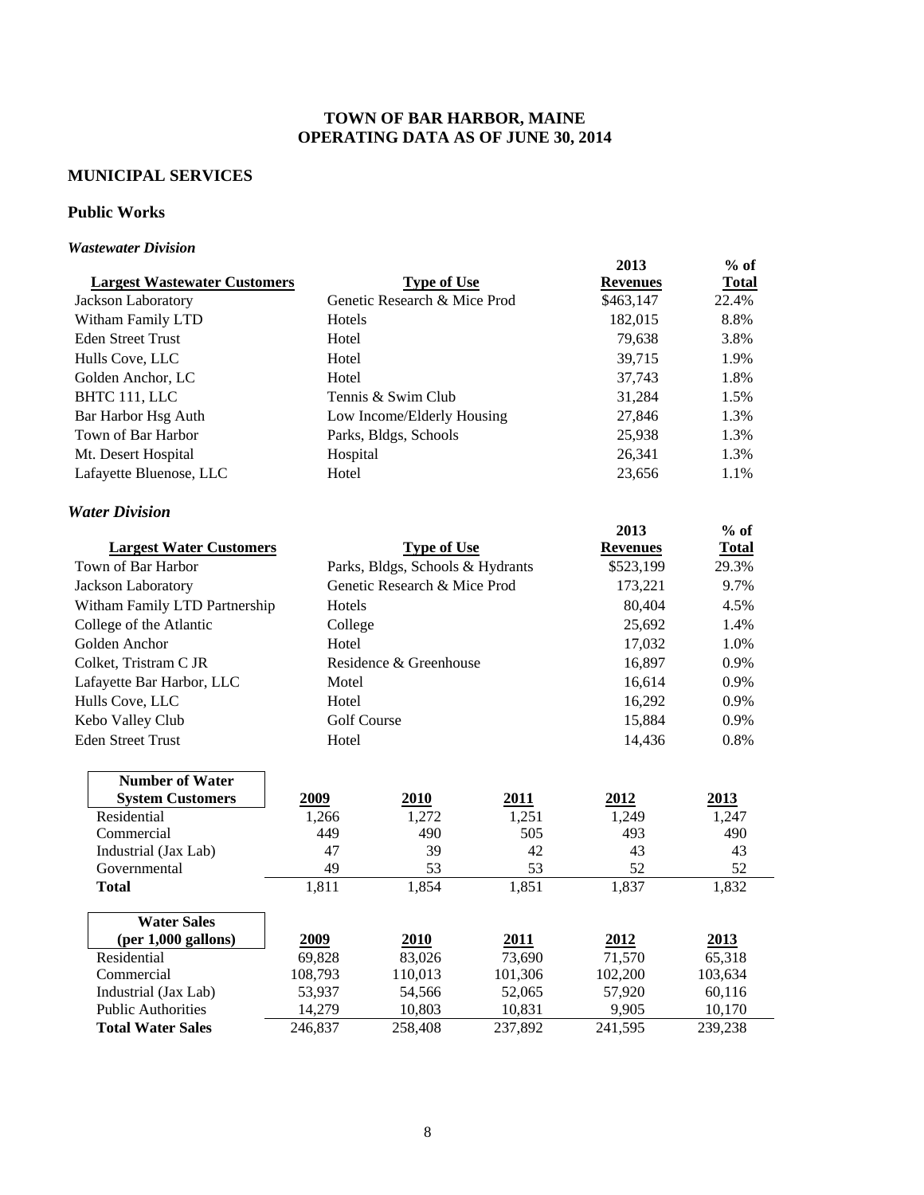# TOWN OF BAR HARBOR, MAINE
# OPERATING DATA AS OF JUNE 30, 2014

## MUNICIPAL SERVICES

### Public Works

#### *Wastewater Division*

| Largest Wastewater Customers | Type of Use | 2013 Revenues | % of Total |
|---|---|---|---|
| Jackson Laboratory | Genetic Research & Mice Prod | $463,147 | 22.4% |
| Witham Family LTD | Hotels | 182,015 | 8.8% |
| Eden Street Trust | Hotel | 79,638 | 3.8% |
| Hulls Cove, LLC | Hotel | 39,715 | 1.9% |
| Golden Anchor, LC | Hotel | 37,743 | 1.8% |
| BHTC 111, LLC | Tennis & Swim Club | 31,284 | 1.5% |
| Bar Harbor Hsg Auth | Low Income/Elderly Housing | 27,846 | 1.3% |
| Town of Bar Harbor | Parks, Bldgs, Schools | 25,938 | 1.3% |
| Mt. Desert Hospital | Hospital | 26,341 | 1.3% |
| Lafayette Bluenose, LLC | Hotel | 23,656 | 1.1% |

#### *Water Division*

| Largest Water Customers | Type of Use | 2013 Revenues | % of Total |
|---|---|---|---|
| Town of Bar Harbor | Parks, Bldgs, Schools & Hydrants | $523,199 | 29.3% |
| Jackson Laboratory | Genetic Research & Mice Prod | 173,221 | 9.7% |
| Witham Family LTD Partnership | Hotels | 80,404 | 4.5% |
| College of the Atlantic | College | 25,692 | 1.4% |
| Golden Anchor | Hotel | 17,032 | 1.0% |
| Colket, Tristram C JR | Residence & Greenhouse | 16,897 | 0.9% |
| Lafayette Bar Harbor, LLC | Motel | 16,614 | 0.9% |
| Hulls Cove, LLC | Hotel | 16,292 | 0.9% |
| Kebo Valley Club | Golf Course | 15,884 | 0.9% |
| Eden Street Trust | Hotel | 14,436 | 0.8% |

| Number of Water System Customers | 2009 | 2010 | 2011 | 2012 | 2013 |
|---|---|---|---|---|---|
| Residential | 1,266 | 1,272 | 1,251 | 1,249 | 1,247 |
| Commercial | 449 | 490 | 505 | 493 | 490 |
| Industrial (Jax Lab) | 47 | 39 | 42 | 43 | 43 |
| Governmental | 49 | 53 | 53 | 52 | 52 |
| **Total** | 1,811 | 1,854 | 1,851 | 1,837 | 1,832 |

| Water Sales (per 1,000 gallons) | 2009 | 2010 | 2011 | 2012 | 2013 |
|---|---|---|---|---|---|
| Residential | 69,828 | 83,026 | 73,690 | 71,570 | 65,318 |
| Commercial | 108,793 | 110,013 | 101,306 | 102,200 | 103,634 |
| Industrial (Jax Lab) | 53,937 | 54,566 | 52,065 | 57,920 | 60,116 |
| Public Authorities | 14,279 | 10,803 | 10,831 | 9,905 | 10,170 |
| **Total Water Sales** | 246,837 | 258,408 | 237,892 | 241,595 | 239,238 |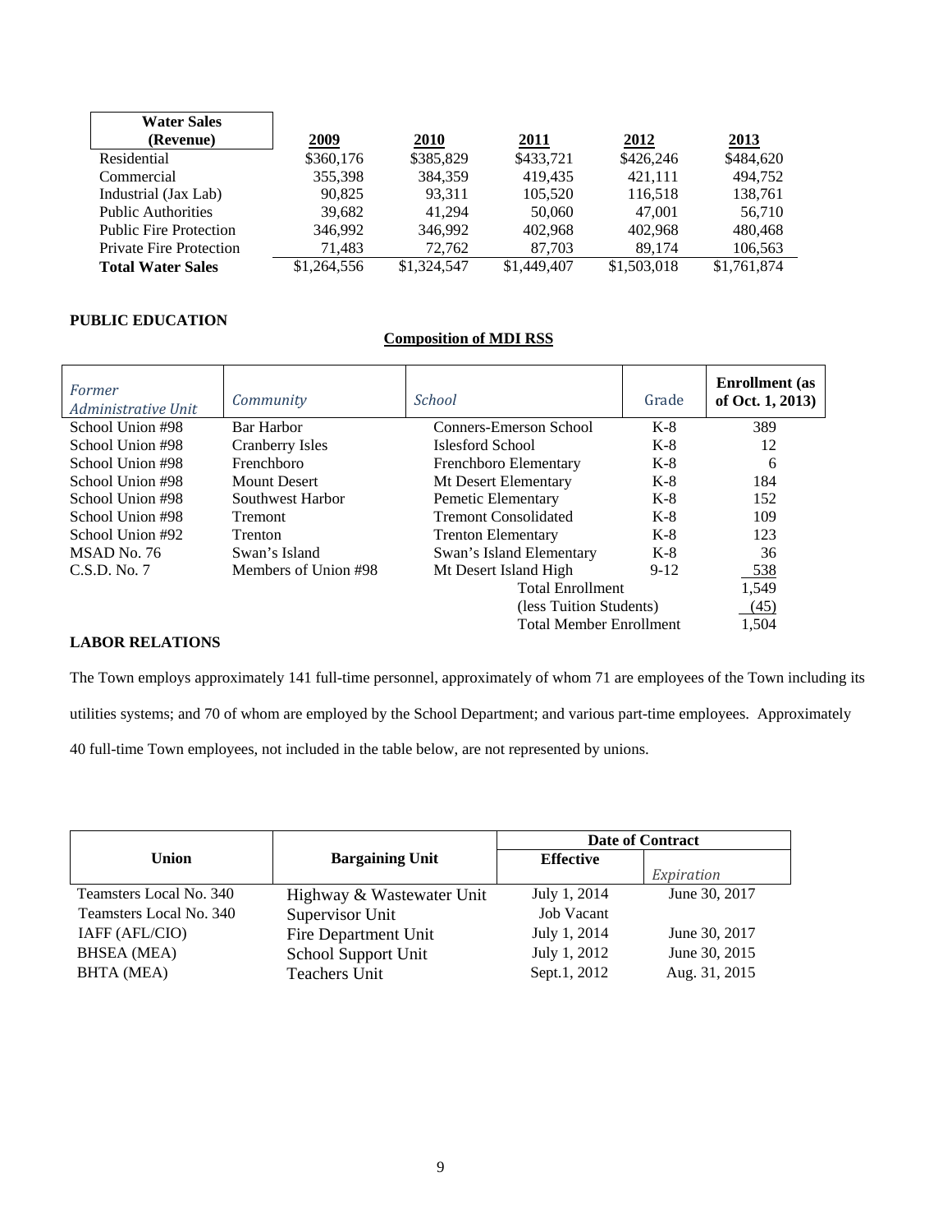| Water Sales (Revenue) | 2009 | 2010 | 2011 | 2012 | 2013 |
|---|---|---|---|---|---|
| Residential | $360,176 | $385,829 | $433,721 | $426,246 | $484,620 |
| Commercial | 355,398 | 384,359 | 419,435 | 421,111 | 494,752 |
| Industrial (Jax Lab) | 90,825 | 93,311 | 105,520 | 116,518 | 138,761 |
| Public Authorities | 39,682 | 41,294 | 50,060 | 47,001 | 56,710 |
| Public Fire Protection | 346,992 | 346,992 | 402,968 | 402,968 | 480,468 |
| Private Fire Protection | 71,483 | 72,762 | 87,703 | 89,174 | 106,563 |
| **Total Water Sales** | $1,264,556 | $1,324,547 | $1,449,407 | $1,503,018 | $1,761,874 |

**PUBLIC EDUCATION**

**Composition of MDI RSS**

| *Former Administrative Unit* | *Community* | *School* | Grade | **Enrollment (as of Oct. 1, 2013)** |
|---|---|---|---|---|
| School Union #98 | Bar Harbor | Conners-Emerson School | K-8 | 389 |
| School Union #98 | Cranberry Isles | Islesford School | K-8 | 12 |
| School Union #98 | Frenchboro | Frenchboro Elementary | K-8 | 6 |
| School Union #98 | Mount Desert | Mt Desert Elementary | K-8 | 184 |
| School Union #98 | Southwest Harbor | Pemetic Elementary | K-8 | 152 |
| School Union #98 | Tremont | Tremont Consolidated | K-8 | 109 |
| School Union #92 | Trenton | Trenton Elementary | K-8 | 123 |
| MSAD No. 76 | Swan's Island | Swan's Island Elementary | K-8 | 36 |
| C.S.D. No. 7 | Members of Union #98 | Mt Desert Island High | 9-12 | 538 |
| | | Total Enrollment | | 1,549 |
| | | (less Tuition Students) | | (45) |
| | | Total Member Enrollment | | 1,504 |

**LABOR RELATIONS**

The Town employs approximately 141 full-time personnel, approximately of whom 71 are employees of the Town including its utilities systems; and 70 of whom are employed by the School Department; and various part-time employees. Approximately 40 full-time Town employees, not included in the table below, are not represented by unions.

| Union | Bargaining Unit | Date of Contract | |
|---|---|---|---|
| | | Effective | *Expiration* |
| Teamsters Local No. 340 | Highway & Wastewater Unit | July 1, 2014 | June 30, 2017 |
| Teamsters Local No. 340 | Supervisor Unit | Job Vacant | |
| IAFF (AFL/CIO) | Fire Department Unit | July 1, 2014 | June 30, 2017 |
| BHSEA (MEA) | School Support Unit | July 1, 2012 | June 30, 2015 |
| BHTA (MEA) | Teachers Unit | Sept.1, 2012 | Aug. 31, 2015 |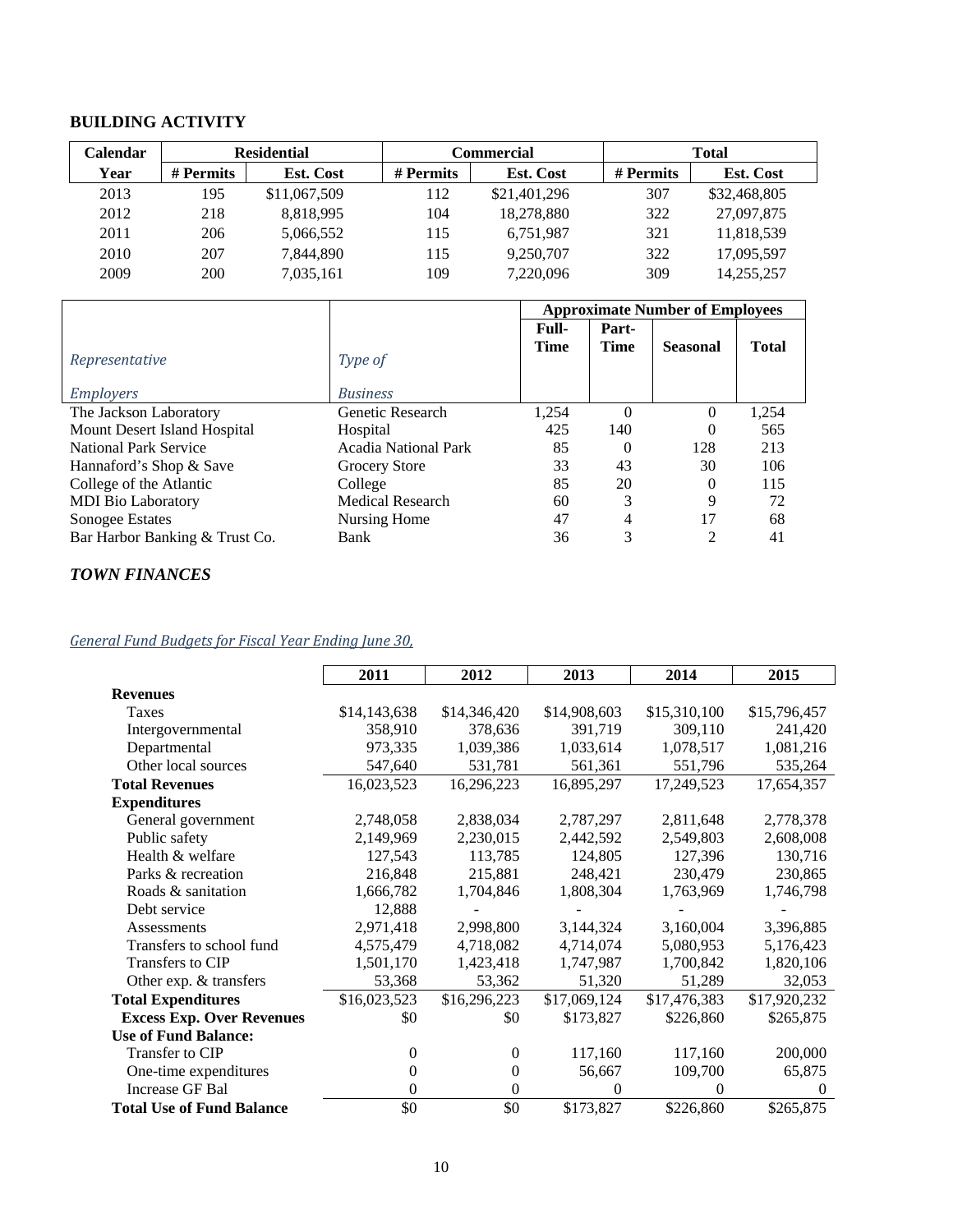## BUILDING ACTIVITY

| Calendar | Residential | | Commercial | | Total | |
|---|---|---|---|---|---|---|
| Year | # Permits | Est. Cost | # Permits | Est. Cost | # Permits | Est. Cost |
| 2013 | 195 | $11,067,509 | 112 | $21,401,296 | 307 | $32,468,805 |
| 2012 | 218 | 8,818,995 | 104 | 18,278,880 | 322 | 27,097,875 |
| 2011 | 206 | 5,066,552 | 115 | 6,751,987 | 321 | 11,818,539 |
| 2010 | 207 | 7,844,890 | 115 | 9,250,707 | 322 | 17,095,597 |
| 2009 | 200 | 7,035,161 | 109 | 7,220,096 | 309 | 14,255,257 |

| *Representative Employers* | *Type of Business* | Approximate Number of Employees | | | |
|---|---|---|---|---|---|
| | | Full-Time | Part-Time | Seasonal | Total |
| The Jackson Laboratory | Genetic Research | 1,254 | 0 | 0 | 1,254 |
| Mount Desert Island Hospital | Hospital | 425 | 140 | 0 | 565 |
| National Park Service | Acadia National Park | 85 | 0 | 128 | 213 |
| Hannaford's Shop & Save | Grocery Store | 33 | 43 | 30 | 106 |
| College of the Atlantic | College | 85 | 20 | 0 | 115 |
| MDI Bio Laboratory | Medical Research | 60 | 3 | 9 | 72 |
| Sonogee Estates | Nursing Home | 47 | 4 | 17 | 68 |
| Bar Harbor Banking & Trust Co. | Bank | 36 | 3 | 2 | 41 |

## *TOWN FINANCES*

*General Fund Budgets for Fiscal Year Ending June 30,*

| | 2011 | 2012 | 2013 | 2014 | 2015 |
|---|---|---|---|---|---|
| **Revenues** | | | | | |
| Taxes | $14,143,638 | $14,346,420 | $14,908,603 | $15,310,100 | $15,796,457 |
| Intergovernmental | 358,910 | 378,636 | 391,719 | 309,110 | 241,420 |
| Departmental | 973,335 | 1,039,386 | 1,033,614 | 1,078,517 | 1,081,216 |
| Other local sources | 547,640 | 531,781 | 561,361 | 551,796 | 535,264 |
| **Total Revenues** | 16,023,523 | 16,296,223 | 16,895,297 | 17,249,523 | 17,654,357 |
| **Expenditures** | | | | | |
| General government | 2,748,058 | 2,838,034 | 2,787,297 | 2,811,648 | 2,778,378 |
| Public safety | 2,149,969 | 2,230,015 | 2,442,592 | 2,549,803 | 2,608,008 |
| Health & welfare | 127,543 | 113,785 | 124,805 | 127,396 | 130,716 |
| Parks & recreation | 216,848 | 215,881 | 248,421 | 230,479 | 230,865 |
| Roads & sanitation | 1,666,782 | 1,704,846 | 1,808,304 | 1,763,969 | 1,746,798 |
| Debt service | 12,888 | - | - | - | - |
| Assessments | 2,971,418 | 2,998,800 | 3,144,324 | 3,160,004 | 3,396,885 |
| Transfers to school fund | 4,575,479 | 4,718,082 | 4,714,074 | 5,080,953 | 5,176,423 |
| Transfers to CIP | 1,501,170 | 1,423,418 | 1,747,987 | 1,700,842 | 1,820,106 |
| Other exp. & transfers | 53,368 | 53,362 | 51,320 | 51,289 | 32,053 |
| **Total Expenditures** | $16,023,523 | $16,296,223 | $17,069,124 | $17,476,383 | $17,920,232 |
| **Excess Exp. Over Revenues** | $0 | $0 | $173,827 | $226,860 | $265,875 |
| **Use of Fund Balance:** | | | | | |
| Transfer to CIP | 0 | 0 | 117,160 | 117,160 | 200,000 |
| One-time expenditures | 0 | 0 | 56,667 | 109,700 | 65,875 |
| Increase GF Bal | 0 | 0 | 0 | 0 | 0 |
| **Total Use of Fund Balance** | $0 | $0 | $173,827 | $226,860 | $265,875 |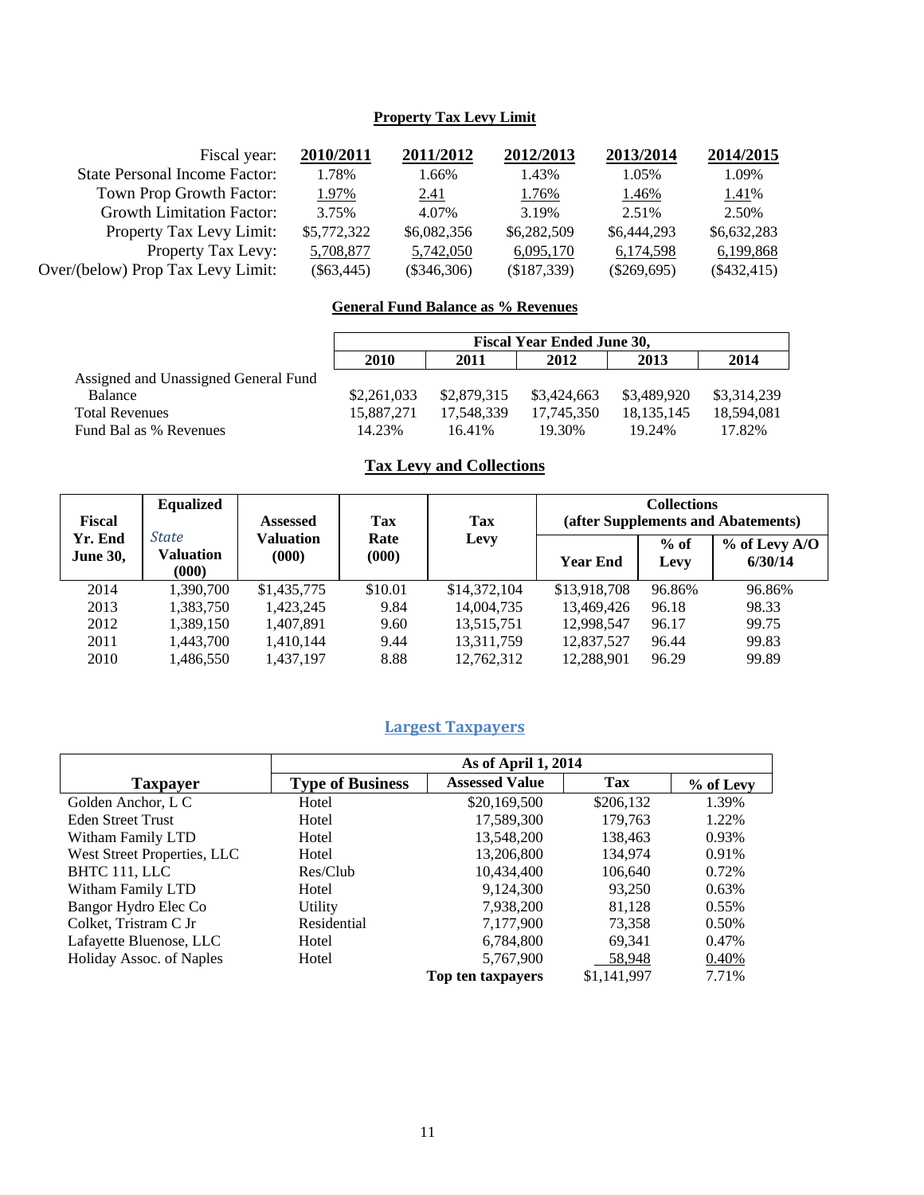## Property Tax Levy Limit

| Fiscal year: | 2010/2011 | 2011/2012 | 2012/2013 | 2013/2014 | 2014/2015 |
|---|---|---|---|---|---|
| State Personal Income Factor: | 1.78% | 1.66% | 1.43% | 1.05% | 1.09% |
| Town Prop Growth Factor: | 1.97% | 2.41 | 1.76% | 1.46% | 1.41% |
| Growth Limitation Factor: | 3.75% | 4.07% | 3.19% | 2.51% | 2.50% |
| Property Tax Levy Limit: | $5,772,322 | $6,082,356 | $6,282,509 | $6,444,293 | $6,632,283 |
| Property Tax Levy: | 5,708,877 | 5,742,050 | 6,095,170 | 6,174,598 | 6,199,868 |
| Over/(below) Prop Tax Levy Limit: | ($63,445) | ($346,306) | ($187,339) | ($269,695) | ($432,415) |

## General Fund Balance as % Revenues

| | Fiscal Year Ended June 30, | | | | |
|---|---|---|---|---|---|
| | 2010 | 2011 | 2012 | 2013 | 2014 |
| Assigned and Unassigned General Fund Balance | $2,261,033 | $2,879,315 | $3,424,663 | $3,489,920 | $3,314,239 |
| Total Revenues | 15,887,271 | 17,548,339 | 17,745,350 | 18,135,145 | 18,594,081 |
| Fund Bal as % Revenues | 14.23% | 16.41% | 19.30% | 19.24% | 17.82% |

## Tax Levy and Collections

| Fiscal Yr. End June 30, | Equalized *State* Valuation (000) | Assessed Valuation (000) | Tax Rate (000) | Tax Levy | Collections (after Supplements and Abatements) | | |
|---|---|---|---|---|---|---|---|
| | | | | | Year End | % of Levy | % of Levy A/O 6/30/14 |
| 2014 | 1,390,700 | $1,435,775 | $10.01 | $14,372,104 | $13,918,708 | 96.86% | 96.86% |
| 2013 | 1,383,750 | 1,423,245 | 9.84 | 14,004,735 | 13,469,426 | 96.18 | 98.33 |
| 2012 | 1,389,150 | 1,407,891 | 9.60 | 13,515,751 | 12,998,547 | 96.17 | 99.75 |
| 2011 | 1,443,700 | 1,410,144 | 9.44 | 13,311,759 | 12,837,527 | 96.44 | 99.83 |
| 2010 | 1,486,550 | 1,437,197 | 8.88 | 12,762,312 | 12,288,901 | 96.29 | 99.89 |

## Largest Taxpayers

| | As of April 1, 2014 | | | |
|---|---|---|---|---|
| Taxpayer | Type of Business | Assessed Value | Tax | % of Levy |
| Golden Anchor, L C | Hotel | $20,169,500 | $206,132 | 1.39% |
| Eden Street Trust | Hotel | 17,589,300 | 179,763 | 1.22% |
| Witham Family LTD | Hotel | 13,548,200 | 138,463 | 0.93% |
| West Street Properties, LLC | Hotel | 13,206,800 | 134,974 | 0.91% |
| BHTC 111, LLC | Res/Club | 10,434,400 | 106,640 | 0.72% |
| Witham Family LTD | Hotel | 9,124,300 | 93,250 | 0.63% |
| Bangor Hydro Elec Co | Utility | 7,938,200 | 81,128 | 0.55% |
| Colket, Tristram C Jr | Residential | 7,177,900 | 73,358 | 0.50% |
| Lafayette Bluenose, LLC | Hotel | 6,784,800 | 69,341 | 0.47% |
| Holiday Assoc. of Naples | Hotel | 5,767,900 | 58,948 | 0.40% |
| | | **Top ten taxpayers** | $1,141,997 | 7.71% |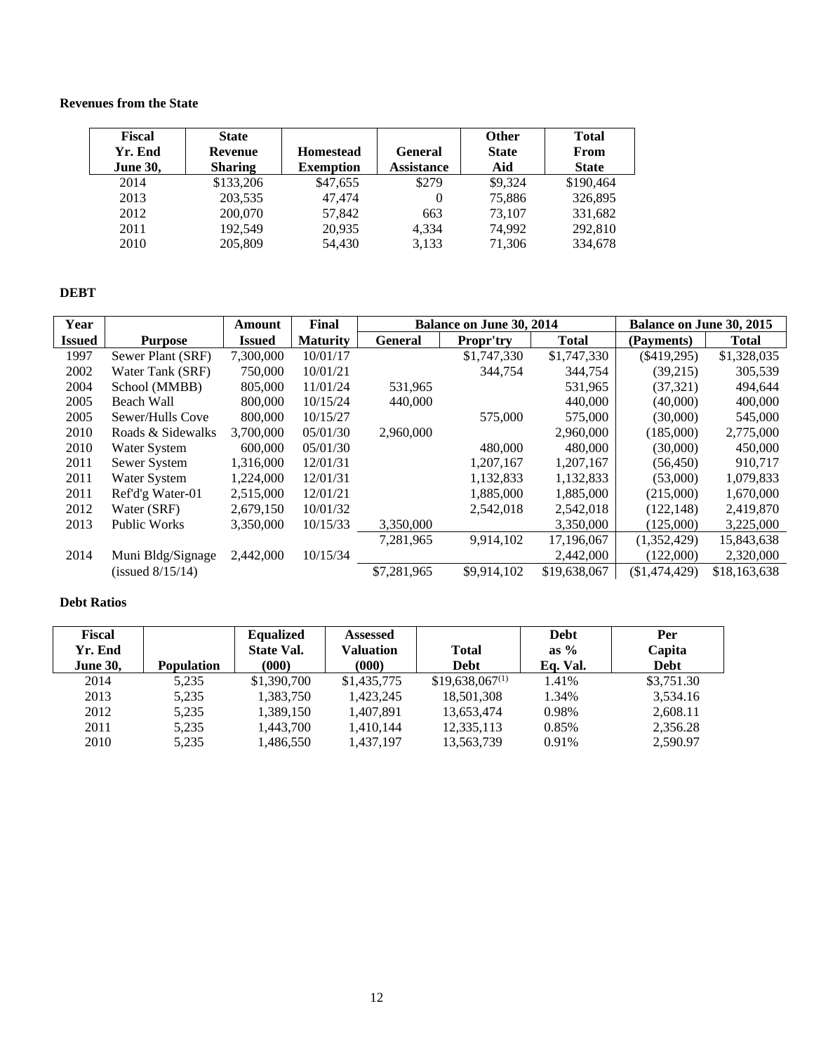**Revenues from the State**

| Fiscal Yr. End June 30, | State Revenue Sharing | Homestead Exemption | General Assistance | Other State Aid | Total From State |
|---|---|---|---|---|---|
| 2014 | $133,206 | $47,655 | $279 | $9,324 | $190,464 |
| 2013 | 203,535 | 47,474 | 0 | 75,886 | 326,895 |
| 2012 | 200,070 | 57,842 | 663 | 73,107 | 331,682 |
| 2011 | 192,549 | 20,935 | 4,334 | 74,992 | 292,810 |
| 2010 | 205,809 | 54,430 | 3,133 | 71,306 | 334,678 |

**DEBT**

| Year | | Amount | Final | Balance on June 30, 2014 | | | Balance on June 30, 2015 | |
|---|---|---|---|---|---|---|---|---|
| Issued | Purpose | Issued | Maturity | General | Propr'try | Total | (Payments) | Total |
| 1997 | Sewer Plant (SRF) | 7,300,000 | 10/01/17 | | $1,747,330 | $1,747,330 | ($419,295) | $1,328,035 |
| 2002 | Water Tank (SRF) | 750,000 | 10/01/21 | | 344,754 | 344,754 | (39,215) | 305,539 |
| 2004 | School (MMBB) | 805,000 | 11/01/24 | 531,965 | | 531,965 | (37,321) | 494,644 |
| 2005 | Beach Wall | 800,000 | 10/15/24 | 440,000 | | 440,000 | (40,000) | 400,000 |
| 2005 | Sewer/Hulls Cove | 800,000 | 10/15/27 | | 575,000 | 575,000 | (30,000) | 545,000 |
| 2010 | Roads & Sidewalks | 3,700,000 | 05/01/30 | 2,960,000 | | 2,960,000 | (185,000) | 2,775,000 |
| 2010 | Water System | 600,000 | 05/01/30 | | 480,000 | 480,000 | (30,000) | 450,000 |
| 2011 | Sewer System | 1,316,000 | 12/01/31 | | 1,207,167 | 1,207,167 | (56,450) | 910,717 |
| 2011 | Water System | 1,224,000 | 12/01/31 | | 1,132,833 | 1,132,833 | (53,000) | 1,079,833 |
| 2011 | Ref'd'g Water-01 | 2,515,000 | 12/01/21 | | 1,885,000 | 1,885,000 | (215,000) | 1,670,000 |
| 2012 | Water (SRF) | 2,679,150 | 10/01/32 | | 2,542,018 | 2,542,018 | (122,148) | 2,419,870 |
| 2013 | Public Works | 3,350,000 | 10/15/33 | 3,350,000 | | 3,350,000 | (125,000) | 3,225,000 |
| | | | | 7,281,965 | 9,914,102 | 17,196,067 | (1,352,429) | 15,843,638 |
| 2014 | Muni Bldg/Signage | 2,442,000 | 10/15/34 | | | 2,442,000 | (122,000) | 2,320,000 |
| | (issued 8/15/14) | | | $7,281,965 | $9,914,102 | $19,638,067 | ($1,474,429) | $18,163,638 |

**Debt Ratios**

| Fiscal Yr. End June 30, | Population | Equalized State Val. (000) | Assessed Valuation (000) | Total Debt | Debt as % Eq. Val. | Per Capita Debt |
|---|---|---|---|---|---|---|
| 2014 | 5,235 | $1,390,700 | $1,435,775 | $19,638,067[(1)] | 1.41% | $3,751.30 |
| 2013 | 5,235 | 1,383,750 | 1,423,245 | 18,501,308 | 1.34% | 3,534.16 |
| 2012 | 5,235 | 1,389,150 | 1,407,891 | 13,653,474 | 0.98% | 2,608.11 |
| 2011 | 5,235 | 1,443,700 | 1,410,144 | 12,335,113 | 0.85% | 2,356.28 |
| 2010 | 5,235 | 1,486,550 | 1,437,197 | 13,563,739 | 0.91% | 2,590.97 |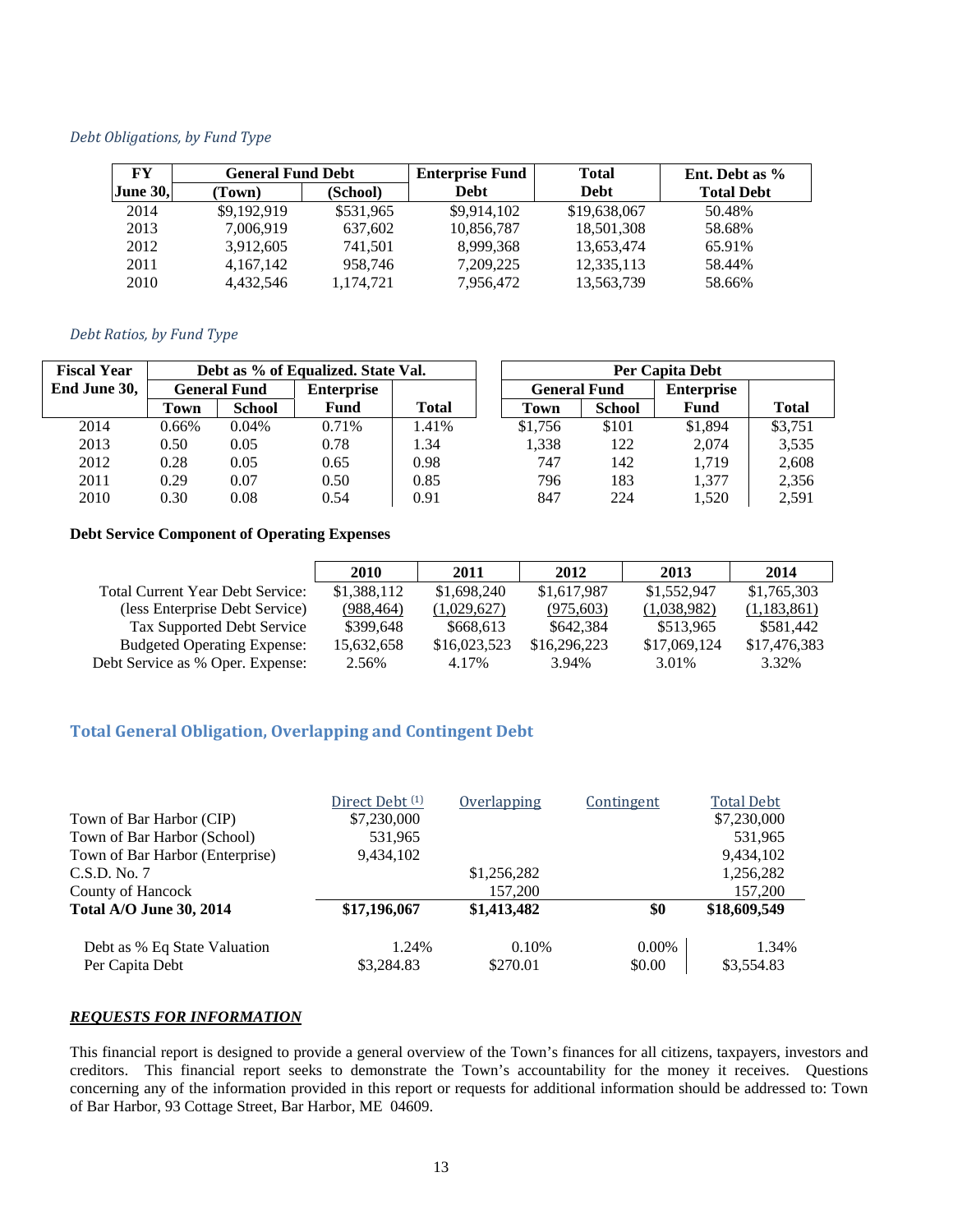*Debt Obligations, by Fund Type*

| FY June 30, | General Fund Debt (Town) | General Fund Debt (School) | Enterprise Fund Debt | Total Debt | Ent. Debt as % Total Debt |
|---|---|---|---|---|---|
| 2014 | $9,192,919 | $531,965 | $9,914,102 | $19,638,067 | 50.48% |
| 2013 | 7,006,919 | 637,602 | 10,856,787 | 18,501,308 | 58.68% |
| 2012 | 3,912,605 | 741,501 | 8,999,368 | 13,653,474 | 65.91% |
| 2011 | 4,167,142 | 958,746 | 7,209,225 | 12,335,113 | 58.44% |
| 2010 | 4,432,546 | 1,174,721 | 7,956,472 | 13,563,739 | 58.66% |

*Debt Ratios, by Fund Type*

| Fiscal Year End June 30, | Debt as % of Equalized. State Val. | | | | Per Capita Debt | | | |
|---|---|---|---|---|---|---|---|---|
| | General Fund | | Enterprise | | General Fund | | Enterprise | |
| | Town | School | Fund | Total | Town | School | Fund | Total |
| 2014 | 0.66% | 0.04% | 0.71% | 1.41% | $1,756 | $101 | $1,894 | $3,751 |
| 2013 | 0.50 | 0.05 | 0.78 | 1.34 | 1,338 | 122 | 2,074 | 3,535 |
| 2012 | 0.28 | 0.05 | 0.65 | 0.98 | 747 | 142 | 1,719 | 2,608 |
| 2011 | 0.29 | 0.07 | 0.50 | 0.85 | 796 | 183 | 1,377 | 2,356 |
| 2010 | 0.30 | 0.08 | 0.54 | 0.91 | 847 | 224 | 1,520 | 2,591 |

**Debt Service Component of Operating Expenses**

| | 2010 | 2011 | 2012 | 2013 | 2014 |
|---|---|---|---|---|---|
| Total Current Year Debt Service: | $1,388,112 | $1,698,240 | $1,617,987 | $1,552,947 | $1,765,303 |
| (less Enterprise Debt Service) | (988,464) | (1,029,627) | (975,603) | (1,038,982) | (1,183,861) |
| Tax Supported Debt Service | $399,648 | $668,613 | $642,384 | $513,965 | $581,442 |
| Budgeted Operating Expense: | 15,632,658 | $16,023,523 | $16,296,223 | $17,069,124 | $17,476,383 |
| Debt Service as % Oper. Expense: | 2.56% | 4.17% | 3.94% | 3.01% | 3.32% |

## Total General Obligation, Overlapping and Contingent Debt

| | Direct Debt [1] | Overlapping | Contingent | Total Debt |
|---|---|---|---|---|
| Town of Bar Harbor (CIP) | $7,230,000 | | | $7,230,000 |
| Town of Bar Harbor (School) | 531,965 | | | 531,965 |
| Town of Bar Harbor (Enterprise) | 9,434,102 | | | 9,434,102 |
| C.S.D. No. 7 | | $1,256,282 | | 1,256,282 |
| County of Hancock | | 157,200 | | 157,200 |
| **Total A/O June 30, 2014** | **$17,196,067** | **$1,413,482** | **$0** | **$18,609,549** |
| Debt as % Eq State Valuation | 1.24% | 0.10% | 0.00% | 1.34% |
| Per Capita Debt | $3,284.83 | $270.01 | $0.00 | $3,554.83 |

***REQUESTS FOR INFORMATION***

This financial report is designed to provide a general overview of the Town's finances for all citizens, taxpayers, investors and creditors. This financial report seeks to demonstrate the Town's accountability for the money it receives. Questions concerning any of the information provided in this report or requests for additional information should be addressed to: Town of Bar Harbor, 93 Cottage Street, Bar Harbor, ME 04609.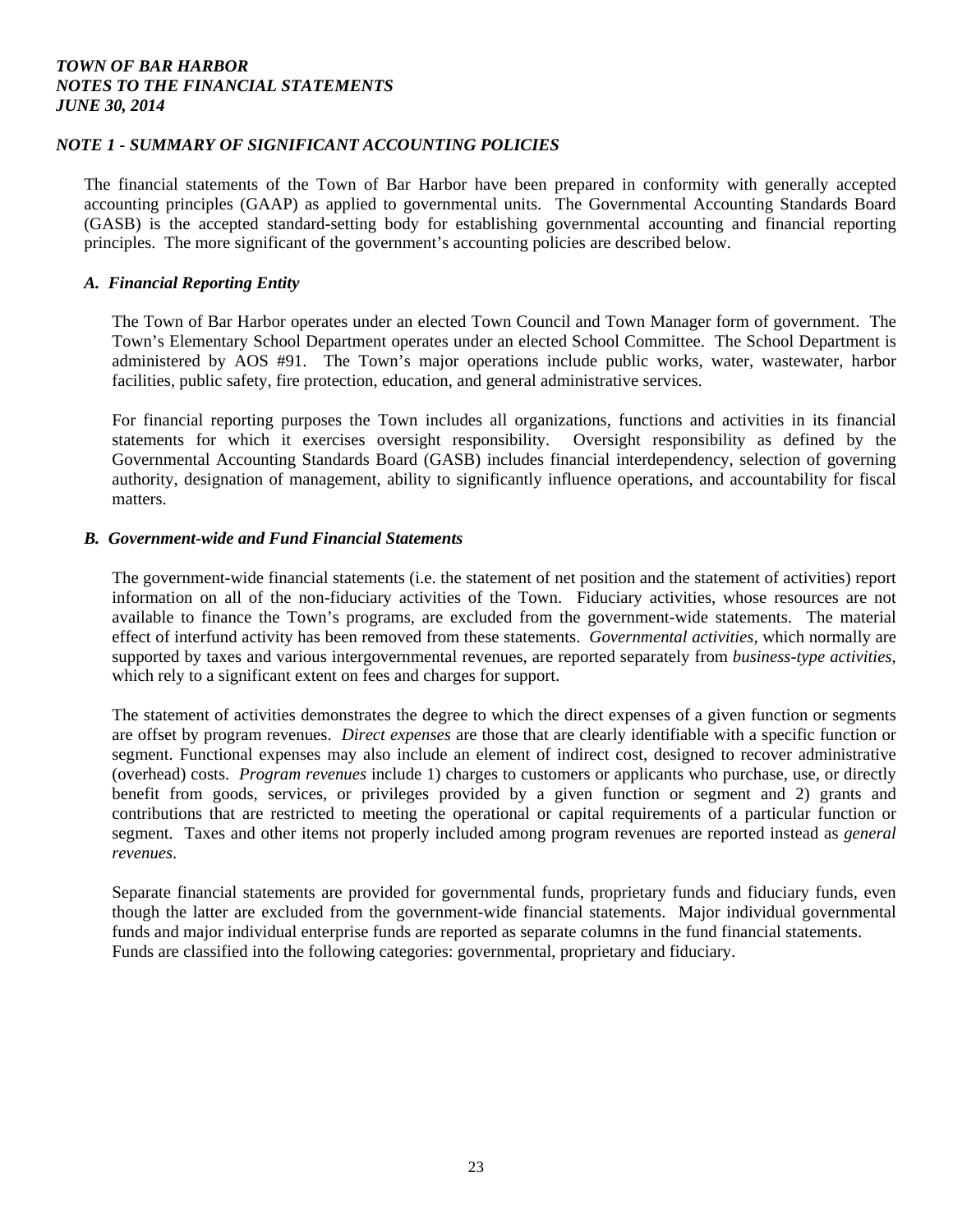***NOTE 1 - SUMMARY OF SIGNIFICANT ACCOUNTING POLICIES***

The financial statements of the Town of Bar Harbor have been prepared in conformity with generally accepted accounting principles (GAAP) as applied to governmental units. The Governmental Accounting Standards Board (GASB) is the accepted standard-setting body for establishing governmental accounting and financial reporting principles. The more significant of the government's accounting policies are described below.

***A. Financial Reporting Entity***

The Town of Bar Harbor operates under an elected Town Council and Town Manager form of government. The Town's Elementary School Department operates under an elected School Committee. The School Department is administered by AOS #91. The Town's major operations include public works, water, wastewater, harbor facilities, public safety, fire protection, education, and general administrative services.

For financial reporting purposes the Town includes all organizations, functions and activities in its financial statements for which it exercises oversight responsibility. Oversight responsibility as defined by the Governmental Accounting Standards Board (GASB) includes financial interdependency, selection of governing authority, designation of management, ability to significantly influence operations, and accountability for fiscal matters.

***B. Government-wide and Fund Financial Statements***

The government-wide financial statements (i.e. the statement of net position and the statement of activities) report information on all of the non-fiduciary activities of the Town. Fiduciary activities, whose resources are not available to finance the Town's programs, are excluded from the government-wide statements. The material effect of interfund activity has been removed from these statements. *Governmental activities,* which normally are supported by taxes and various intergovernmental revenues, are reported separately from *business-type activities,* which rely to a significant extent on fees and charges for support.

The statement of activities demonstrates the degree to which the direct expenses of a given function or segments are offset by program revenues. *Direct expenses* are those that are clearly identifiable with a specific function or segment. Functional expenses may also include an element of indirect cost, designed to recover administrative (overhead) costs. *Program revenues* include 1) charges to customers or applicants who purchase, use, or directly benefit from goods, services, or privileges provided by a given function or segment and 2) grants and contributions that are restricted to meeting the operational or capital requirements of a particular function or segment. Taxes and other items not properly included among program revenues are reported instead as *general revenues*.

Separate financial statements are provided for governmental funds, proprietary funds and fiduciary funds, even though the latter are excluded from the government-wide financial statements. Major individual governmental funds and major individual enterprise funds are reported as separate columns in the fund financial statements. Funds are classified into the following categories: governmental, proprietary and fiduciary.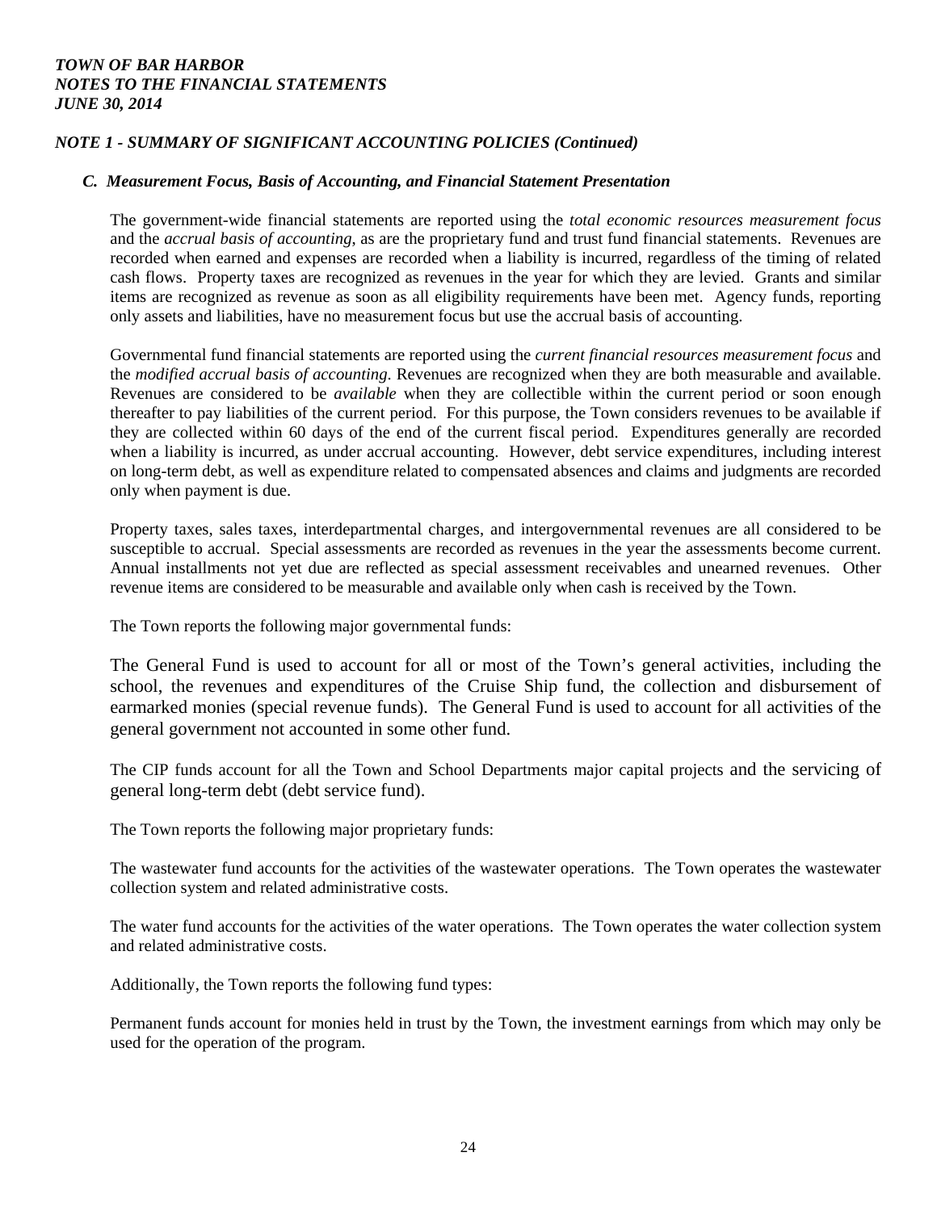***TOWN OF BAR HARBOR***
***NOTES TO THE FINANCIAL STATEMENTS***
***JUNE 30, 2014***

## *NOTE 1 - SUMMARY OF SIGNIFICANT ACCOUNTING POLICIES (Continued)*

### *C. Measurement Focus, Basis of Accounting, and Financial Statement Presentation*

The government-wide financial statements are reported using the *total economic resources measurement focus* and the *accrual basis of accounting*, as are the proprietary fund and trust fund financial statements. Revenues are recorded when earned and expenses are recorded when a liability is incurred, regardless of the timing of related cash flows. Property taxes are recognized as revenues in the year for which they are levied. Grants and similar items are recognized as revenue as soon as all eligibility requirements have been met. Agency funds, reporting only assets and liabilities, have no measurement focus but use the accrual basis of accounting.

Governmental fund financial statements are reported using the *current financial resources measurement focus* and the *modified accrual basis of accounting*. Revenues are recognized when they are both measurable and available. Revenues are considered to be *available* when they are collectible within the current period or soon enough thereafter to pay liabilities of the current period. For this purpose, the Town considers revenues to be available if they are collected within 60 days of the end of the current fiscal period. Expenditures generally are recorded when a liability is incurred, as under accrual accounting. However, debt service expenditures, including interest on long-term debt, as well as expenditure related to compensated absences and claims and judgments are recorded only when payment is due.

Property taxes, sales taxes, interdepartmental charges, and intergovernmental revenues are all considered to be susceptible to accrual. Special assessments are recorded as revenues in the year the assessments become current. Annual installments not yet due are reflected as special assessment receivables and unearned revenues. Other revenue items are considered to be measurable and available only when cash is received by the Town.

The Town reports the following major governmental funds:

The General Fund is used to account for all or most of the Town's general activities, including the school, the revenues and expenditures of the Cruise Ship fund, the collection and disbursement of earmarked monies (special revenue funds). The General Fund is used to account for all activities of the general government not accounted in some other fund.

The CIP funds account for all the Town and School Departments major capital projects and the servicing of general long-term debt (debt service fund).

The Town reports the following major proprietary funds:

The wastewater fund accounts for the activities of the wastewater operations. The Town operates the wastewater collection system and related administrative costs.

The water fund accounts for the activities of the water operations. The Town operates the water collection system and related administrative costs.

Additionally, the Town reports the following fund types:

Permanent funds account for monies held in trust by the Town, the investment earnings from which may only be used for the operation of the program.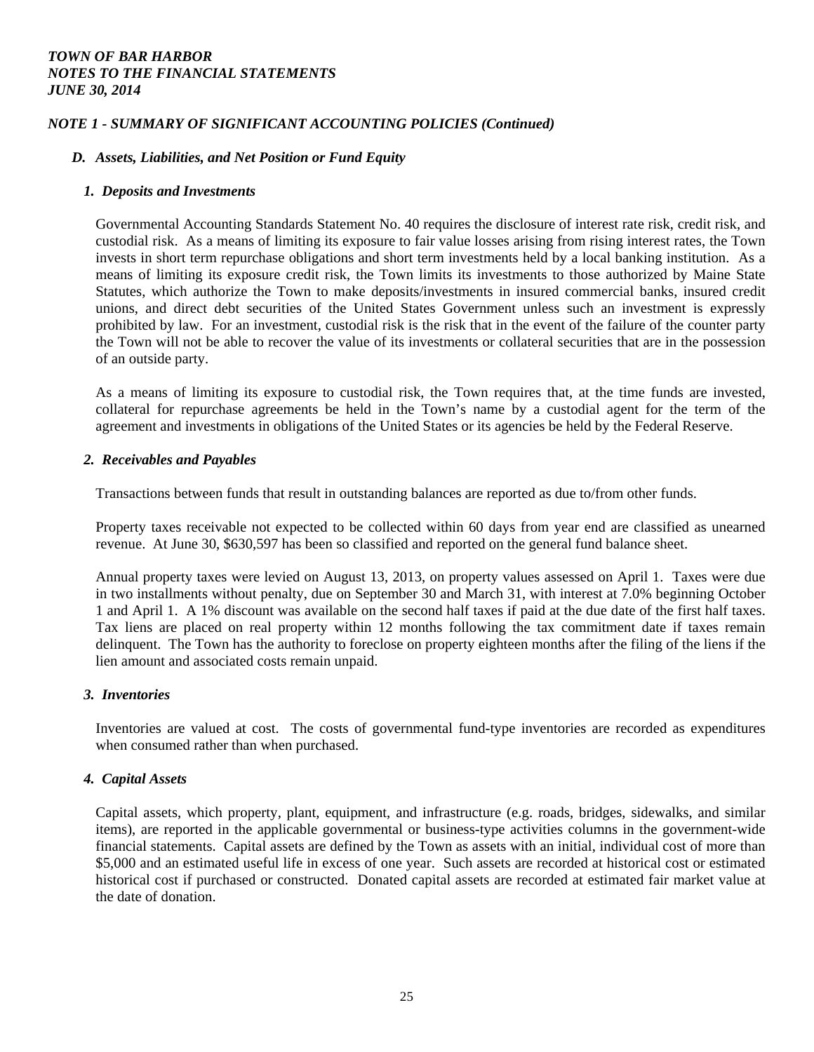*TOWN OF BAR HARBOR*
*NOTES TO THE FINANCIAL STATEMENTS*
*JUNE 30, 2014*

## *NOTE 1 - SUMMARY OF SIGNIFICANT ACCOUNTING POLICIES (Continued)*

### *D. Assets, Liabilities, and Net Position or Fund Equity*

#### *1. Deposits and Investments*

Governmental Accounting Standards Statement No. 40 requires the disclosure of interest rate risk, credit risk, and custodial risk. As a means of limiting its exposure to fair value losses arising from rising interest rates, the Town invests in short term repurchase obligations and short term investments held by a local banking institution. As a means of limiting its exposure credit risk, the Town limits its investments to those authorized by Maine State Statutes, which authorize the Town to make deposits/investments in insured commercial banks, insured credit unions, and direct debt securities of the United States Government unless such an investment is expressly prohibited by law. For an investment, custodial risk is the risk that in the event of the failure of the counter party the Town will not be able to recover the value of its investments or collateral securities that are in the possession of an outside party.

As a means of limiting its exposure to custodial risk, the Town requires that, at the time funds are invested, collateral for repurchase agreements be held in the Town's name by a custodial agent for the term of the agreement and investments in obligations of the United States or its agencies be held by the Federal Reserve.

#### *2. Receivables and Payables*

Transactions between funds that result in outstanding balances are reported as due to/from other funds.

Property taxes receivable not expected to be collected within 60 days from year end are classified as unearned revenue. At June 30, $630,597 has been so classified and reported on the general fund balance sheet.

Annual property taxes were levied on August 13, 2013, on property values assessed on April 1. Taxes were due in two installments without penalty, due on September 30 and March 31, with interest at 7.0% beginning October 1 and April 1. A 1% discount was available on the second half taxes if paid at the due date of the first half taxes. Tax liens are placed on real property within 12 months following the tax commitment date if taxes remain delinquent. The Town has the authority to foreclose on property eighteen months after the filing of the liens if the lien amount and associated costs remain unpaid.

#### *3. Inventories*

Inventories are valued at cost. The costs of governmental fund-type inventories are recorded as expenditures when consumed rather than when purchased.

#### *4. Capital Assets*

Capital assets, which property, plant, equipment, and infrastructure (e.g. roads, bridges, sidewalks, and similar items), are reported in the applicable governmental or business-type activities columns in the government-wide financial statements. Capital assets are defined by the Town as assets with an initial, individual cost of more than $5,000 and an estimated useful life in excess of one year. Such assets are recorded at historical cost or estimated historical cost if purchased or constructed. Donated capital assets are recorded at estimated fair market value at the date of donation.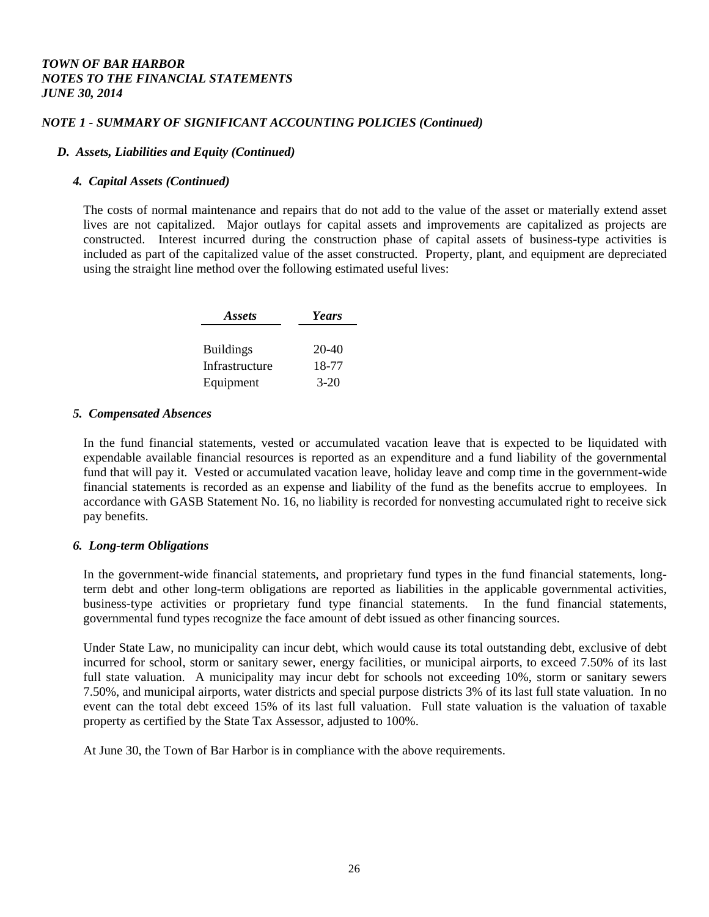***TOWN OF BAR HARBOR***
***NOTES TO THE FINANCIAL STATEMENTS***
***JUNE 30, 2014***

### *NOTE 1 - SUMMARY OF SIGNIFICANT ACCOUNTING POLICIES (Continued)*

#### *D. Assets, Liabilities and Equity (Continued)*

##### *4. Capital Assets (Continued)*

The costs of normal maintenance and repairs that do not add to the value of the asset or materially extend asset lives are not capitalized. Major outlays for capital assets and improvements are capitalized as projects are constructed. Interest incurred during the construction phase of capital assets of business-type activities is included as part of the capitalized value of the asset constructed. Property, plant, and equipment are depreciated using the straight line method over the following estimated useful lives:

| *Assets* | *Years* |
|---|---|
| Buildings | 20-40 |
| Infrastructure | 18-77 |
| Equipment | 3-20 |

##### *5. Compensated Absences*

In the fund financial statements, vested or accumulated vacation leave that is expected to be liquidated with expendable available financial resources is reported as an expenditure and a fund liability of the governmental fund that will pay it. Vested or accumulated vacation leave, holiday leave and comp time in the government-wide financial statements is recorded as an expense and liability of the fund as the benefits accrue to employees. In accordance with GASB Statement No. 16, no liability is recorded for nonvesting accumulated right to receive sick pay benefits.

##### *6. Long-term Obligations*

In the government-wide financial statements, and proprietary fund types in the fund financial statements, long-term debt and other long-term obligations are reported as liabilities in the applicable governmental activities, business-type activities or proprietary fund type financial statements. In the fund financial statements, governmental fund types recognize the face amount of debt issued as other financing sources.

Under State Law, no municipality can incur debt, which would cause its total outstanding debt, exclusive of debt incurred for school, storm or sanitary sewer, energy facilities, or municipal airports, to exceed 7.50% of its last full state valuation. A municipality may incur debt for schools not exceeding 10%, storm or sanitary sewers 7.50%, and municipal airports, water districts and special purpose districts 3% of its last full state valuation. In no event can the total debt exceed 15% of its last full valuation. Full state valuation is the valuation of taxable property as certified by the State Tax Assessor, adjusted to 100%.

At June 30, the Town of Bar Harbor is in compliance with the above requirements.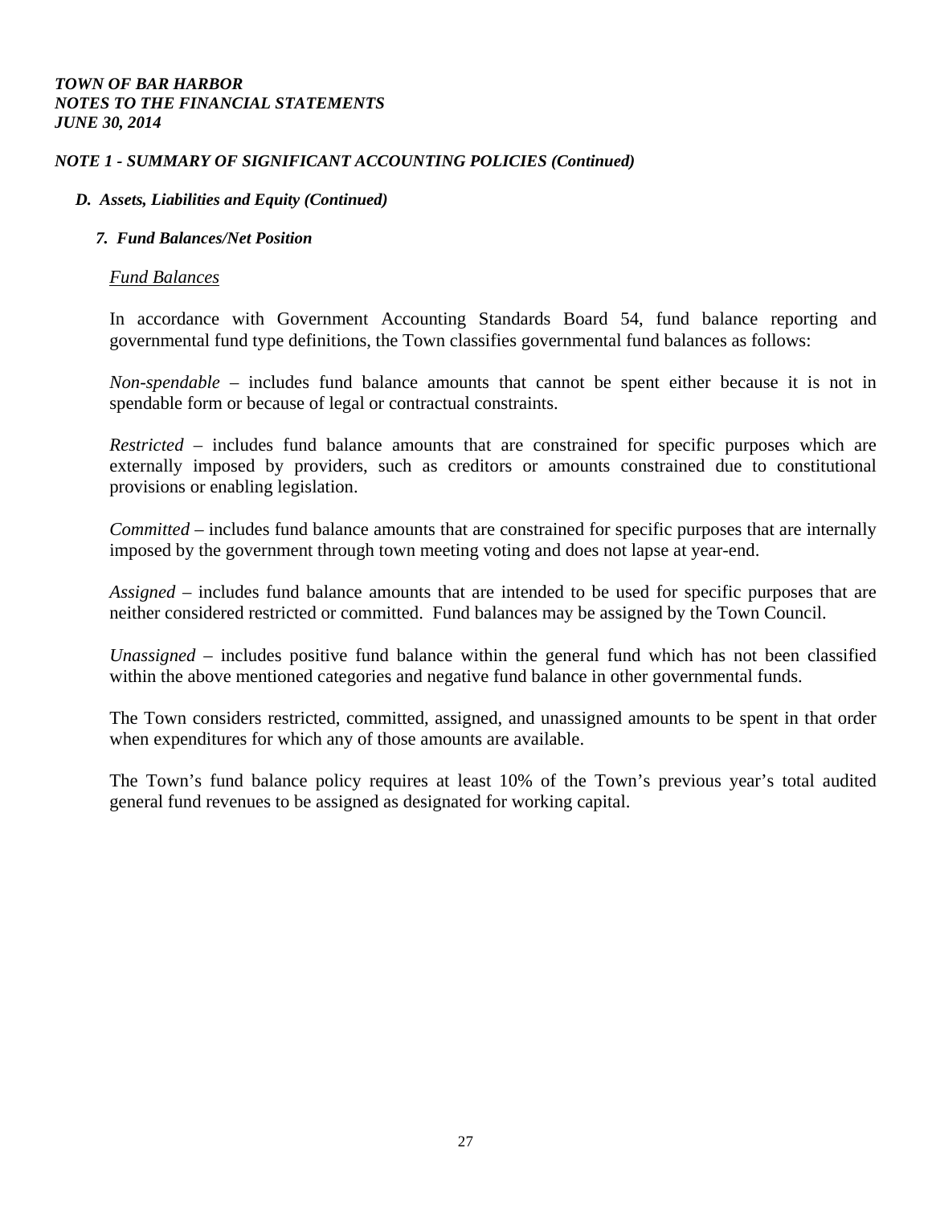*TOWN OF BAR HARBOR*
*NOTES TO THE FINANCIAL STATEMENTS*
*JUNE 30, 2014*

### *NOTE 1 - SUMMARY OF SIGNIFICANT ACCOUNTING POLICIES (Continued)*

#### *D. Assets, Liabilities and Equity (Continued)*

##### *7. Fund Balances/Net Position*

*Fund Balances*

In accordance with Government Accounting Standards Board 54, fund balance reporting and governmental fund type definitions, the Town classifies governmental fund balances as follows:

*Non-spendable* – includes fund balance amounts that cannot be spent either because it is not in spendable form or because of legal or contractual constraints.

*Restricted* – includes fund balance amounts that are constrained for specific purposes which are externally imposed by providers, such as creditors or amounts constrained due to constitutional provisions or enabling legislation.

*Committed* – includes fund balance amounts that are constrained for specific purposes that are internally imposed by the government through town meeting voting and does not lapse at year-end.

*Assigned* – includes fund balance amounts that are intended to be used for specific purposes that are neither considered restricted or committed. Fund balances may be assigned by the Town Council.

*Unassigned* – includes positive fund balance within the general fund which has not been classified within the above mentioned categories and negative fund balance in other governmental funds.

The Town considers restricted, committed, assigned, and unassigned amounts to be spent in that order when expenditures for which any of those amounts are available.

The Town's fund balance policy requires at least 10% of the Town's previous year's total audited general fund revenues to be assigned as designated for working capital.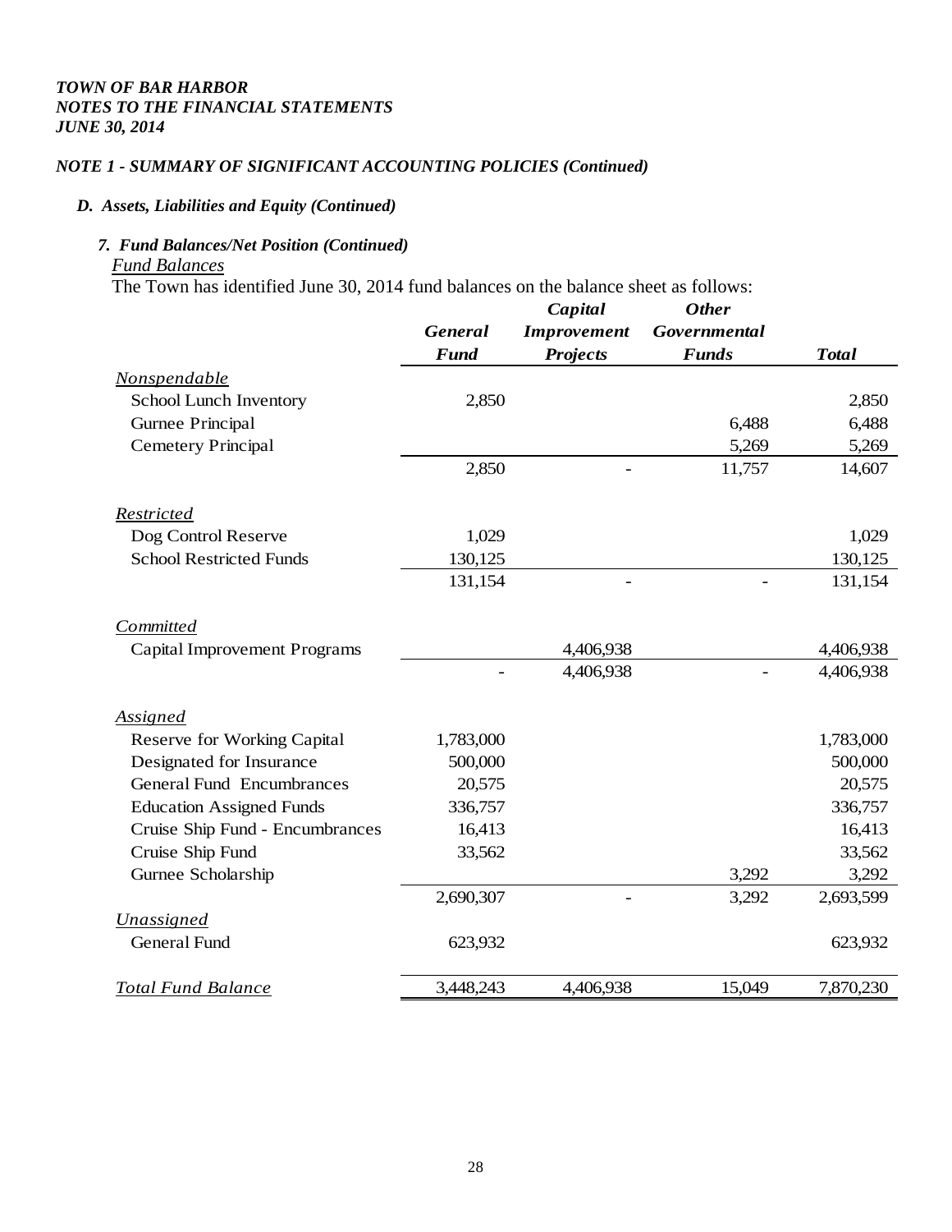*TOWN OF BAR HARBOR*
*NOTES TO THE FINANCIAL STATEMENTS*
*JUNE 30, 2014*

### *NOTE 1 - SUMMARY OF SIGNIFICANT ACCOUNTING POLICIES (Continued)*

#### *D. Assets, Liabilities and Equity (Continued)*

##### *7. Fund Balances/Net Position (Continued)*

*Fund Balances*

The Town has identified June 30, 2014 fund balances on the balance sheet as follows:

| | General Fund | Capital Improvement Projects | Other Governmental Funds | Total |
|---|---|---|---|---|
| *Nonspendable* | | | | |
| School Lunch Inventory | 2,850 | | | 2,850 |
| Gurnee Principal | | | 6,488 | 6,488 |
| Cemetery Principal | | | 5,269 | 5,269 |
| | 2,850 | - | 11,757 | 14,607 |
| *Restricted* | | | | |
| Dog Control Reserve | 1,029 | | | 1,029 |
| School Restricted Funds | 130,125 | | | 130,125 |
| | 131,154 | - | - | 131,154 |
| *Committed* | | | | |
| Capital Improvement Programs | | 4,406,938 | | 4,406,938 |
| | - | 4,406,938 | - | 4,406,938 |
| *Assigned* | | | | |
| Reserve for Working Capital | 1,783,000 | | | 1,783,000 |
| Designated for Insurance | 500,000 | | | 500,000 |
| General Fund Encumbrances | 20,575 | | | 20,575 |
| Education Assigned Funds | 336,757 | | | 336,757 |
| Cruise Ship Fund - Encumbrances | 16,413 | | | 16,413 |
| Cruise Ship Fund | 33,562 | | | 33,562 |
| Gurnee Scholarship | | | 3,292 | 3,292 |
| | 2,690,307 | - | 3,292 | 2,693,599 |
| *Unassigned* | | | | |
| General Fund | 623,932 | | | 623,932 |
| *Total Fund Balance* | 3,448,243 | 4,406,938 | 15,049 | 7,870,230 |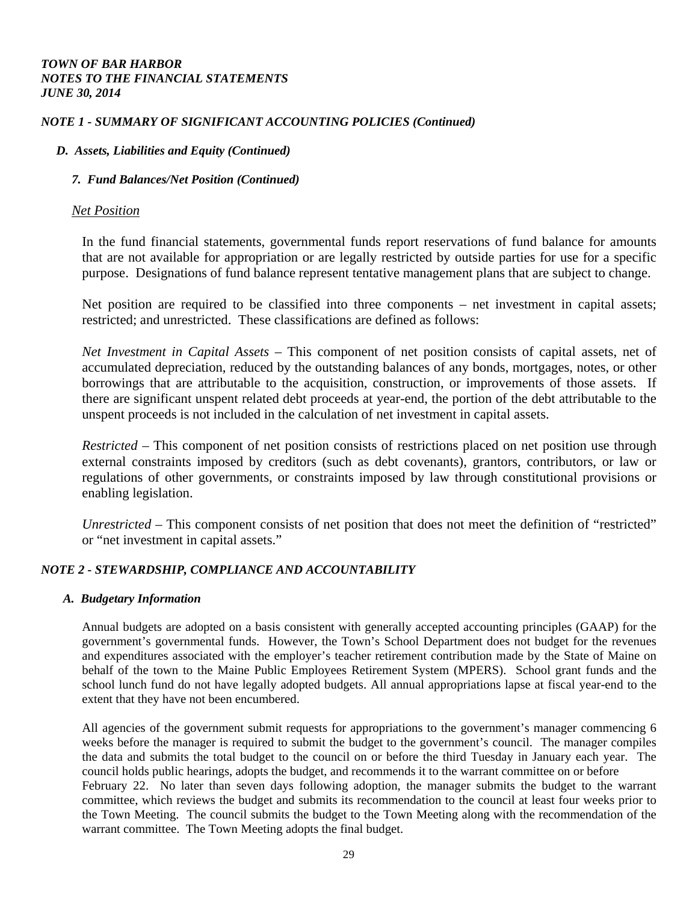***TOWN OF BAR HARBOR***
***NOTES TO THE FINANCIAL STATEMENTS***
***JUNE 30, 2014***

***NOTE 1 - SUMMARY OF SIGNIFICANT ACCOUNTING POLICIES (Continued)***

***D. Assets, Liabilities and Equity (Continued)***

***7. Fund Balances/Net Position (Continued)***

*Net Position*

In the fund financial statements, governmental funds report reservations of fund balance for amounts that are not available for appropriation or are legally restricted by outside parties for use for a specific purpose. Designations of fund balance represent tentative management plans that are subject to change.

Net position are required to be classified into three components – net investment in capital assets; restricted; and unrestricted. These classifications are defined as follows:

*Net Investment in Capital Assets* – This component of net position consists of capital assets, net of accumulated depreciation, reduced by the outstanding balances of any bonds, mortgages, notes, or other borrowings that are attributable to the acquisition, construction, or improvements of those assets. If there are significant unspent related debt proceeds at year-end, the portion of the debt attributable to the unspent proceeds is not included in the calculation of net investment in capital assets.

*Restricted* – This component of net position consists of restrictions placed on net position use through external constraints imposed by creditors (such as debt covenants), grantors, contributors, or law or regulations of other governments, or constraints imposed by law through constitutional provisions or enabling legislation.

*Unrestricted* – This component consists of net position that does not meet the definition of "restricted" or "net investment in capital assets."

***NOTE 2 - STEWARDSHIP, COMPLIANCE AND ACCOUNTABILITY***

***A. Budgetary Information***

Annual budgets are adopted on a basis consistent with generally accepted accounting principles (GAAP) for the government's governmental funds. However, the Town's School Department does not budget for the revenues and expenditures associated with the employer's teacher retirement contribution made by the State of Maine on behalf of the town to the Maine Public Employees Retirement System (MPERS). School grant funds and the school lunch fund do not have legally adopted budgets. All annual appropriations lapse at fiscal year-end to the extent that they have not been encumbered.

All agencies of the government submit requests for appropriations to the government's manager commencing 6 weeks before the manager is required to submit the budget to the government's council. The manager compiles the data and submits the total budget to the council on or before the third Tuesday in January each year. The council holds public hearings, adopts the budget, and recommends it to the warrant committee on or before February 22. No later than seven days following adoption, the manager submits the budget to the warrant committee, which reviews the budget and submits its recommendation to the council at least four weeks prior to the Town Meeting. The council submits the budget to the Town Meeting along with the recommendation of the warrant committee. The Town Meeting adopts the final budget.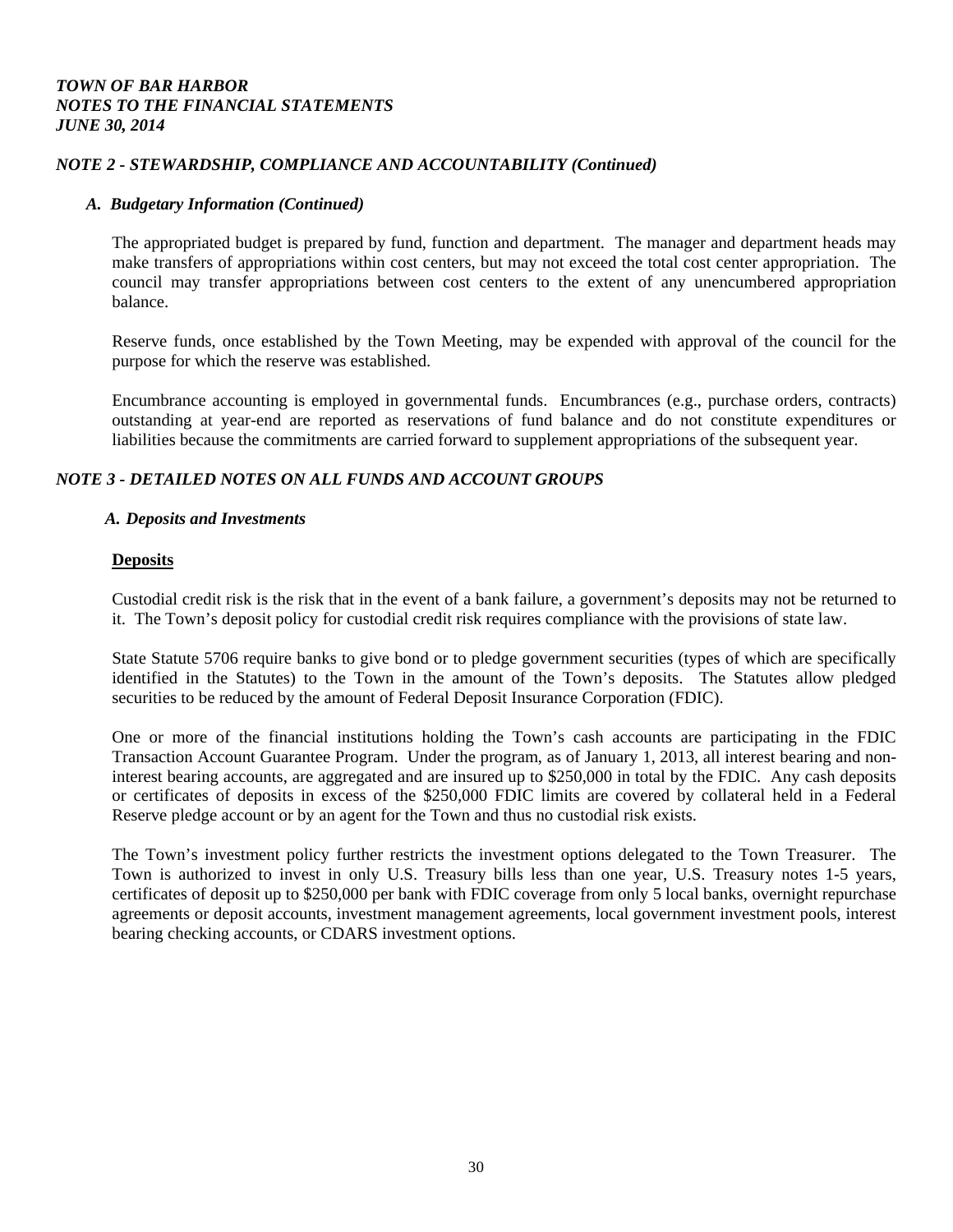## *NOTE 2 - STEWARDSHIP, COMPLIANCE AND ACCOUNTABILITY (Continued)*

### *A. Budgetary Information (Continued)*

The appropriated budget is prepared by fund, function and department. The manager and department heads may make transfers of appropriations within cost centers, but may not exceed the total cost center appropriation. The council may transfer appropriations between cost centers to the extent of any unencumbered appropriation balance.

Reserve funds, once established by the Town Meeting, may be expended with approval of the council for the purpose for which the reserve was established.

Encumbrance accounting is employed in governmental funds. Encumbrances (e.g., purchase orders, contracts) outstanding at year-end are reported as reservations of fund balance and do not constitute expenditures or liabilities because the commitments are carried forward to supplement appropriations of the subsequent year.

## *NOTE 3 - DETAILED NOTES ON ALL FUNDS AND ACCOUNT GROUPS*

### *A. Deposits and Investments*

**Deposits**

Custodial credit risk is the risk that in the event of a bank failure, a government's deposits may not be returned to it. The Town's deposit policy for custodial credit risk requires compliance with the provisions of state law.

State Statute 5706 require banks to give bond or to pledge government securities (types of which are specifically identified in the Statutes) to the Town in the amount of the Town's deposits. The Statutes allow pledged securities to be reduced by the amount of Federal Deposit Insurance Corporation (FDIC).

One or more of the financial institutions holding the Town's cash accounts are participating in the FDIC Transaction Account Guarantee Program. Under the program, as of January 1, 2013, all interest bearing and non-interest bearing accounts, are aggregated and are insured up to $250,000 in total by the FDIC. Any cash deposits or certificates of deposits in excess of the $250,000 FDIC limits are covered by collateral held in a Federal Reserve pledge account or by an agent for the Town and thus no custodial risk exists.

The Town's investment policy further restricts the investment options delegated to the Town Treasurer. The Town is authorized to invest in only U.S. Treasury bills less than one year, U.S. Treasury notes 1-5 years, certificates of deposit up to $250,000 per bank with FDIC coverage from only 5 local banks, overnight repurchase agreements or deposit accounts, investment management agreements, local government investment pools, interest bearing checking accounts, or CDARS investment options.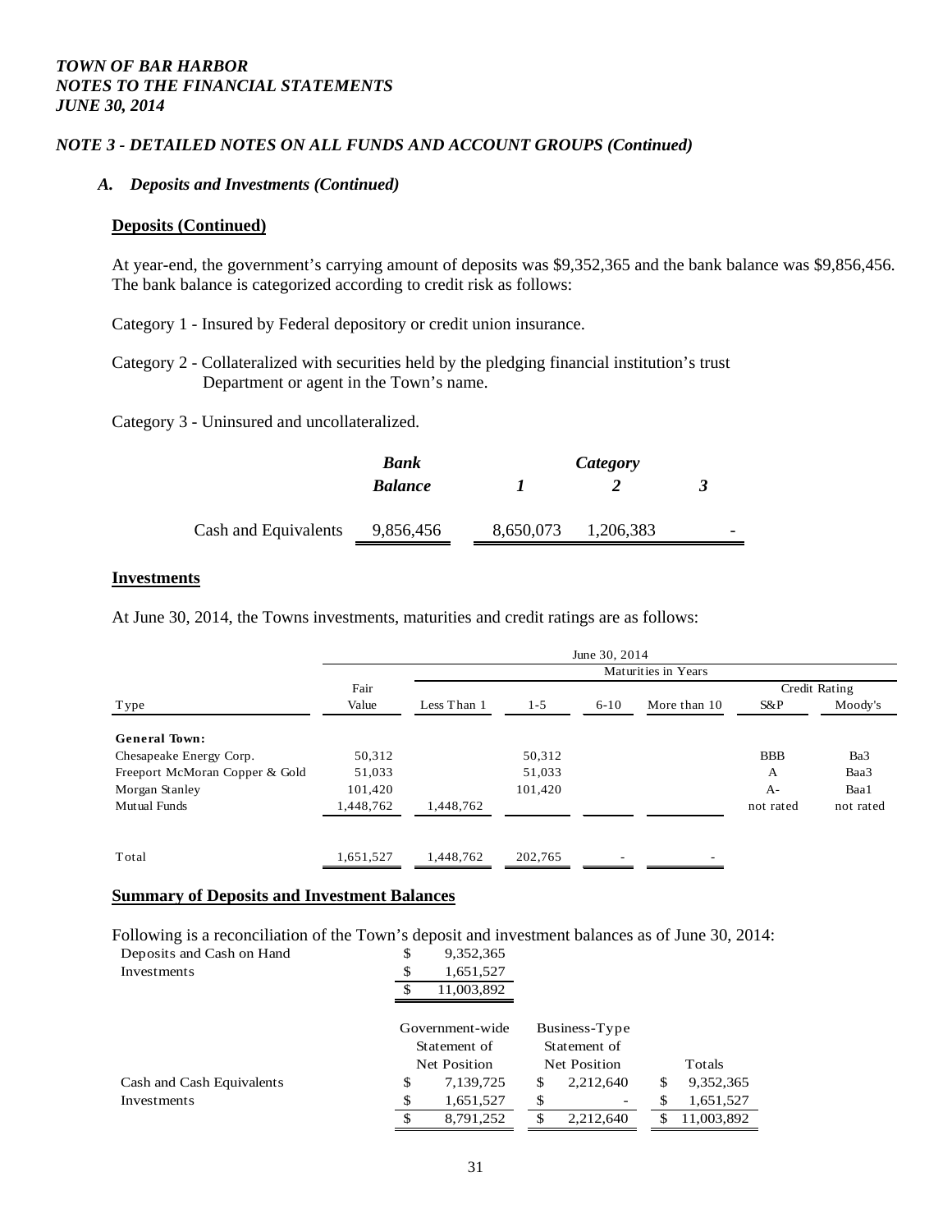*TOWN OF BAR HARBOR*
*NOTES TO THE FINANCIAL STATEMENTS*
*JUNE 30, 2014*

### *NOTE 3 - DETAILED NOTES ON ALL FUNDS AND ACCOUNT GROUPS (Continued)*

#### *A. Deposits and Investments (Continued)*

**Deposits (Continued)**

At year-end, the government's carrying amount of deposits was $9,352,365 and the bank balance was $9,856,456. The bank balance is categorized according to credit risk as follows:

Category 1 - Insured by Federal depository or credit union insurance.

Category 2 - Collateralized with securities held by the pledging financial institution's trust Department or agent in the Town's name.

Category 3 - Uninsured and uncollateralized.

| | *Bank Balance* | *Category 1* | *Category 2* | *Category 3* |
|---|---|---|---|---|
| Cash and Equivalents | 9,856,456 | 8,650,073 | 1,206,383 | - |

**Investments**

At June 30, 2014, the Towns investments, maturities and credit ratings are as follows:

| | June 30, 2014 | | | | | | |
|---|---|---|---|---|---|---|---|
| | | Maturities in Years | | | | | |
| | Fair | | | | | Credit Rating | |
| Type | Value | Less Than 1 | 1-5 | 6-10 | More than 10 | S&P | Moody's |
| **General Town:** | | | | | | | |
| Chesapeake Energy Corp. | 50,312 | | 50,312 | | | BBB | Ba3 |
| Freeport McMoran Copper & Gold | 51,033 | | 51,033 | | | A | Baa3 |
| Morgan Stanley | 101,420 | | 101,420 | | | A- | Baa1 |
| Mutual Funds | 1,448,762 | 1,448,762 | | | | not rated | not rated |
| Total | 1,651,527 | 1,448,762 | 202,765 | - | - | | |

**Summary of Deposits and Investment Balances**

Following is a reconciliation of the Town's deposit and investment balances as of June 30, 2014:

| | |
|---|---|
| Deposits and Cash on Hand | $ 9,352,365 |
| Investments | $ 1,651,527 |
| | $ 11,003,892 |

| | Government-wide Statement of Net Position | Business-Type Statement of Net Position | Totals |
|---|---|---|---|
| Cash and Cash Equivalents | $ 7,139,725 | $ 2,212,640 | $ 9,352,365 |
| Investments | $ 1,651,527 | $ - | $ 1,651,527 |
| | $ 8,791,252 | $ 2,212,640 | $ 11,003,892 |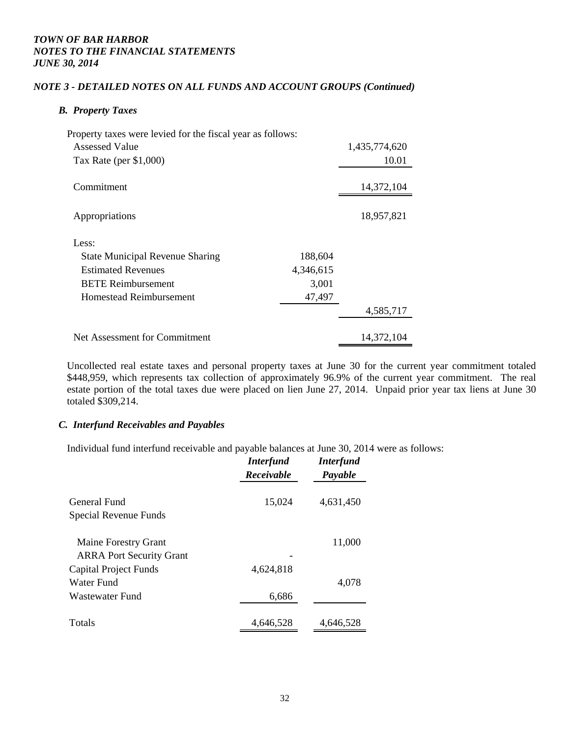***TOWN OF BAR HARBOR***
***NOTES TO THE FINANCIAL STATEMENTS***
***JUNE 30, 2014***

### *NOTE 3 - DETAILED NOTES ON ALL FUNDS AND ACCOUNT GROUPS (Continued)*

#### *B. Property Taxes*

Property taxes were levied for the fiscal year as follows:

| | | |
|---|---|---|
| Assessed Value | | 1,435,774,620 |
| Tax Rate (per $1,000) | | 10.01 |
| Commitment | | 14,372,104 |
| Appropriations | | 18,957,821 |
| Less: | | |
| State Municipal Revenue Sharing | 188,604 | |
| Estimated Revenues | 4,346,615 | |
| BETE Reimbursement | 3,001 | |
| Homestead Reimbursement | 47,497 | |
| | | 4,585,717 |
| Net Assessment for Commitment | | 14,372,104 |

Uncollected real estate taxes and personal property taxes at June 30 for the current year commitment totaled $448,959, which represents tax collection of approximately 96.9% of the current year commitment. The real estate portion of the total taxes due were placed on lien June 27, 2014. Unpaid prior year tax liens at June 30 totaled $309,214.

#### *C. Interfund Receivables and Payables*

Individual fund interfund receivable and payable balances at June 30, 2014 were as follows:

| | *Interfund Receivable* | *Interfund Payable* |
|---|---|---|
| General Fund | 15,024 | 4,631,450 |
| Special Revenue Funds | | |
| Maine Forestry Grant | | 11,000 |
| ARRA Port Security Grant | - | |
| Capital Project Funds | 4,624,818 | |
| Water Fund | | 4,078 |
| Wastewater Fund | 6,686 | |
| Totals | 4,646,528 | 4,646,528 |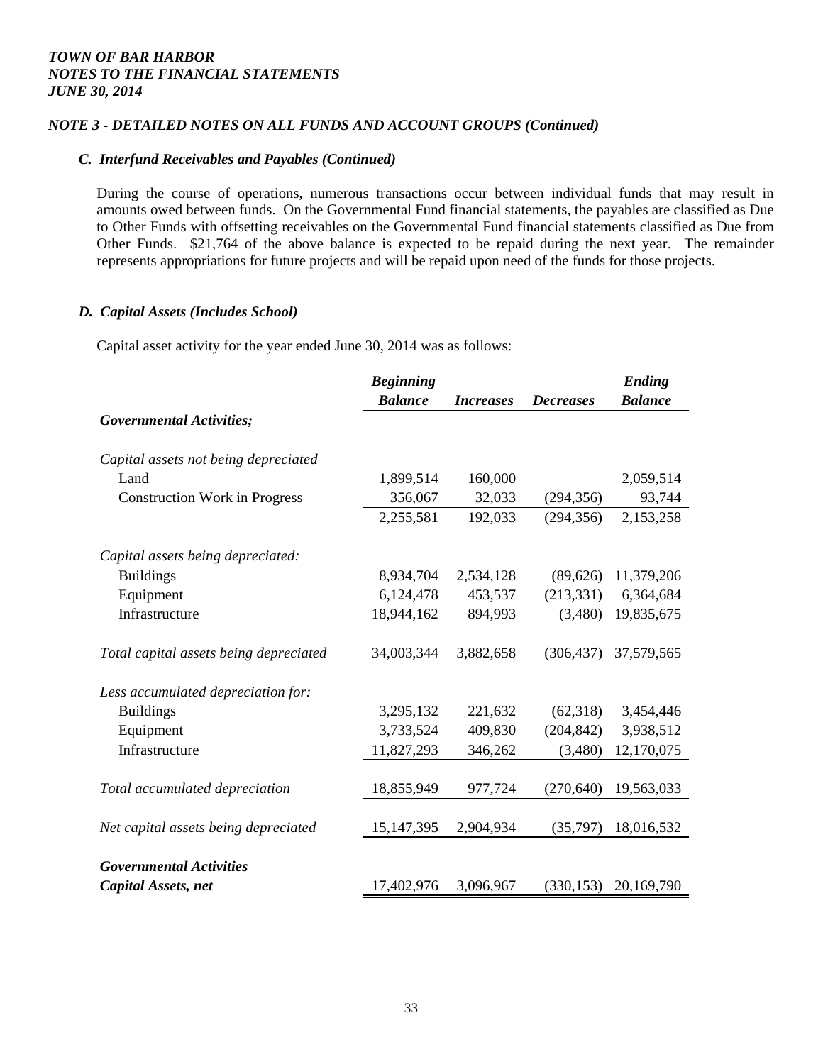*TOWN OF BAR HARBOR*
*NOTES TO THE FINANCIAL STATEMENTS*
*JUNE 30, 2014*

### *NOTE 3 - DETAILED NOTES ON ALL FUNDS AND ACCOUNT GROUPS (Continued)*

#### *C. Interfund Receivables and Payables (Continued)*

During the course of operations, numerous transactions occur between individual funds that may result in amounts owed between funds. On the Governmental Fund financial statements, the payables are classified as Due to Other Funds with offsetting receivables on the Governmental Fund financial statements classified as Due from Other Funds. $21,764 of the above balance is expected to be repaid during the next year. The remainder represents appropriations for future projects and will be repaid upon need of the funds for those projects.

#### *D. Capital Assets (Includes School)*

Capital asset activity for the year ended June 30, 2014 was as follows:

| | *Beginning Balance* | *Increases* | *Decreases* | *Ending Balance* |
|---|---|---|---|---|
| ***Governmental Activities;*** | | | | |
| *Capital assets not being depreciated* | | | | |
| Land | 1,899,514 | 160,000 | | 2,059,514 |
| Construction Work in Progress | 356,067 | 32,033 | (294,356) | 93,744 |
| | 2,255,581 | 192,033 | (294,356) | 2,153,258 |
| *Capital assets being depreciated:* | | | | |
| Buildings | 8,934,704 | 2,534,128 | (89,626) | 11,379,206 |
| Equipment | 6,124,478 | 453,537 | (213,331) | 6,364,684 |
| Infrastructure | 18,944,162 | 894,993 | (3,480) | 19,835,675 |
| *Total capital assets being depreciated* | 34,003,344 | 3,882,658 | (306,437) | 37,579,565 |
| *Less accumulated depreciation for:* | | | | |
| Buildings | 3,295,132 | 221,632 | (62,318) | 3,454,446 |
| Equipment | 3,733,524 | 409,830 | (204,842) | 3,938,512 |
| Infrastructure | 11,827,293 | 346,262 | (3,480) | 12,170,075 |
| *Total accumulated depreciation* | 18,855,949 | 977,724 | (270,640) | 19,563,033 |
| *Net capital assets being depreciated* | 15,147,395 | 2,904,934 | (35,797) | 18,016,532 |
| ***Governmental Activities Capital Assets, net*** | 17,402,976 | 3,096,967 | (330,153) | 20,169,790 |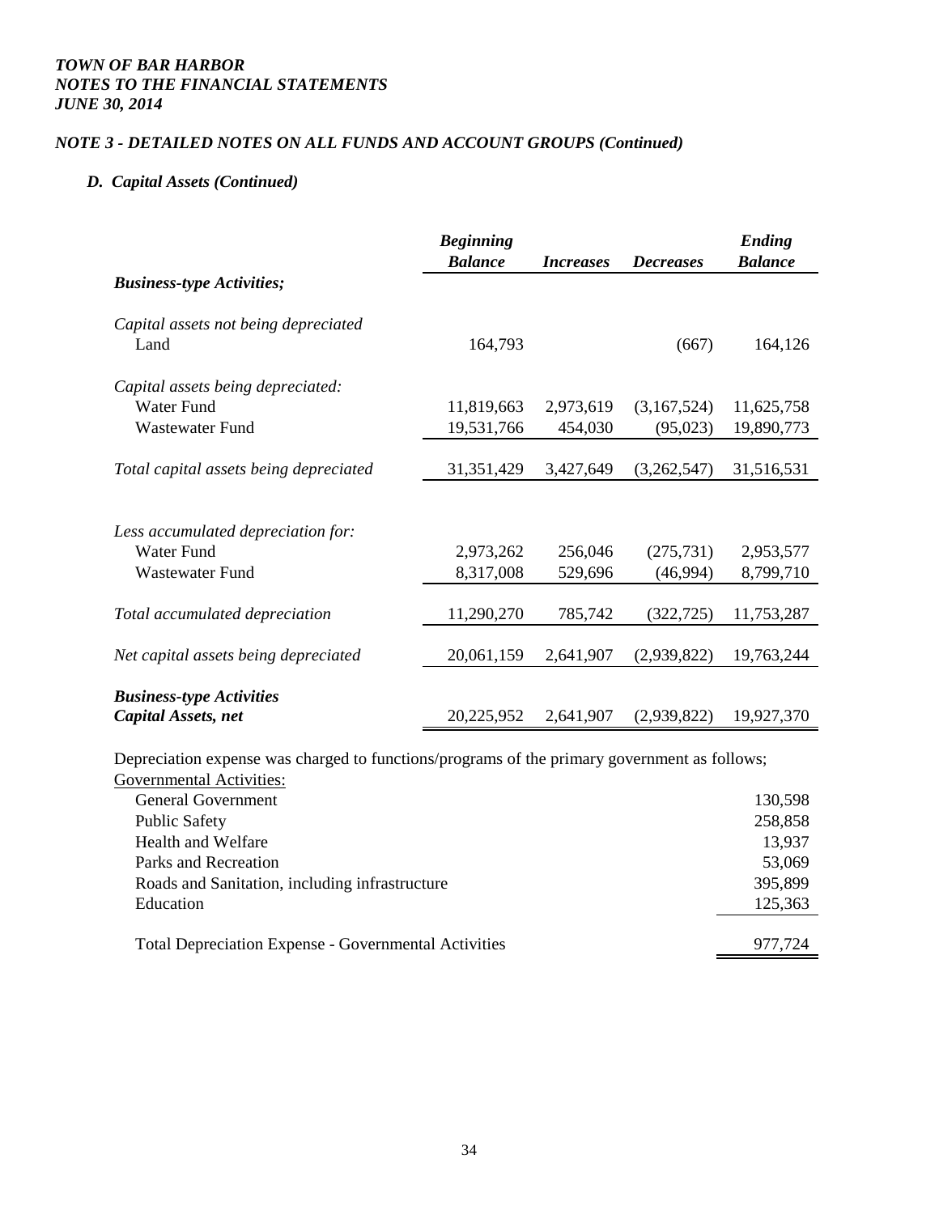*TOWN OF BAR HARBOR*
*NOTES TO THE FINANCIAL STATEMENTS*
*JUNE 30, 2014*

### *NOTE 3 - DETAILED NOTES ON ALL FUNDS AND ACCOUNT GROUPS (Continued)*

#### *D. Capital Assets (Continued)*

| | *Beginning Balance* | *Increases* | *Decreases* | *Ending Balance* |
|---|---|---|---|---|
| ***Business-type Activities;*** | | | | |
| *Capital assets not being depreciated* | | | | |
| Land | 164,793 | | (667) | 164,126 |
| *Capital assets being depreciated:* | | | | |
| Water Fund | 11,819,663 | 2,973,619 | (3,167,524) | 11,625,758 |
| Wastewater Fund | 19,531,766 | 454,030 | (95,023) | 19,890,773 |
| *Total capital assets being depreciated* | 31,351,429 | 3,427,649 | (3,262,547) | 31,516,531 |
| *Less accumulated depreciation for:* | | | | |
| Water Fund | 2,973,262 | 256,046 | (275,731) | 2,953,577 |
| Wastewater Fund | 8,317,008 | 529,696 | (46,994) | 8,799,710 |
| *Total accumulated depreciation* | 11,290,270 | 785,742 | (322,725) | 11,753,287 |
| *Net capital assets being depreciated* | 20,061,159 | 2,641,907 | (2,939,822) | 19,763,244 |
| ***Business-type Activities Capital Assets, net*** | 20,225,952 | 2,641,907 | (2,939,822) | 19,927,370 |

Depreciation expense was charged to functions/programs of the primary government as follows;

| Governmental Activities: | |
|---|---|
| General Government | 130,598 |
| Public Safety | 258,858 |
| Health and Welfare | 13,937 |
| Parks and Recreation | 53,069 |
| Roads and Sanitation, including infrastructure | 395,899 |
| Education | 125,363 |
| Total Depreciation Expense - Governmental Activities | 977,724 |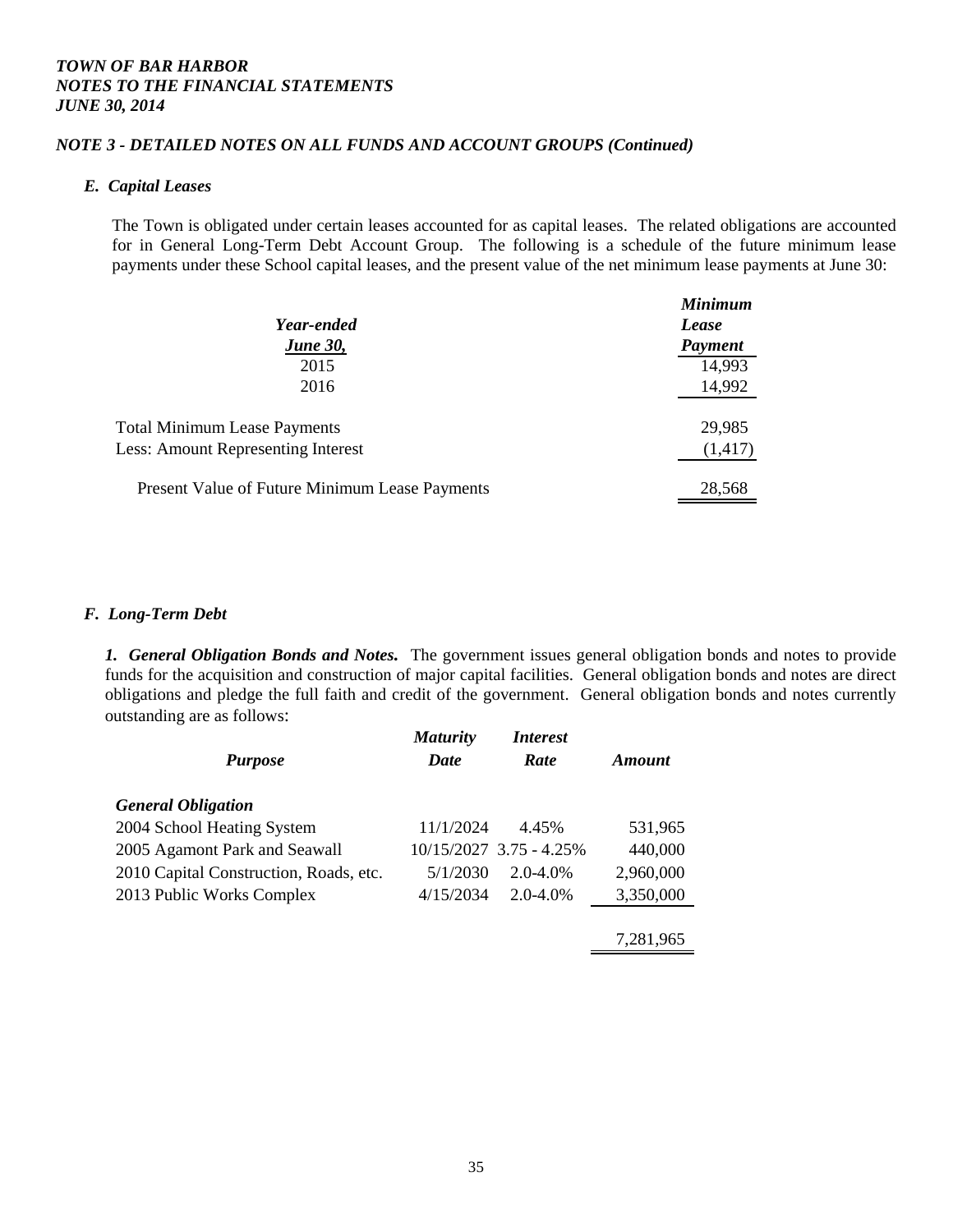*TOWN OF BAR HARBOR*
*NOTES TO THE FINANCIAL STATEMENTS*
*JUNE 30, 2014*

### *NOTE 3 - DETAILED NOTES ON ALL FUNDS AND ACCOUNT GROUPS (Continued)*

#### *E. Capital Leases*

The Town is obligated under certain leases accounted for as capital leases. The related obligations are accounted for in General Long-Term Debt Account Group. The following is a schedule of the future minimum lease payments under these School capital leases, and the present value of the net minimum lease payments at June 30:

| *Year-ended June 30,* | *Minimum Lease Payment* |
|---|---|
| 2015 | 14,993 |
| 2016 | 14,992 |
| Total Minimum Lease Payments | 29,985 |
| Less: Amount Representing Interest | (1,417) |
| Present Value of Future Minimum Lease Payments | 28,568 |

#### *F. Long-Term Debt*

***1. General Obligation Bonds and Notes.*** The government issues general obligation bonds and notes to provide funds for the acquisition and construction of major capital facilities. General obligation bonds and notes are direct obligations and pledge the full faith and credit of the government. General obligation bonds and notes currently outstanding are as follows:

| *Purpose* | *Maturity Date* | *Interest Rate* | *Amount* |
|---|---|---|---|
| ***General Obligation*** | | | |
| 2004 School Heating System | 11/1/2024 | 4.45% | 531,965 |
| 2005 Agamont Park and Seawall | 10/15/2027 | 3.75 - 4.25% | 440,000 |
| 2010 Capital Construction, Roads, etc. | 5/1/2030 | 2.0-4.0% | 2,960,000 |
| 2013 Public Works Complex | 4/15/2034 | 2.0-4.0% | 3,350,000 |
| | | | 7,281,965 |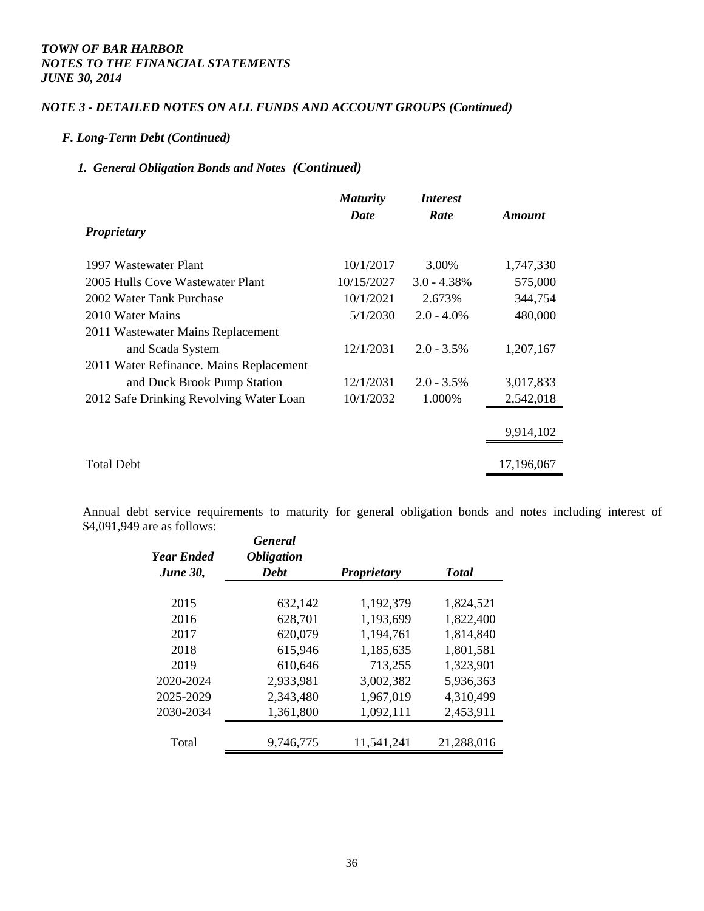*TOWN OF BAR HARBOR*
*NOTES TO THE FINANCIAL STATEMENTS*
*JUNE 30, 2014*

### *NOTE 3 - DETAILED NOTES ON ALL FUNDS AND ACCOUNT GROUPS (Continued)*

#### *F. Long-Term Debt (Continued)*

##### *1. General Obligation Bonds and Notes (Continued)*

| *Proprietary* | *Maturity Date* | *Interest Rate* | *Amount* |
|---|---|---|---|
| 1997 Wastewater Plant | 10/1/2017 | 3.00% | 1,747,330 |
| 2005 Hulls Cove Wastewater Plant | 10/15/2027 | 3.0 - 4.38% | 575,000 |
| 2002 Water Tank Purchase | 10/1/2021 | 2.673% | 344,754 |
| 2010 Water Mains | 5/1/2030 | 2.0 - 4.0% | 480,000 |
| 2011 Wastewater Mains Replacement and Scada System | 12/1/2031 | 2.0 - 3.5% | 1,207,167 |
| 2011 Water Refinance. Mains Replacement and Duck Brook Pump Station | 12/1/2031 | 2.0 - 3.5% | 3,017,833 |
| 2012 Safe Drinking Revolving Water Loan | 10/1/2032 | 1.000% | 2,542,018 |
| | | | 9,914,102 |
| Total Debt | | | 17,196,067 |

Annual debt service requirements to maturity for general obligation bonds and notes including interest of $4,091,949 are as follows:

| *Year Ended June 30,* | *General Obligation Debt* | *Proprietary* | *Total* |
|---|---|---|---|
| 2015 | 632,142 | 1,192,379 | 1,824,521 |
| 2016 | 628,701 | 1,193,699 | 1,822,400 |
| 2017 | 620,079 | 1,194,761 | 1,814,840 |
| 2018 | 615,946 | 1,185,635 | 1,801,581 |
| 2019 | 610,646 | 713,255 | 1,323,901 |
| 2020-2024 | 2,933,981 | 3,002,382 | 5,936,363 |
| 2025-2029 | 2,343,480 | 1,967,019 | 4,310,499 |
| 2030-2034 | 1,361,800 | 1,092,111 | 2,453,911 |
| Total | 9,746,775 | 11,541,241 | 21,288,016 |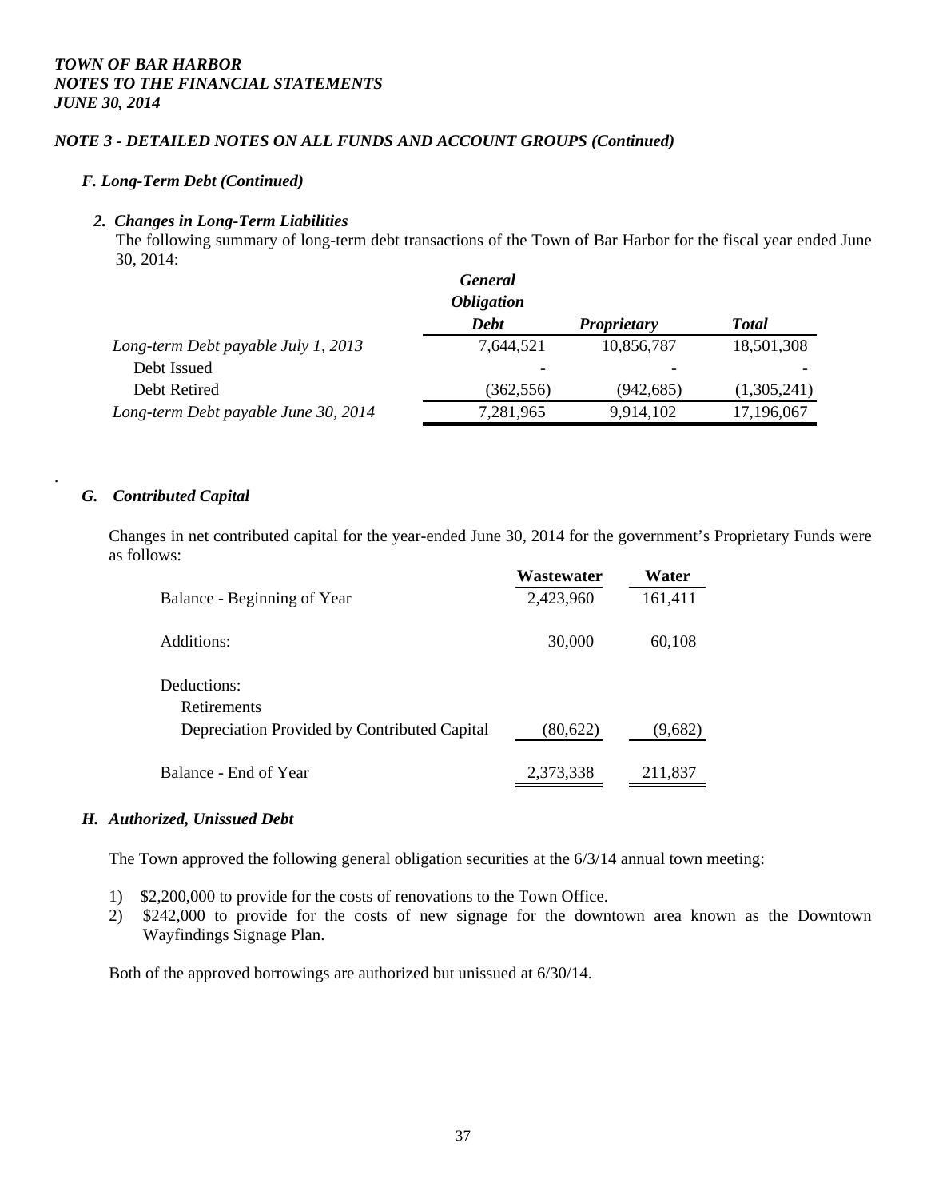***TOWN OF BAR HARBOR***
***NOTES TO THE FINANCIAL STATEMENTS***
***JUNE 30, 2014***

### *NOTE 3 - DETAILED NOTES ON ALL FUNDS AND ACCOUNT GROUPS (Continued)*

#### *F. Long-Term Debt (Continued)*

##### *2. Changes in Long-Term Liabilities*

The following summary of long-term debt transactions of the Town of Bar Harbor for the fiscal year ended June 30, 2014:

| | *General Obligation Debt* | *Proprietary* | *Total* |
|---|---|---|---|
| *Long-term Debt payable July 1, 2013* | 7,644,521 | 10,856,787 | 18,501,308 |
| Debt Issued | - | - | - |
| Debt Retired | (362,556) | (942,685) | (1,305,241) |
| *Long-term Debt payable June 30, 2014* | 7,281,965 | 9,914,102 | 17,196,067 |

#### *G. Contributed Capital*

Changes in net contributed capital for the year-ended June 30, 2014 for the government's Proprietary Funds were as follows:

| | **Wastewater** | **Water** |
|---|---|---|
| Balance - Beginning of Year | 2,423,960 | 161,411 |
| Additions: | 30,000 | 60,108 |
| Deductions: | | |
| Retirements | | |
| Depreciation Provided by Contributed Capital | (80,622) | (9,682) |
| Balance - End of Year | 2,373,338 | 211,837 |

#### *H. Authorized, Unissued Debt*

The Town approved the following general obligation securities at the 6/3/14 annual town meeting:

1) $2,200,000 to provide for the costs of renovations to the Town Office.
2) $242,000 to provide for the costs of new signage for the downtown area known as the Downtown Wayfindings Signage Plan.

Both of the approved borrowings are authorized but unissued at 6/30/14.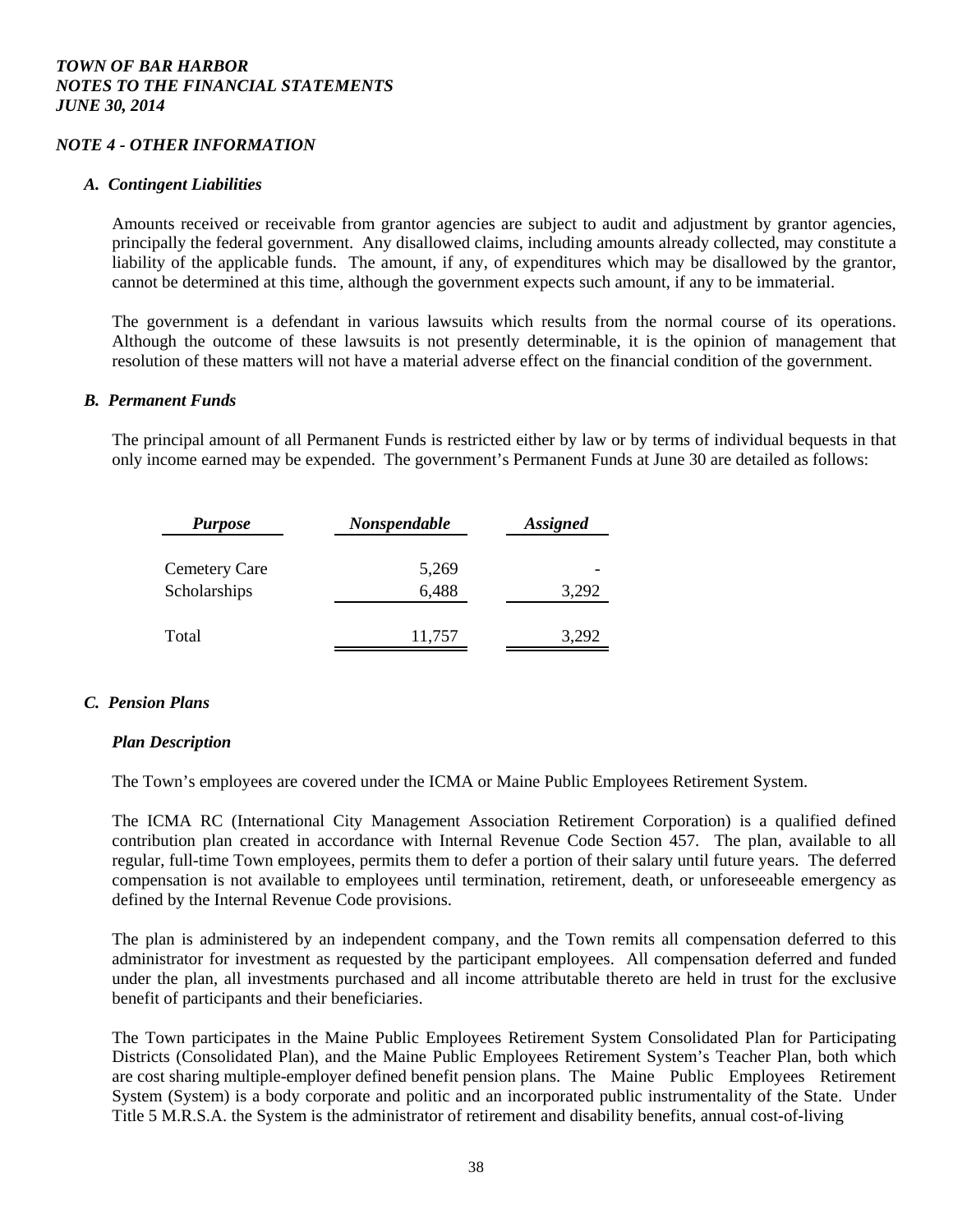*TOWN OF BAR HARBOR*
*NOTES TO THE FINANCIAL STATEMENTS*
*JUNE 30, 2014*

## *NOTE 4 - OTHER INFORMATION*

### *A. Contingent Liabilities*

Amounts received or receivable from grantor agencies are subject to audit and adjustment by grantor agencies, principally the federal government. Any disallowed claims, including amounts already collected, may constitute a liability of the applicable funds. The amount, if any, of expenditures which may be disallowed by the grantor, cannot be determined at this time, although the government expects such amount, if any to be immaterial.

The government is a defendant in various lawsuits which results from the normal course of its operations. Although the outcome of these lawsuits is not presently determinable, it is the opinion of management that resolution of these matters will not have a material adverse effect on the financial condition of the government.

### *B. Permanent Funds*

The principal amount of all Permanent Funds is restricted either by law or by terms of individual bequests in that only income earned may be expended. The government's Permanent Funds at June 30 are detailed as follows:

| *Purpose* | *Nonspendable* | *Assigned* |
|---|---|---|
| Cemetery Care | 5,269 | - |
| Scholarships | 6,488 | 3,292 |
| Total | 11,757 | 3,292 |

### *C. Pension Plans*

#### *Plan Description*

The Town's employees are covered under the ICMA or Maine Public Employees Retirement System.

The ICMA RC (International City Management Association Retirement Corporation) is a qualified defined contribution plan created in accordance with Internal Revenue Code Section 457. The plan, available to all regular, full-time Town employees, permits them to defer a portion of their salary until future years. The deferred compensation is not available to employees until termination, retirement, death, or unforeseeable emergency as defined by the Internal Revenue Code provisions.

The plan is administered by an independent company, and the Town remits all compensation deferred to this administrator for investment as requested by the participant employees. All compensation deferred and funded under the plan, all investments purchased and all income attributable thereto are held in trust for the exclusive benefit of participants and their beneficiaries.

The Town participates in the Maine Public Employees Retirement System Consolidated Plan for Participating Districts (Consolidated Plan), and the Maine Public Employees Retirement System's Teacher Plan, both which are cost sharing multiple-employer defined benefit pension plans. The Maine Public Employees Retirement System (System) is a body corporate and politic and an incorporated public instrumentality of the State. Under Title 5 M.R.S.A. the System is the administrator of retirement and disability benefits, annual cost-of-living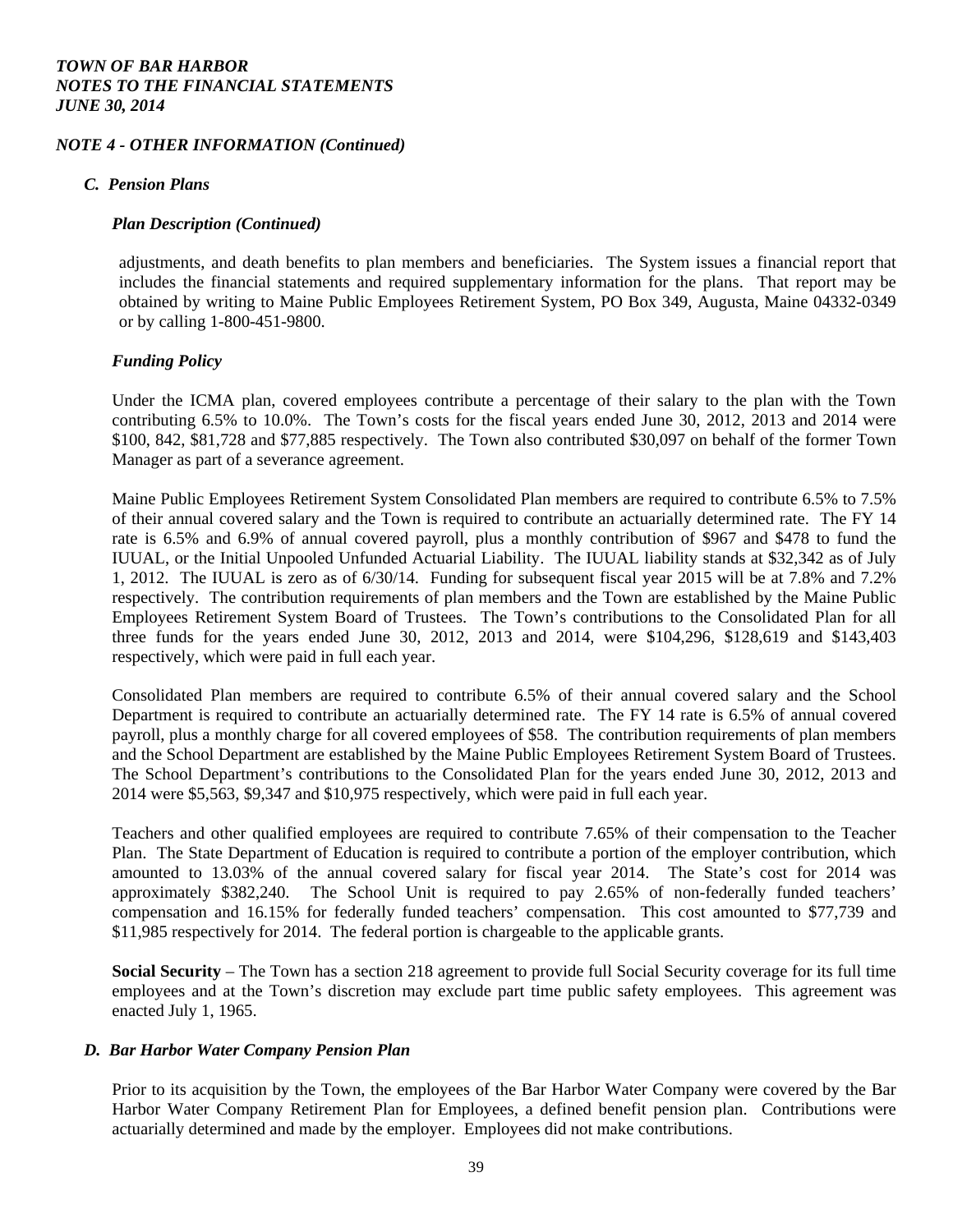*TOWN OF BAR HARBOR*
*NOTES TO THE FINANCIAL STATEMENTS*
*JUNE 30, 2014*

### *NOTE 4 - OTHER INFORMATION (Continued)*

#### *C. Pension Plans*

##### *Plan Description (Continued)*

adjustments, and death benefits to plan members and beneficiaries. The System issues a financial report that includes the financial statements and required supplementary information for the plans. That report may be obtained by writing to Maine Public Employees Retirement System, PO Box 349, Augusta, Maine 04332-0349 or by calling 1-800-451-9800.

##### *Funding Policy*

Under the ICMA plan, covered employees contribute a percentage of their salary to the plan with the Town contributing 6.5% to 10.0%. The Town's costs for the fiscal years ended June 30, 2012, 2013 and 2014 were $100, 842, $81,728 and $77,885 respectively. The Town also contributed $30,097 on behalf of the former Town Manager as part of a severance agreement.

Maine Public Employees Retirement System Consolidated Plan members are required to contribute 6.5% to 7.5% of their annual covered salary and the Town is required to contribute an actuarially determined rate. The FY 14 rate is 6.5% and 6.9% of annual covered payroll, plus a monthly contribution of $967 and $478 to fund the IUUAL, or the Initial Unpooled Unfunded Actuarial Liability. The IUUAL liability stands at $32,342 as of July 1, 2012. The IUUAL is zero as of 6/30/14. Funding for subsequent fiscal year 2015 will be at 7.8% and 7.2% respectively. The contribution requirements of plan members and the Town are established by the Maine Public Employees Retirement System Board of Trustees. The Town's contributions to the Consolidated Plan for all three funds for the years ended June 30, 2012, 2013 and 2014, were $104,296, $128,619 and $143,403 respectively, which were paid in full each year.

Consolidated Plan members are required to contribute 6.5% of their annual covered salary and the School Department is required to contribute an actuarially determined rate. The FY 14 rate is 6.5% of annual covered payroll, plus a monthly charge for all covered employees of $58. The contribution requirements of plan members and the School Department are established by the Maine Public Employees Retirement System Board of Trustees. The School Department's contributions to the Consolidated Plan for the years ended June 30, 2012, 2013 and 2014 were $5,563, $9,347 and $10,975 respectively, which were paid in full each year.

Teachers and other qualified employees are required to contribute 7.65% of their compensation to the Teacher Plan. The State Department of Education is required to contribute a portion of the employer contribution, which amounted to 13.03% of the annual covered salary for fiscal year 2014. The State's cost for 2014 was approximately $382,240. The School Unit is required to pay 2.65% of non-federally funded teachers' compensation and 16.15% for federally funded teachers' compensation. This cost amounted to $77,739 and $11,985 respectively for 2014. The federal portion is chargeable to the applicable grants.

**Social Security** – The Town has a section 218 agreement to provide full Social Security coverage for its full time employees and at the Town's discretion may exclude part time public safety employees. This agreement was enacted July 1, 1965.

#### *D. Bar Harbor Water Company Pension Plan*

Prior to its acquisition by the Town, the employees of the Bar Harbor Water Company were covered by the Bar Harbor Water Company Retirement Plan for Employees, a defined benefit pension plan. Contributions were actuarially determined and made by the employer. Employees did not make contributions.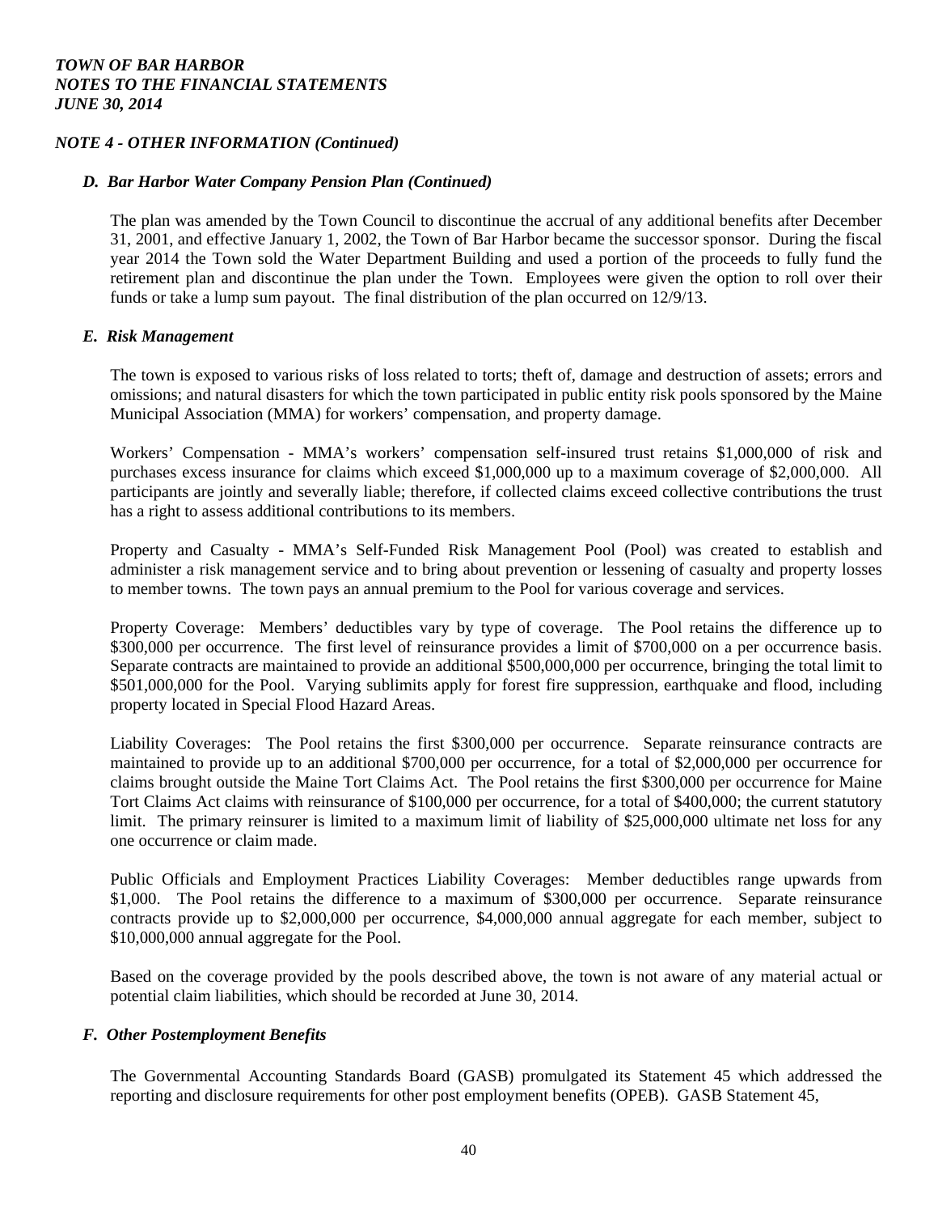# TOWN OF BAR HARBOR
## NOTES TO THE FINANCIAL STATEMENTS
### JUNE 30, 2014

## NOTE 4 - OTHER INFORMATION (Continued)

### D. Bar Harbor Water Company Pension Plan (Continued)

The plan was amended by the Town Council to discontinue the accrual of any additional benefits after December 31, 2001, and effective January 1, 2002, the Town of Bar Harbor became the successor sponsor. During the fiscal year 2014 the Town sold the Water Department Building and used a portion of the proceeds to fully fund the retirement plan and discontinue the plan under the Town. Employees were given the option to roll over their funds or take a lump sum payout. The final distribution of the plan occurred on 12/9/13.

### E. Risk Management

The town is exposed to various risks of loss related to torts; theft of, damage and destruction of assets; errors and omissions; and natural disasters for which the town participated in public entity risk pools sponsored by the Maine Municipal Association (MMA) for workers' compensation, and property damage.

Workers' Compensation - MMA's workers' compensation self-insured trust retains $1,000,000 of risk and purchases excess insurance for claims which exceed $1,000,000 up to a maximum coverage of $2,000,000. All participants are jointly and severally liable; therefore, if collected claims exceed collective contributions the trust has a right to assess additional contributions to its members.

Property and Casualty - MMA's Self-Funded Risk Management Pool (Pool) was created to establish and administer a risk management service and to bring about prevention or lessening of casualty and property losses to member towns. The town pays an annual premium to the Pool for various coverage and services.

Property Coverage: Members' deductibles vary by type of coverage. The Pool retains the difference up to $300,000 per occurrence. The first level of reinsurance provides a limit of $700,000 on a per occurrence basis. Separate contracts are maintained to provide an additional $500,000,000 per occurrence, bringing the total limit to $501,000,000 for the Pool. Varying sublimits apply for forest fire suppression, earthquake and flood, including property located in Special Flood Hazard Areas.

Liability Coverages: The Pool retains the first $300,000 per occurrence. Separate reinsurance contracts are maintained to provide up to an additional $700,000 per occurrence, for a total of $2,000,000 per occurrence for claims brought outside the Maine Tort Claims Act. The Pool retains the first $300,000 per occurrence for Maine Tort Claims Act claims with reinsurance of $100,000 per occurrence, for a total of $400,000; the current statutory limit. The primary reinsurer is limited to a maximum limit of liability of $25,000,000 ultimate net loss for any one occurrence or claim made.

Public Officials and Employment Practices Liability Coverages: Member deductibles range upwards from $1,000. The Pool retains the difference to a maximum of $300,000 per occurrence. Separate reinsurance contracts provide up to $2,000,000 per occurrence, $4,000,000 annual aggregate for each member, subject to $10,000,000 annual aggregate for the Pool.

Based on the coverage provided by the pools described above, the town is not aware of any material actual or potential claim liabilities, which should be recorded at June 30, 2014.

### F. Other Postemployment Benefits

The Governmental Accounting Standards Board (GASB) promulgated its Statement 45 which addressed the reporting and disclosure requirements for other post employment benefits (OPEB). GASB Statement 45,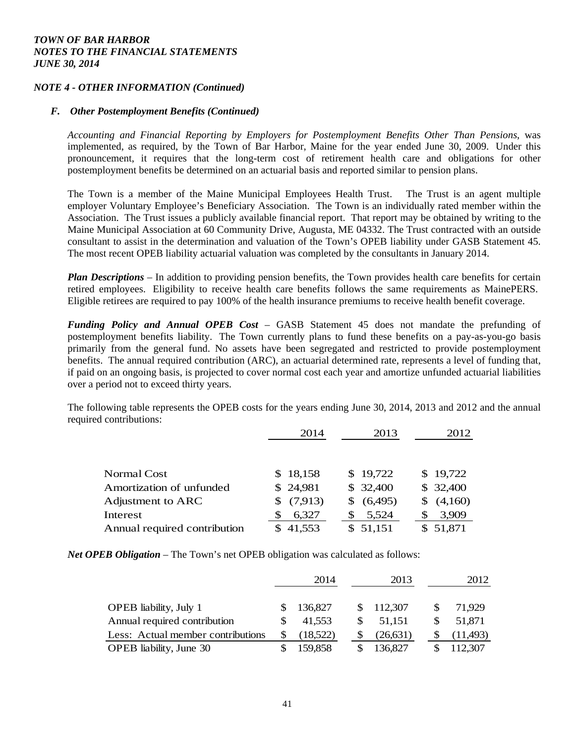*TOWN OF BAR HARBOR*
*NOTES TO THE FINANCIAL STATEMENTS*
*JUNE 30, 2014*

### *NOTE 4 - OTHER INFORMATION (Continued)*

#### *F. Other Postemployment Benefits (Continued)*

*Accounting and Financial Reporting by Employers for Postemployment Benefits Other Than Pensions*, was implemented, as required, by the Town of Bar Harbor, Maine for the year ended June 30, 2009. Under this pronouncement, it requires that the long-term cost of retirement health care and obligations for other postemployment benefits be determined on an actuarial basis and reported similar to pension plans.

The Town is a member of the Maine Municipal Employees Health Trust. The Trust is an agent multiple employer Voluntary Employee's Beneficiary Association. The Town is an individually rated member within the Association. The Trust issues a publicly available financial report. That report may be obtained by writing to the Maine Municipal Association at 60 Community Drive, Augusta, ME 04332. The Trust contracted with an outside consultant to assist in the determination and valuation of the Town's OPEB liability under GASB Statement 45. The most recent OPEB liability actuarial valuation was completed by the consultants in January 2014.

***Plan Descriptions*** – In addition to providing pension benefits, the Town provides health care benefits for certain retired employees. Eligibility to receive health care benefits follows the same requirements as MainePERS. Eligible retirees are required to pay 100% of the health insurance premiums to receive health benefit coverage.

***Funding Policy and Annual OPEB Cost*** – GASB Statement 45 does not mandate the prefunding of postemployment benefits liability. The Town currently plans to fund these benefits on a pay-as-you-go basis primarily from the general fund. No assets have been segregated and restricted to provide postemployment benefits. The annual required contribution (ARC), an actuarial determined rate, represents a level of funding that, if paid on an ongoing basis, is projected to cover normal cost each year and amortize unfunded actuarial liabilities over a period not to exceed thirty years.

The following table represents the OPEB costs for the years ending June 30, 2014, 2013 and 2012 and the annual required contributions:

| | 2014 | 2013 | 2012 |
|---|---|---|---|
| Normal Cost | $ 18,158 | $ 19,722 | $ 19,722 |
| Amortization of unfunded | $ 24,981 | $ 32,400 | $ 32,400 |
| Adjustment to ARC | $ (7,913) | $ (6,495) | $ (4,160) |
| Interest | $ 6,327 | $ 5,524 | $ 3,909 |
| Annual required contribution | $ 41,553 | $ 51,151 | $ 51,871 |

***Net OPEB Obligation*** – The Town's net OPEB obligation was calculated as follows:

| | 2014 | 2013 | 2012 |
|---|---|---|---|
| OPEB liability, July 1 | $ 136,827 | $ 112,307 | $ 71,929 |
| Annual required contribution | $ 41,553 | $ 51,151 | $ 51,871 |
| Less: Actual member contributions | $ (18,522) | $ (26,631) | $ (11,493) |
| OPEB liability, June 30 | $ 159,858 | $ 136,827 | $ 112,307 |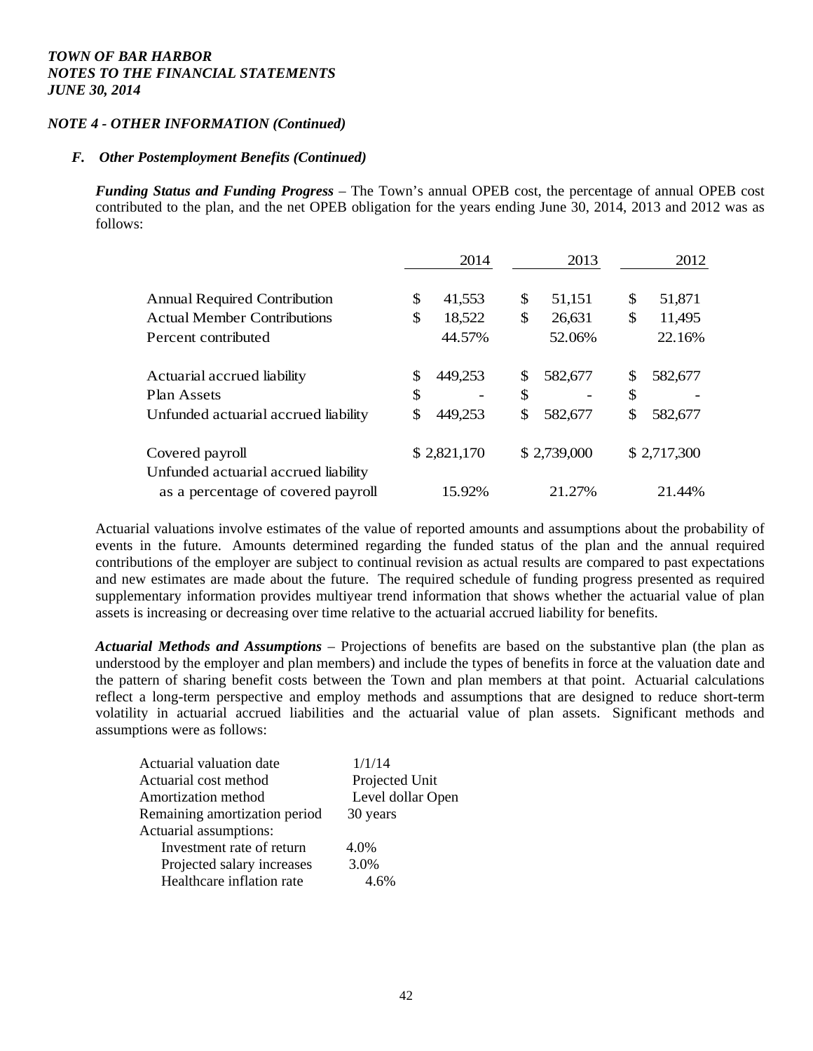*TOWN OF BAR HARBOR*
*NOTES TO THE FINANCIAL STATEMENTS*
*JUNE 30, 2014*

*NOTE 4 - OTHER INFORMATION (Continued)*

***F. Other Postemployment Benefits (Continued)***

***Funding Status and Funding Progress*** – The Town's annual OPEB cost, the percentage of annual OPEB cost contributed to the plan, and the net OPEB obligation for the years ending June 30, 2014, 2013 and 2012 was as follows:

| | 2014 | 2013 | 2012 |
|---|---|---|---|
| Annual Required Contribution | $ 41,553 | $ 51,151 | $ 51,871 |
| Actual Member Contributions | $ 18,522 | $ 26,631 | $ 11,495 |
| Percent contributed | 44.57% | 52.06% | 22.16% |
| Actuarial accrued liability | $ 449,253 | $ 582,677 | $ 582,677 |
| Plan Assets | $ - | $ - | $ - |
| Unfunded actuarial accrued liability | $ 449,253 | $ 582,677 | $ 582,677 |
| Covered payroll | $ 2,821,170 | $ 2,739,000 | $ 2,717,300 |
| Unfunded actuarial accrued liability as a percentage of covered payroll | 15.92% | 21.27% | 21.44% |

Actuarial valuations involve estimates of the value of reported amounts and assumptions about the probability of events in the future. Amounts determined regarding the funded status of the plan and the annual required contributions of the employer are subject to continual revision as actual results are compared to past expectations and new estimates are made about the future. The required schedule of funding progress presented as required supplementary information provides multiyear trend information that shows whether the actuarial value of plan assets is increasing or decreasing over time relative to the actuarial accrued liability for benefits.

***Actuarial Methods and Assumptions*** – Projections of benefits are based on the substantive plan (the plan as understood by the employer and plan members) and include the types of benefits in force at the valuation date and the pattern of sharing benefit costs between the Town and plan members at that point. Actuarial calculations reflect a long-term perspective and employ methods and assumptions that are designed to reduce short-term volatility in actuarial accrued liabilities and the actuarial value of plan assets. Significant methods and assumptions were as follows:

| | |
|---|---|
| Actuarial valuation date | 1/1/14 |
| Actuarial cost method | Projected Unit |
| Amortization method | Level dollar Open |
| Remaining amortization period | 30 years |
| Actuarial assumptions: | |
| Investment rate of return | 4.0% |
| Projected salary increases | 3.0% |
| Healthcare inflation rate | 4.6% |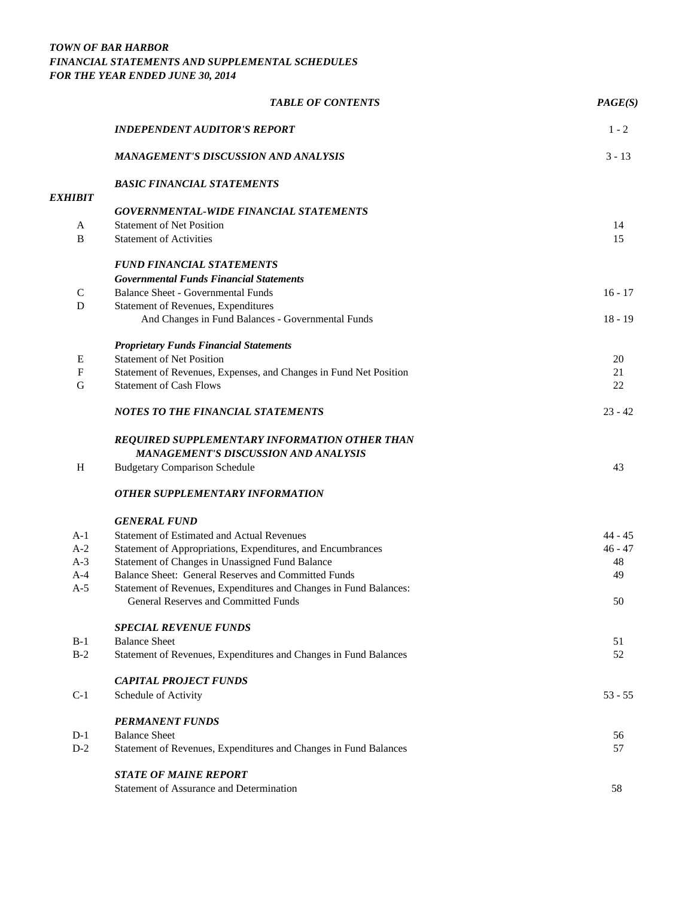***TOWN OF BAR HARBOR***
***FINANCIAL STATEMENTS AND SUPPLEMENTAL SCHEDULES***
***FOR THE YEAR ENDED JUNE 30, 2014***

| | ***TABLE OF CONTENTS*** | ***PAGE(S)*** |
|---|---|---|
| | ***INDEPENDENT AUDITOR'S REPORT*** | 1 - 2 |
| | ***MANAGEMENT'S DISCUSSION AND ANALYSIS*** | 3 - 13 |
| | ***BASIC FINANCIAL STATEMENTS*** | |
| ***EXHIBIT*** | | |
| | ***GOVERNMENTAL-WIDE FINANCIAL STATEMENTS*** | |
| A | Statement of Net Position | 14 |
| B | Statement of Activities | 15 |
| | ***FUND FINANCIAL STATEMENTS*** | |
| | ***Governmental Funds Financial Statements*** | |
| C | Balance Sheet - Governmental Funds | 16 - 17 |
| D | Statement of Revenues, Expenditures And Changes in Fund Balances - Governmental Funds | 18 - 19 |
| | ***Proprietary Funds Financial Statements*** | |
| E | Statement of Net Position | 20 |
| F | Statement of Revenues, Expenses, and Changes in Fund Net Position | 21 |
| G | Statement of Cash Flows | 22 |
| | ***NOTES TO THE FINANCIAL STATEMENTS*** | 23 - 42 |
| | ***REQUIRED SUPPLEMENTARY INFORMATION OTHER THAN MANAGEMENT'S DISCUSSION AND ANALYSIS*** | |
| H | Budgetary Comparison Schedule | 43 |
| | ***OTHER SUPPLEMENTARY INFORMATION*** | |
| | ***GENERAL FUND*** | |
| A-1 | Statement of Estimated and Actual Revenues | 44 - 45 |
| A-2 | Statement of Appropriations, Expenditures, and Encumbrances | 46 - 47 |
| A-3 | Statement of Changes in Unassigned Fund Balance | 48 |
| A-4 | Balance Sheet: General Reserves and Committed Funds | 49 |
| A-5 | Statement of Revenues, Expenditures and Changes in Fund Balances: General Reserves and Committed Funds | 50 |
| | ***SPECIAL REVENUE FUNDS*** | |
| B-1 | Balance Sheet | 51 |
| B-2 | Statement of Revenues, Expenditures and Changes in Fund Balances | 52 |
| | ***CAPITAL PROJECT FUNDS*** | |
| C-1 | Schedule of Activity | 53 - 55 |
| | ***PERMANENT FUNDS*** | |
| D-1 | Balance Sheet | 56 |
| D-2 | Statement of Revenues, Expenditures and Changes in Fund Balances | 57 |
| | ***STATE OF MAINE REPORT*** | |
| | Statement of Assurance and Determination | 58 |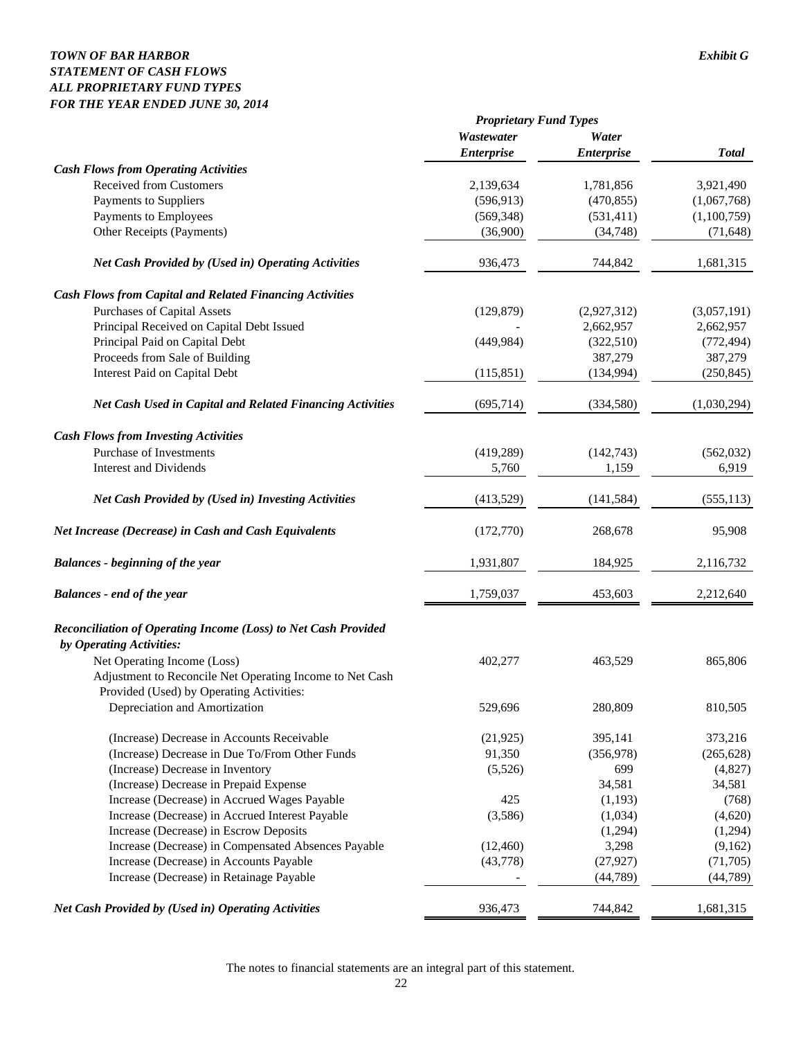***TOWN OF BAR HARBOR***
***STATEMENT OF CASH FLOWS***
***ALL PROPRIETARY FUND TYPES***
***FOR THE YEAR ENDED JUNE 30, 2014***

***Exhibit G***

| | ***Proprietary Fund Types*** | | |
|---|---|---|---|
| | ***Wastewater Enterprise*** | ***Water Enterprise*** | ***Total*** |
| ***Cash Flows from Operating Activities*** | | | |
| Received from Customers | 2,139,634 | 1,781,856 | 3,921,490 |
| Payments to Suppliers | (596,913) | (470,855) | (1,067,768) |
| Payments to Employees | (569,348) | (531,411) | (1,100,759) |
| Other Receipts (Payments) | (36,900) | (34,748) | (71,648) |
| ***Net Cash Provided by (Used in) Operating Activities*** | 936,473 | 744,842 | 1,681,315 |
| ***Cash Flows from Capital and Related Financing Activities*** | | | |
| Purchases of Capital Assets | (129,879) | (2,927,312) | (3,057,191) |
| Principal Received on Capital Debt Issued | - | 2,662,957 | 2,662,957 |
| Principal Paid on Capital Debt | (449,984) | (322,510) | (772,494) |
| Proceeds from Sale of Building | | 387,279 | 387,279 |
| Interest Paid on Capital Debt | (115,851) | (134,994) | (250,845) |
| ***Net Cash Used in Capital and Related Financing Activities*** | (695,714) | (334,580) | (1,030,294) |
| ***Cash Flows from Investing Activities*** | | | |
| Purchase of Investments | (419,289) | (142,743) | (562,032) |
| Interest and Dividends | 5,760 | 1,159 | 6,919 |
| ***Net Cash Provided by (Used in) Investing Activities*** | (413,529) | (141,584) | (555,113) |
| ***Net Increase (Decrease) in Cash and Cash Equivalents*** | (172,770) | 268,678 | 95,908 |
| ***Balances - beginning of the year*** | 1,931,807 | 184,925 | 2,116,732 |
| ***Balances - end of the year*** | 1,759,037 | 453,603 | 2,212,640 |
| ***Reconciliation of Operating Income (Loss) to Net Cash Provided by Operating Activities:*** | | | |
| Net Operating Income (Loss) | 402,277 | 463,529 | 865,806 |
| Adjustment to Reconcile Net Operating Income to Net Cash Provided (Used) by Operating Activities: | | | |
| Depreciation and Amortization | 529,696 | 280,809 | 810,505 |
| (Increase) Decrease in Accounts Receivable | (21,925) | 395,141 | 373,216 |
| (Increase) Decrease in Due To/From Other Funds | 91,350 | (356,978) | (265,628) |
| (Increase) Decrease in Inventory | (5,526) | 699 | (4,827) |
| (Increase) Decrease in Prepaid Expense | | 34,581 | 34,581 |
| Increase (Decrease) in Accrued Wages Payable | 425 | (1,193) | (768) |
| Increase (Decrease) in Accrued Interest Payable | (3,586) | (1,034) | (4,620) |
| Increase (Decrease) in Escrow Deposits | | (1,294) | (1,294) |
| Increase (Decrease) in Compensated Absences Payable | (12,460) | 3,298 | (9,162) |
| Increase (Decrease) in Accounts Payable | (43,778) | (27,927) | (71,705) |
| Increase (Decrease) in Retainage Payable | - | (44,789) | (44,789) |
| ***Net Cash Provided by (Used in) Operating Activities*** | 936,473 | 744,842 | 1,681,315 |

The notes to financial statements are an integral part of this statement.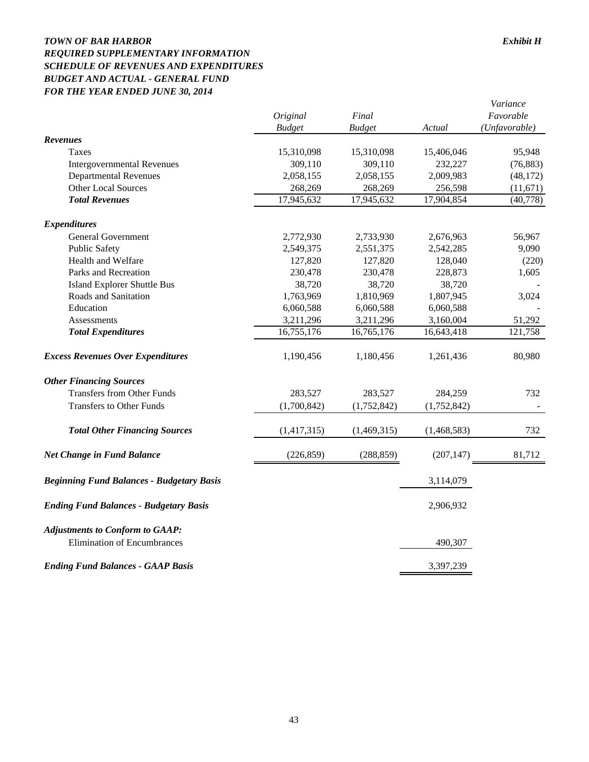***TOWN OF BAR HARBOR*** ***Exhibit H***

***REQUIRED SUPPLEMENTARY INFORMATION***

***SCHEDULE OF REVENUES AND EXPENDITURES***

***BUDGET AND ACTUAL - GENERAL FUND***

***FOR THE YEAR ENDED JUNE 30, 2014***

| | *Original Budget* | *Final Budget* | *Actual* | *Variance Favorable (Unfavorable)* |
|---|---|---|---|---|
| ***Revenues*** | | | | |
| Taxes | 15,310,098 | 15,310,098 | 15,406,046 | 95,948 |
| Intergovernmental Revenues | 309,110 | 309,110 | 232,227 | (76,883) |
| Departmental Revenues | 2,058,155 | 2,058,155 | 2,009,983 | (48,172) |
| Other Local Sources | 268,269 | 268,269 | 256,598 | (11,671) |
| ***Total Revenues*** | 17,945,632 | 17,945,632 | 17,904,854 | (40,778) |
| ***Expenditures*** | | | | |
| General Government | 2,772,930 | 2,733,930 | 2,676,963 | 56,967 |
| Public Safety | 2,549,375 | 2,551,375 | 2,542,285 | 9,090 |
| Health and Welfare | 127,820 | 127,820 | 128,040 | (220) |
| Parks and Recreation | 230,478 | 230,478 | 228,873 | 1,605 |
| Island Explorer Shuttle Bus | 38,720 | 38,720 | 38,720 | - |
| Roads and Sanitation | 1,763,969 | 1,810,969 | 1,807,945 | 3,024 |
| Education | 6,060,588 | 6,060,588 | 6,060,588 | - |
| Assessments | 3,211,296 | 3,211,296 | 3,160,004 | 51,292 |
| ***Total Expenditures*** | 16,755,176 | 16,765,176 | 16,643,418 | 121,758 |
| ***Excess Revenues Over Expenditures*** | 1,190,456 | 1,180,456 | 1,261,436 | 80,980 |
| ***Other Financing Sources*** | | | | |
| Transfers from Other Funds | 283,527 | 283,527 | 284,259 | 732 |
| Transfers to Other Funds | (1,700,842) | (1,752,842) | (1,752,842) | - |
| ***Total Other Financing Sources*** | (1,417,315) | (1,469,315) | (1,468,583) | 732 |
| ***Net Change in Fund Balance*** | (226,859) | (288,859) | (207,147) | 81,712 |
| ***Beginning Fund Balances - Budgetary Basis*** | | | 3,114,079 | |
| ***Ending Fund Balances - Budgetary Basis*** | | | 2,906,932 | |
| ***Adjustments to Conform to GAAP:*** | | | | |
| Elimination of Encumbrances | | | 490,307 | |
| ***Ending Fund Balances - GAAP Basis*** | | | 3,397,239 | |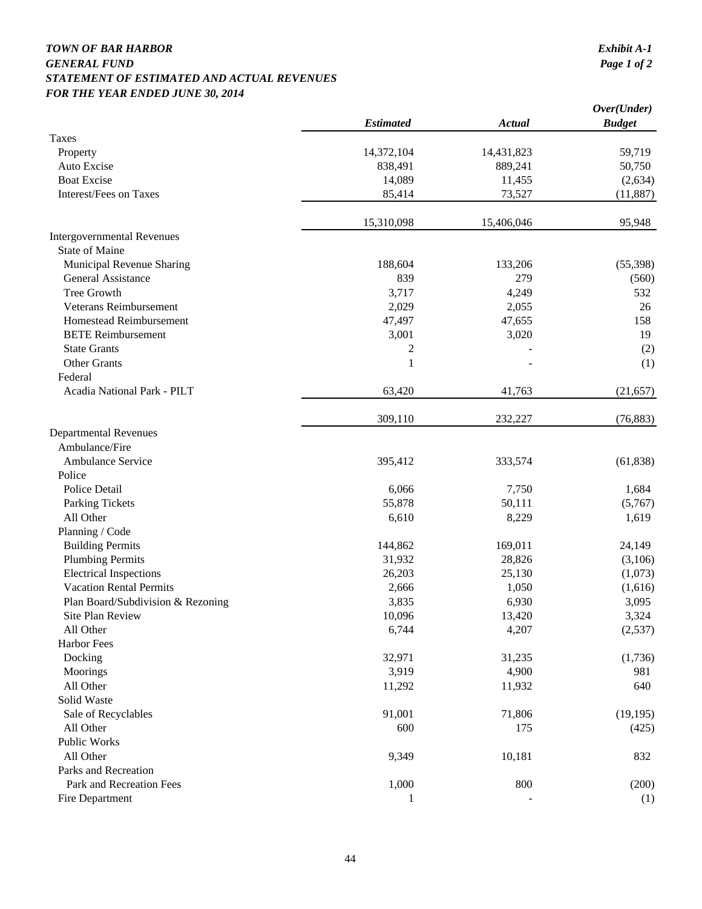***TOWN OF BAR HARBOR***
***GENERAL FUND***
***STATEMENT OF ESTIMATED AND ACTUAL REVENUES***
***FOR THE YEAR ENDED JUNE 30, 2014***

***Exhibit A-1***
***Page 1 of 2***

| | *Estimated* | *Actual* | *Over(Under) Budget* |
|---|---|---|---|
| Taxes | | | |
| Property | 14,372,104 | 14,431,823 | 59,719 |
| Auto Excise | 838,491 | 889,241 | 50,750 |
| Boat Excise | 14,089 | 11,455 | (2,634) |
| Interest/Fees on Taxes | 85,414 | 73,527 | (11,887) |
| | 15,310,098 | 15,406,046 | 95,948 |
| Intergovernmental Revenues | | | |
| State of Maine | | | |
| Municipal Revenue Sharing | 188,604 | 133,206 | (55,398) |
| General Assistance | 839 | 279 | (560) |
| Tree Growth | 3,717 | 4,249 | 532 |
| Veterans Reimbursement | 2,029 | 2,055 | 26 |
| Homestead Reimbursement | 47,497 | 47,655 | 158 |
| BETE Reimbursement | 3,001 | 3,020 | 19 |
| State Grants | 2 | - | (2) |
| Other Grants | 1 | - | (1) |
| Federal | | | |
| Acadia National Park - PILT | 63,420 | 41,763 | (21,657) |
| | 309,110 | 232,227 | (76,883) |
| Departmental Revenues | | | |
| Ambulance/Fire | | | |
| Ambulance Service | 395,412 | 333,574 | (61,838) |
| Police | | | |
| Police Detail | 6,066 | 7,750 | 1,684 |
| Parking Tickets | 55,878 | 50,111 | (5,767) |
| All Other | 6,610 | 8,229 | 1,619 |
| Planning / Code | | | |
| Building Permits | 144,862 | 169,011 | 24,149 |
| Plumbing Permits | 31,932 | 28,826 | (3,106) |
| Electrical Inspections | 26,203 | 25,130 | (1,073) |
| Vacation Rental Permits | 2,666 | 1,050 | (1,616) |
| Plan Board/Subdivision & Rezoning | 3,835 | 6,930 | 3,095 |
| Site Plan Review | 10,096 | 13,420 | 3,324 |
| All Other | 6,744 | 4,207 | (2,537) |
| Harbor Fees | | | |
| Docking | 32,971 | 31,235 | (1,736) |
| Moorings | 3,919 | 4,900 | 981 |
| All Other | 11,292 | 11,932 | 640 |
| Solid Waste | | | |
| Sale of Recyclables | 91,001 | 71,806 | (19,195) |
| All Other | 600 | 175 | (425) |
| Public Works | | | |
| All Other | 9,349 | 10,181 | 832 |
| Parks and Recreation | | | |
| Park and Recreation Fees | 1,000 | 800 | (200) |
| Fire Department | 1 | - | (1) |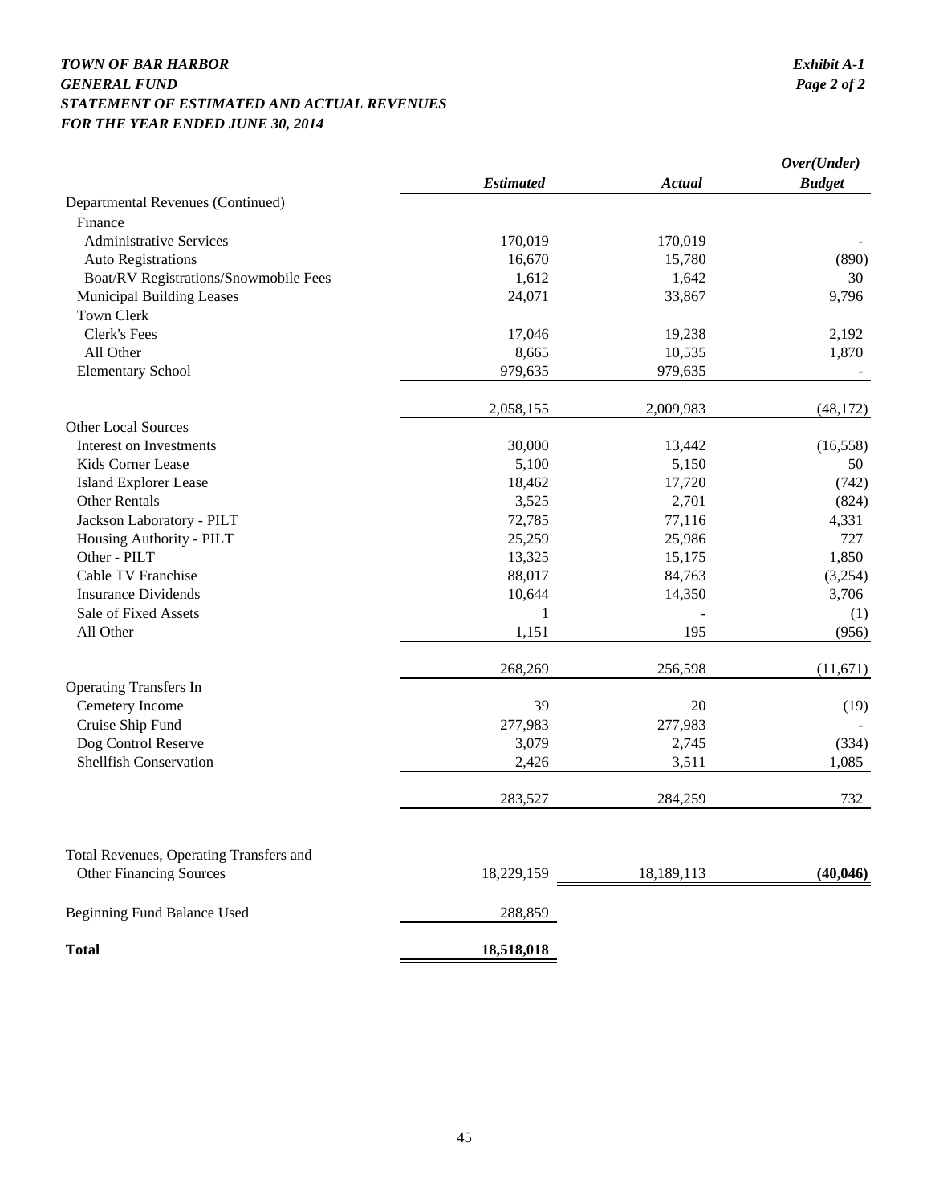# *TOWN OF BAR HARBOR*

*Exhibit A-1*
*Page 2 of 2*

## *GENERAL FUND*
## *STATEMENT OF ESTIMATED AND ACTUAL REVENUES*
## *FOR THE YEAR ENDED JUNE 30, 2014*

| | *Estimated* | *Actual* | *Over(Under) Budget* |
|---|---|---|---|
| Departmental Revenues (Continued) | | | |
| Finance | | | |
| Administrative Services | 170,019 | 170,019 | - |
| Auto Registrations | 16,670 | 15,780 | (890) |
| Boat/RV Registrations/Snowmobile Fees | 1,612 | 1,642 | 30 |
| Municipal Building Leases | 24,071 | 33,867 | 9,796 |
| Town Clerk | | | |
| Clerk's Fees | 17,046 | 19,238 | 2,192 |
| All Other | 8,665 | 10,535 | 1,870 |
| Elementary School | 979,635 | 979,635 | - |
| | 2,058,155 | 2,009,983 | (48,172) |
| Other Local Sources | | | |
| Interest on Investments | 30,000 | 13,442 | (16,558) |
| Kids Corner Lease | 5,100 | 5,150 | 50 |
| Island Explorer Lease | 18,462 | 17,720 | (742) |
| Other Rentals | 3,525 | 2,701 | (824) |
| Jackson Laboratory - PILT | 72,785 | 77,116 | 4,331 |
| Housing Authority - PILT | 25,259 | 25,986 | 727 |
| Other - PILT | 13,325 | 15,175 | 1,850 |
| Cable TV Franchise | 88,017 | 84,763 | (3,254) |
| Insurance Dividends | 10,644 | 14,350 | 3,706 |
| Sale of Fixed Assets | 1 | - | (1) |
| All Other | 1,151 | 195 | (956) |
| | 268,269 | 256,598 | (11,671) |
| Operating Transfers In | | | |
| Cemetery Income | 39 | 20 | (19) |
| Cruise Ship Fund | 277,983 | 277,983 | - |
| Dog Control Reserve | 3,079 | 2,745 | (334) |
| Shellfish Conservation | 2,426 | 3,511 | 1,085 |
| | 283,527 | 284,259 | 732 |
| Total Revenues, Operating Transfers and Other Financing Sources | 18,229,159 | 18,189,113 | **(40,046)** |
| Beginning Fund Balance Used | 288,859 | | |
| **Total** | **18,518,018** | | |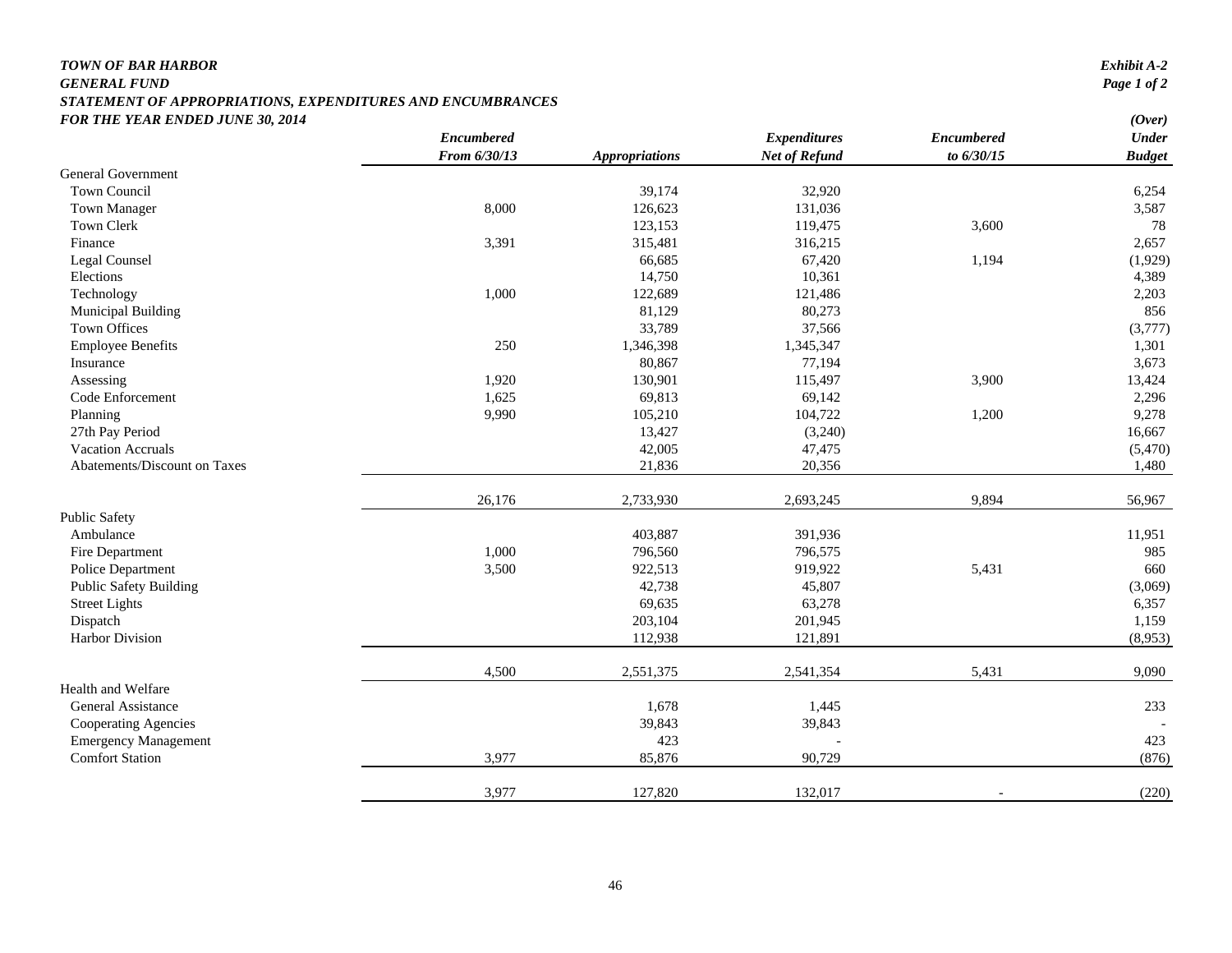***TOWN OF BAR HARBOR***
***GENERAL FUND***
***STATEMENT OF APPROPRIATIONS, EXPENDITURES AND ENCUMBRANCES***
***FOR THE YEAR ENDED JUNE 30, 2014***

***Exhibit A-2***
***Page 1 of 2***

| | *Encumbered From 6/30/13* | *Appropriations* | *Expenditures Net of Refund* | *Encumbered to 6/30/15* | *(Over) Under Budget* |
|---|---|---|---|---|---|
| General Government | | | | | |
| Town Council | | 39,174 | 32,920 | | 6,254 |
| Town Manager | 8,000 | 126,623 | 131,036 | | 3,587 |
| Town Clerk | | 123,153 | 119,475 | 3,600 | 78 |
| Finance | 3,391 | 315,481 | 316,215 | | 2,657 |
| Legal Counsel | | 66,685 | 67,420 | 1,194 | (1,929) |
| Elections | | 14,750 | 10,361 | | 4,389 |
| Technology | 1,000 | 122,689 | 121,486 | | 2,203 |
| Municipal Building | | 81,129 | 80,273 | | 856 |
| Town Offices | | 33,789 | 37,566 | | (3,777) |
| Employee Benefits | 250 | 1,346,398 | 1,345,347 | | 1,301 |
| Insurance | | 80,867 | 77,194 | | 3,673 |
| Assessing | 1,920 | 130,901 | 115,497 | 3,900 | 13,424 |
| Code Enforcement | 1,625 | 69,813 | 69,142 | | 2,296 |
| Planning | 9,990 | 105,210 | 104,722 | 1,200 | 9,278 |
| 27th Pay Period | | 13,427 | (3,240) | | 16,667 |
| Vacation Accruals | | 42,005 | 47,475 | | (5,470) |
| Abatements/Discount on Taxes | | 21,836 | 20,356 | | 1,480 |
| | 26,176 | 2,733,930 | 2,693,245 | 9,894 | 56,967 |
| Public Safety | | | | | |
| Ambulance | | 403,887 | 391,936 | | 11,951 |
| Fire Department | 1,000 | 796,560 | 796,575 | | 985 |
| Police Department | 3,500 | 922,513 | 919,922 | 5,431 | 660 |
| Public Safety Building | | 42,738 | 45,807 | | (3,069) |
| Street Lights | | 69,635 | 63,278 | | 6,357 |
| Dispatch | | 203,104 | 201,945 | | 1,159 |
| Harbor Division | | 112,938 | 121,891 | | (8,953) |
| | 4,500 | 2,551,375 | 2,541,354 | 5,431 | 9,090 |
| Health and Welfare | | | | | |
| General Assistance | | 1,678 | 1,445 | | 233 |
| Cooperating Agencies | | 39,843 | 39,843 | | - |
| Emergency Management | | 423 | - | | 423 |
| Comfort Station | 3,977 | 85,876 | 90,729 | | (876) |
| | 3,977 | 127,820 | 132,017 | - | (220) |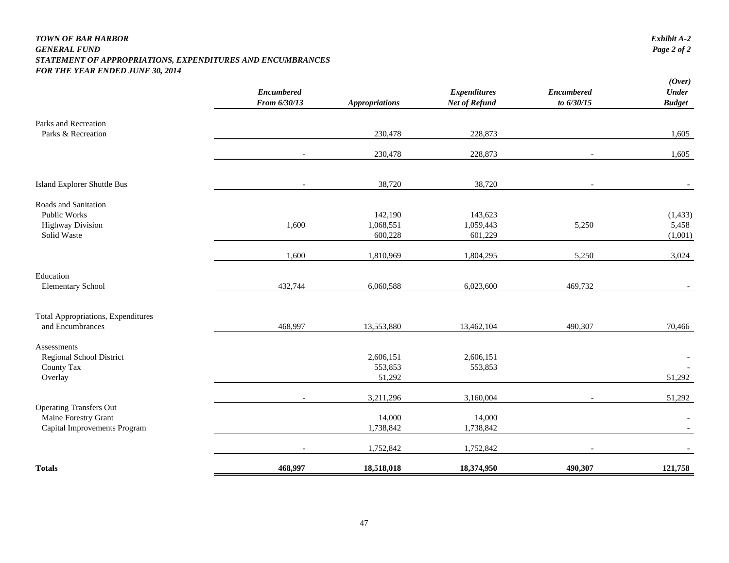***TOWN OF BAR HARBOR***
***GENERAL FUND***
***STATEMENT OF APPROPRIATIONS, EXPENDITURES AND ENCUMBRANCES***
***FOR THE YEAR ENDED JUNE 30, 2014***

***Exhibit A-2***
***Page 2 of 2***

| | *Encumbered From 6/30/13* | *Appropriations* | *Expenditures Net of Refund* | *Encumbered to 6/30/15* | *(Over) Under Budget* |
|---|---|---|---|---|---|
| Parks and Recreation | | | | | |
| Parks & Recreation | | 230,478 | 228,873 | | 1,605 |
| | - | 230,478 | 228,873 | - | 1,605 |
| Island Explorer Shuttle Bus | - | 38,720 | 38,720 | - | - |
| Roads and Sanitation | | | | | |
| Public Works | | 142,190 | 143,623 | | (1,433) |
| Highway Division | 1,600 | 1,068,551 | 1,059,443 | 5,250 | 5,458 |
| Solid Waste | | 600,228 | 601,229 | | (1,001) |
| | 1,600 | 1,810,969 | 1,804,295 | 5,250 | 3,024 |
| Education | | | | | |
| Elementary School | 432,744 | 6,060,588 | 6,023,600 | 469,732 | - |
| Total Appropriations, Expenditures and Encumbrances | 468,997 | 13,553,880 | 13,462,104 | 490,307 | 70,466 |
| Assessments | | | | | |
| Regional School District | | 2,606,151 | 2,606,151 | | - |
| County Tax | | 553,853 | 553,853 | | - |
| Overlay | | 51,292 | | | 51,292 |
| | - | 3,211,296 | 3,160,004 | - | 51,292 |
| Operating Transfers Out | | | | | |
| Maine Forestry Grant | | 14,000 | 14,000 | | - |
| Capital Improvements Program | | 1,738,842 | 1,738,842 | | - |
| | - | 1,752,842 | 1,752,842 | - | - |
| **Totals** | **468,997** | **18,518,018** | **18,374,950** | **490,307** | **121,758** |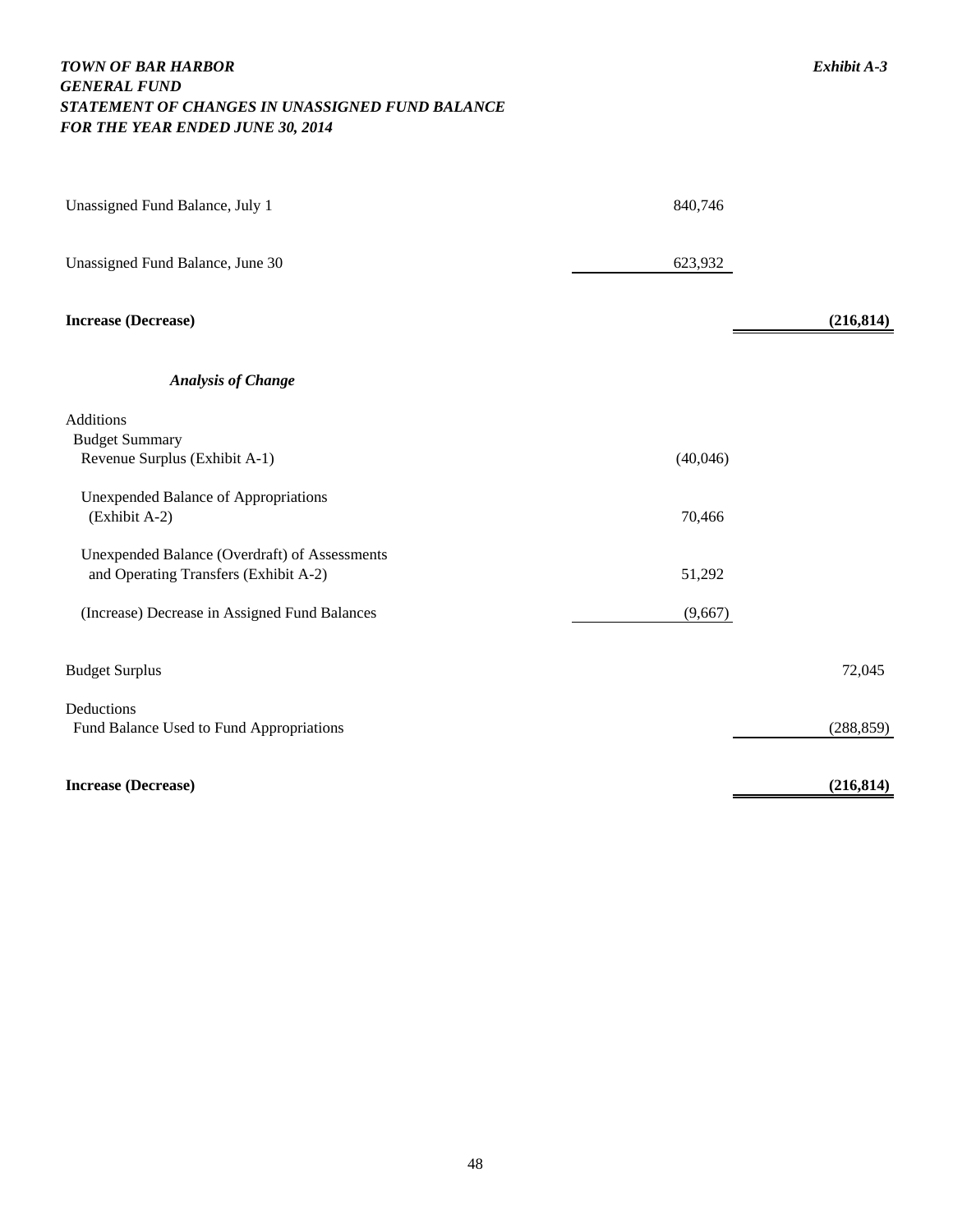***TOWN OF BAR HARBOR*** — ***Exhibit A-3***

***GENERAL FUND***

***STATEMENT OF CHANGES IN UNASSIGNED FUND BALANCE***

***FOR THE YEAR ENDED JUNE 30, 2014***

| | | |
|---|---|---|
| Unassigned Fund Balance, July 1 | 840,746 | |
| Unassigned Fund Balance, June 30 | 623,932 | |
| **Increase (Decrease)** | | **(216,814)** |
| ***Analysis of Change*** | | |
| Additions | | |
| Budget Summary | | |
| Revenue Surplus (Exhibit A-1) | (40,046) | |
| Unexpended Balance of Appropriations (Exhibit A-2) | 70,466 | |
| Unexpended Balance (Overdraft) of Assessments and Operating Transfers (Exhibit A-2) | 51,292 | |
| (Increase) Decrease in Assigned Fund Balances | (9,667) | |
| Budget Surplus | | 72,045 |
| Deductions | | |
| Fund Balance Used to Fund Appropriations | | (288,859) |
| **Increase (Decrease)** | | **(216,814)** |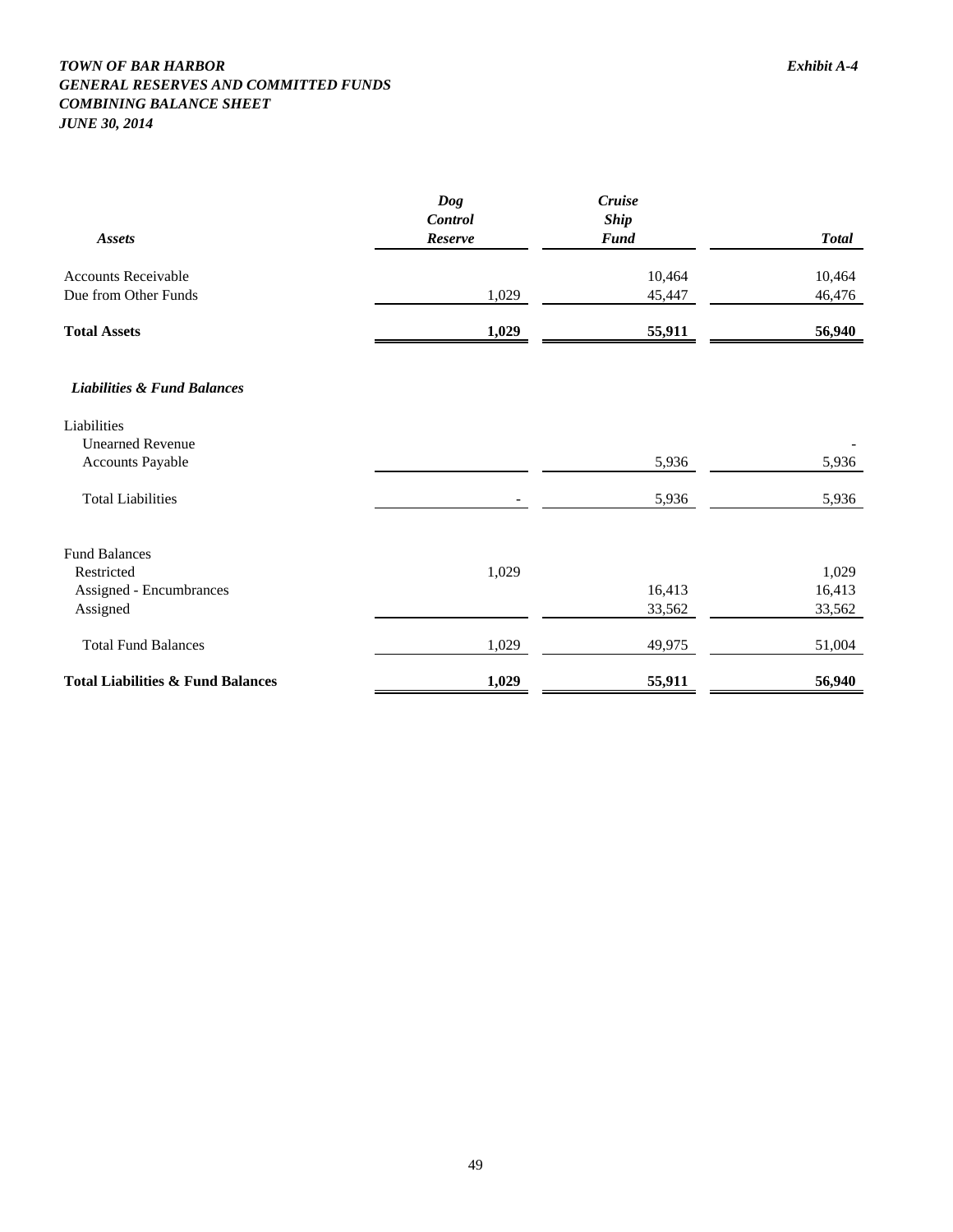***TOWN OF BAR HARBOR*** ***Exhibit A-4***

***GENERAL RESERVES AND COMMITTED FUNDS***

***COMBINING BALANCE SHEET***

***JUNE 30, 2014***

| ***Assets*** | ***Dog Control Reserve*** | ***Cruise Ship Fund*** | ***Total*** |
|---|---|---|---|
| Accounts Receivable | | 10,464 | 10,464 |
| Due from Other Funds | 1,029 | 45,447 | 46,476 |
| **Total Assets** | **1,029** | **55,911** | **56,940** |
| ***Liabilities & Fund Balances*** | | | |
| Liabilities | | | |
| Unearned Revenue | | | - |
| Accounts Payable | | 5,936 | 5,936 |
| Total Liabilities | - | 5,936 | 5,936 |
| Fund Balances | | | |
| Restricted | 1,029 | | 1,029 |
| Assigned - Encumbrances | | 16,413 | 16,413 |
| Assigned | | 33,562 | 33,562 |
| Total Fund Balances | 1,029 | 49,975 | 51,004 |
| **Total Liabilities & Fund Balances** | **1,029** | **55,911** | **56,940** |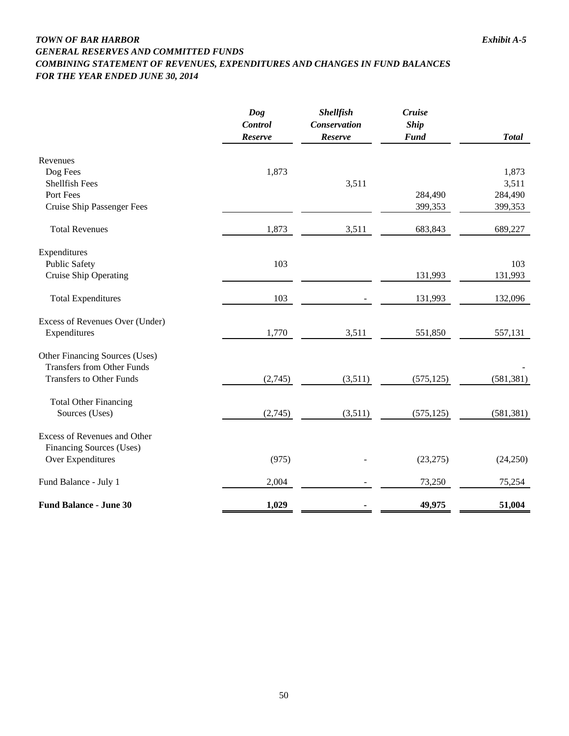***TOWN OF BAR HARBOR*** ***Exhibit A-5***

***GENERAL RESERVES AND COMMITTED FUNDS***

***COMBINING STATEMENT OF REVENUES, EXPENDITURES AND CHANGES IN FUND BALANCES***

***FOR THE YEAR ENDED JUNE 30, 2014***

| | ***Dog Control Reserve*** | ***Shellfish Conservation Reserve*** | ***Cruise Ship Fund*** | ***Total*** |
|---|---|---|---|---|
| Revenues | | | | |
| Dog Fees | 1,873 | | | 1,873 |
| Shellfish Fees | | 3,511 | | 3,511 |
| Port Fees | | | 284,490 | 284,490 |
| Cruise Ship Passenger Fees | | | 399,353 | 399,353 |
| Total Revenues | 1,873 | 3,511 | 683,843 | 689,227 |
| Expenditures | | | | |
| Public Safety | 103 | | | 103 |
| Cruise Ship Operating | | | 131,993 | 131,993 |
| Total Expenditures | 103 | - | 131,993 | 132,096 |
| Excess of Revenues Over (Under) Expenditures | 1,770 | 3,511 | 551,850 | 557,131 |
| Other Financing Sources (Uses) | | | | |
| Transfers from Other Funds | | | | - |
| Transfers to Other Funds | (2,745) | (3,511) | (575,125) | (581,381) |
| Total Other Financing Sources (Uses) | (2,745) | (3,511) | (575,125) | (581,381) |
| Excess of Revenues and Other Financing Sources (Uses) Over Expenditures | (975) | - | (23,275) | (24,250) |
| Fund Balance - July 1 | 2,004 | - | 73,250 | 75,254 |
| **Fund Balance - June 30** | **1,029** | **-** | **49,975** | **51,004** |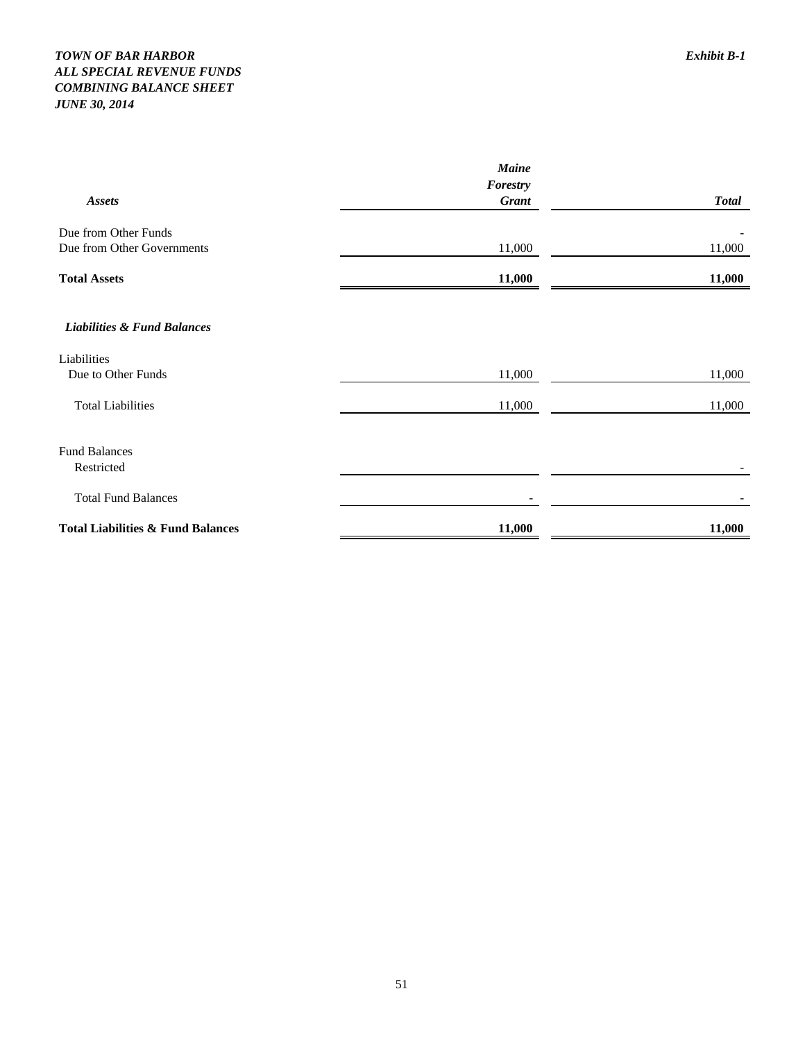***TOWN OF BAR HARBOR***
***ALL SPECIAL REVENUE FUNDS***
***COMBINING BALANCE SHEET***
***JUNE 30, 2014***

***Exhibit B-1***

| ***Assets*** | ***Maine Forestry Grant*** | ***Total*** |
|---|---|---|
| Due from Other Funds | | - |
| Due from Other Governments | 11,000 | 11,000 |
| **Total Assets** | **11,000** | **11,000** |
| ***Liabilities & Fund Balances*** | | |
| Liabilities | | |
| Due to Other Funds | 11,000 | 11,000 |
| Total Liabilities | 11,000 | 11,000 |
| Fund Balances | | |
| Restricted | | - |
| Total Fund Balances | - | - |
| **Total Liabilities & Fund Balances** | **11,000** | **11,000** |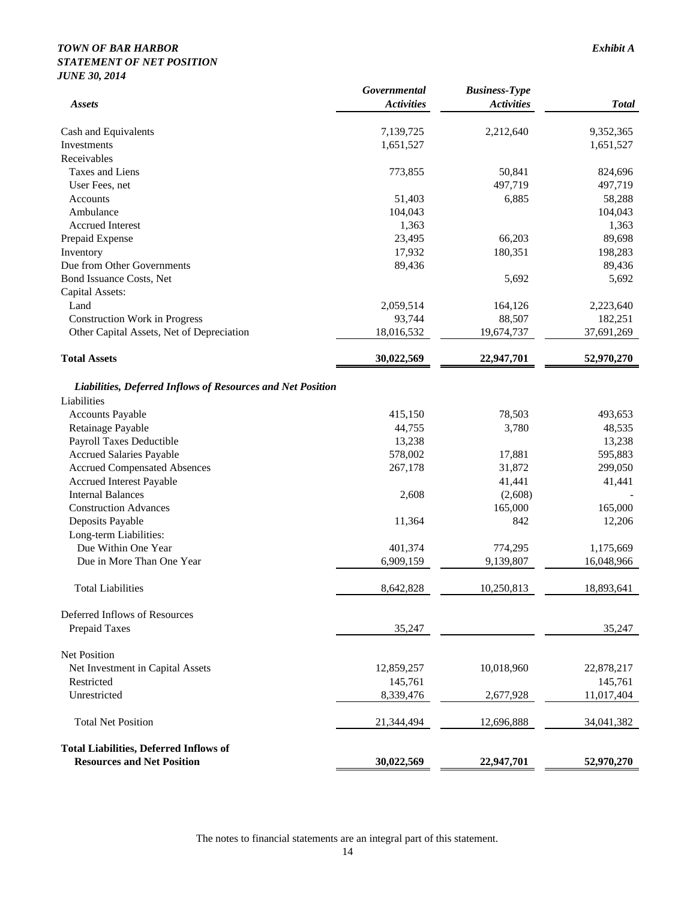***TOWN OF BAR HARBOR***
***STATEMENT OF NET POSITION***
***JUNE 30, 2014***

***Exhibit A***

| *Assets* | *Governmental Activities* | *Business-Type Activities* | *Total* |
|---|---|---|---|
| Cash and Equivalents | 7,139,725 | 2,212,640 | 9,352,365 |
| Investments | 1,651,527 | | 1,651,527 |
| Receivables | | | |
| Taxes and Liens | 773,855 | 50,841 | 824,696 |
| User Fees, net | | 497,719 | 497,719 |
| Accounts | 51,403 | 6,885 | 58,288 |
| Ambulance | 104,043 | | 104,043 |
| Accrued Interest | 1,363 | | 1,363 |
| Prepaid Expense | 23,495 | 66,203 | 89,698 |
| Inventory | 17,932 | 180,351 | 198,283 |
| Due from Other Governments | 89,436 | | 89,436 |
| Bond Issuance Costs, Net | | 5,692 | 5,692 |
| Capital Assets: | | | |
| Land | 2,059,514 | 164,126 | 2,223,640 |
| Construction Work in Progress | 93,744 | 88,507 | 182,251 |
| Other Capital Assets, Net of Depreciation | 18,016,532 | 19,674,737 | 37,691,269 |
| **Total Assets** | **30,022,569** | **22,947,701** | **52,970,270** |
| ***Liabilities, Deferred Inflows of Resources and Net Position*** | | | |
| Liabilities | | | |
| Accounts Payable | 415,150 | 78,503 | 493,653 |
| Retainage Payable | 44,755 | 3,780 | 48,535 |
| Payroll Taxes Deductible | 13,238 | | 13,238 |
| Accrued Salaries Payable | 578,002 | 17,881 | 595,883 |
| Accrued Compensated Absences | 267,178 | 31,872 | 299,050 |
| Accrued Interest Payable | | 41,441 | 41,441 |
| Internal Balances | 2,608 | (2,608) | - |
| Construction Advances | | 165,000 | 165,000 |
| Deposits Payable | 11,364 | 842 | 12,206 |
| Long-term Liabilities: | | | |
| Due Within One Year | 401,374 | 774,295 | 1,175,669 |
| Due in More Than One Year | 6,909,159 | 9,139,807 | 16,048,966 |
| Total Liabilities | 8,642,828 | 10,250,813 | 18,893,641 |
| Deferred Inflows of Resources | | | |
| Prepaid Taxes | 35,247 | | 35,247 |
| Net Position | | | |
| Net Investment in Capital Assets | 12,859,257 | 10,018,960 | 22,878,217 |
| Restricted | 145,761 | | 145,761 |
| Unrestricted | 8,339,476 | 2,677,928 | 11,017,404 |
| Total Net Position | 21,344,494 | 12,696,888 | 34,041,382 |
| **Total Liabilities, Deferred Inflows of Resources and Net Position** | **30,022,569** | **22,947,701** | **52,970,270** |

The notes to financial statements are an integral part of this statement.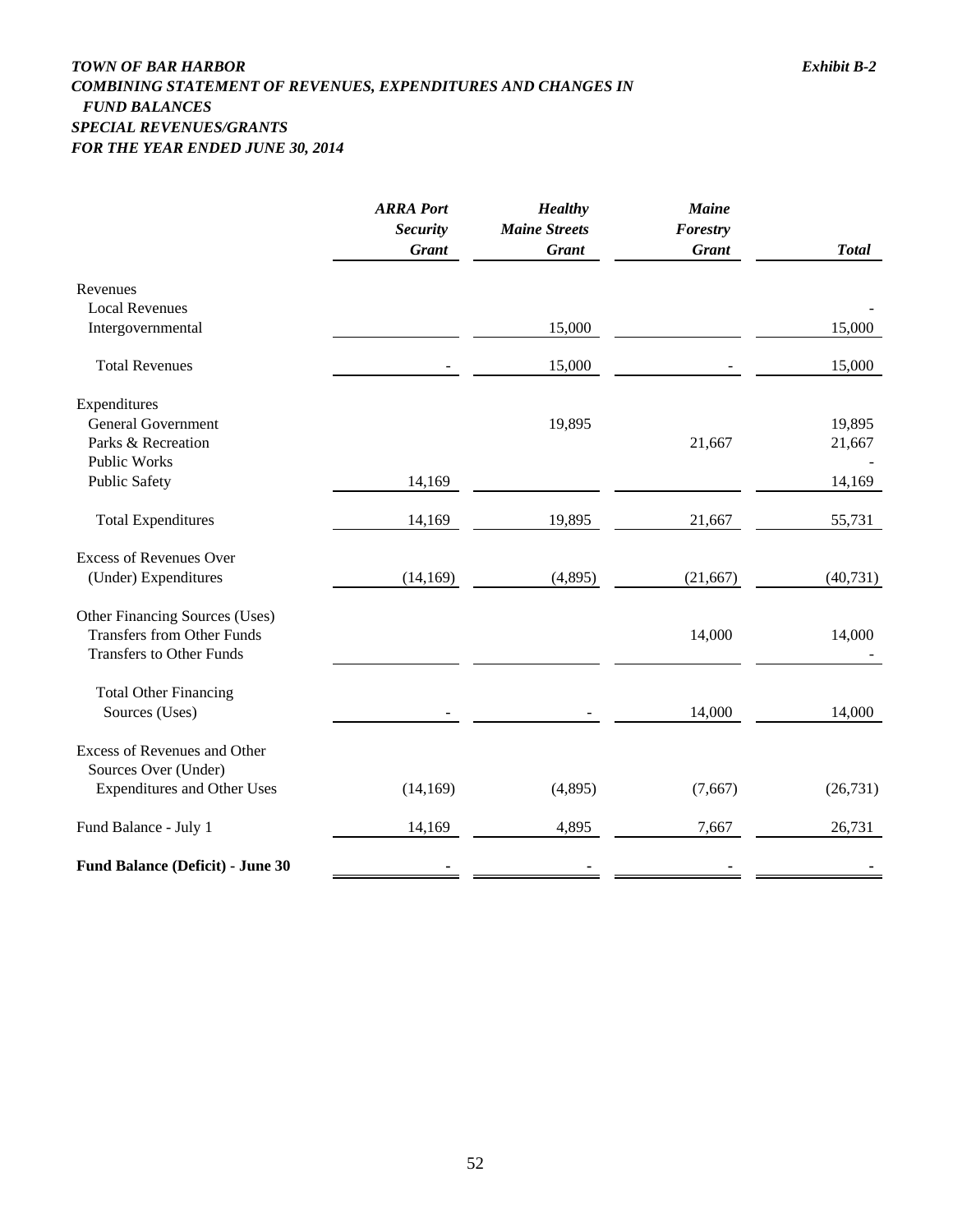***TOWN OF BAR HARBOR*** ***Exhibit B-2***

***COMBINING STATEMENT OF REVENUES, EXPENDITURES AND CHANGES IN FUND BALANCES***

***SPECIAL REVENUES/GRANTS***

***FOR THE YEAR ENDED JUNE 30, 2014***

| | ***ARRA Port Security Grant*** | ***Healthy Maine Streets Grant*** | ***Maine Forestry Grant*** | ***Total*** |
|---|---|---|---|---|
| Revenues | | | | |
| Local Revenues | | | | - |
| Intergovernmental | | 15,000 | | 15,000 |
| Total Revenues | - | 15,000 | - | 15,000 |
| Expenditures | | | | |
| General Government | | 19,895 | | 19,895 |
| Parks & Recreation | | | 21,667 | 21,667 |
| Public Works | | | | - |
| Public Safety | 14,169 | | | 14,169 |
| Total Expenditures | 14,169 | 19,895 | 21,667 | 55,731 |
| Excess of Revenues Over (Under) Expenditures | (14,169) | (4,895) | (21,667) | (40,731) |
| Other Financing Sources (Uses) | | | | |
| Transfers from Other Funds | | | 14,000 | 14,000 |
| Transfers to Other Funds | | | | - |
| Total Other Financing Sources (Uses) | - | - | 14,000 | 14,000 |
| Excess of Revenues and Other Sources Over (Under) Expenditures and Other Uses | (14,169) | (4,895) | (7,667) | (26,731) |
| Fund Balance - July 1 | 14,169 | 4,895 | 7,667 | 26,731 |
| **Fund Balance (Deficit) - June 30** | - | - | - | - |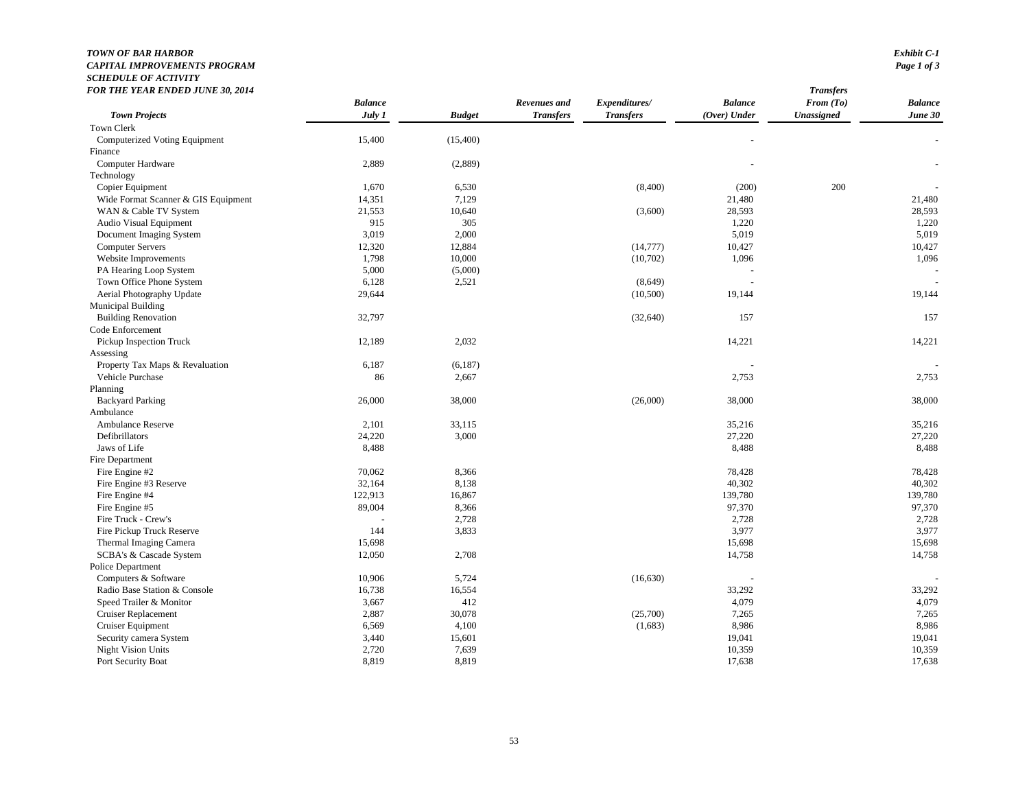***TOWN OF BAR HARBOR***
***CAPITAL IMPROVEMENTS PROGRAM***
***SCHEDULE OF ACTIVITY***
***FOR THE YEAR ENDED JUNE 30, 2014***

***Exhibit C-1***
***Page 1 of 3***

| *Town Projects* | *Balance July 1* | *Budget* | *Revenues and Transfers* | *Expenditures/ Transfers* | *Balance (Over) Under* | *Transfers From (To) Unassigned* | *Balance June 30* |
|---|---|---|---|---|---|---|---|
| Town Clerk | | | | | | | |
| Computerized Voting Equipment | 15,400 | (15,400) | | | - | | - |
| Finance | | | | | | | |
| Computer Hardware | 2,889 | (2,889) | | | - | | - |
| Technology | | | | | | | |
| Copier Equipment | 1,670 | 6,530 | | (8,400) | (200) | 200 | - |
| Wide Format Scanner & GIS Equipment | 14,351 | 7,129 | | | 21,480 | | 21,480 |
| WAN & Cable TV System | 21,553 | 10,640 | | (3,600) | 28,593 | | 28,593 |
| Audio Visual Equipment | 915 | 305 | | | 1,220 | | 1,220 |
| Document Imaging System | 3,019 | 2,000 | | | 5,019 | | 5,019 |
| Computer Servers | 12,320 | 12,884 | | (14,777) | 10,427 | | 10,427 |
| Website Improvements | 1,798 | 10,000 | | (10,702) | 1,096 | | 1,096 |
| PA Hearing Loop System | 5,000 | (5,000) | | | - | | - |
| Town Office Phone System | 6,128 | 2,521 | | (8,649) | - | | - |
| Aerial Photography Update | 29,644 | | | (10,500) | 19,144 | | 19,144 |
| Municipal Building | | | | | | | |
| Building Renovation | 32,797 | | | (32,640) | 157 | | 157 |
| Code Enforcement | | | | | | | |
| Pickup Inspection Truck | 12,189 | 2,032 | | | 14,221 | | 14,221 |
| Assessing | | | | | | | |
| Property Tax Maps & Revaluation | 6,187 | (6,187) | | | - | | - |
| Vehicle Purchase | 86 | 2,667 | | | 2,753 | | 2,753 |
| Planning | | | | | | | |
| Backyard Parking | 26,000 | 38,000 | | (26,000) | 38,000 | | 38,000 |
| Ambulance | | | | | | | |
| Ambulance Reserve | 2,101 | 33,115 | | | 35,216 | | 35,216 |
| Defibrillators | 24,220 | 3,000 | | | 27,220 | | 27,220 |
| Jaws of Life | 8,488 | | | | 8,488 | | 8,488 |
| Fire Department | | | | | | | |
| Fire Engine #2 | 70,062 | 8,366 | | | 78,428 | | 78,428 |
| Fire Engine #3 Reserve | 32,164 | 8,138 | | | 40,302 | | 40,302 |
| Fire Engine #4 | 122,913 | 16,867 | | | 139,780 | | 139,780 |
| Fire Engine #5 | 89,004 | 8,366 | | | 97,370 | | 97,370 |
| Fire Truck - Crew's | - | 2,728 | | | 2,728 | | 2,728 |
| Fire Pickup Truck Reserve | 144 | 3,833 | | | 3,977 | | 3,977 |
| Thermal Imaging Camera | 15,698 | | | | 15,698 | | 15,698 |
| SCBA's & Cascade System | 12,050 | 2,708 | | | 14,758 | | 14,758 |
| Police Department | | | | | | | |
| Computers & Software | 10,906 | 5,724 | | (16,630) | - | | - |
| Radio Base Station & Console | 16,738 | 16,554 | | | 33,292 | | 33,292 |
| Speed Trailer & Monitor | 3,667 | 412 | | | 4,079 | | 4,079 |
| Cruiser Replacement | 2,887 | 30,078 | | (25,700) | 7,265 | | 7,265 |
| Cruiser Equipment | 6,569 | 4,100 | | (1,683) | 8,986 | | 8,986 |
| Security camera System | 3,440 | 15,601 | | | 19,041 | | 19,041 |
| Night Vision Units | 2,720 | 7,639 | | | 10,359 | | 10,359 |
| Port Security Boat | 8,819 | 8,819 | | | 17,638 | | 17,638 |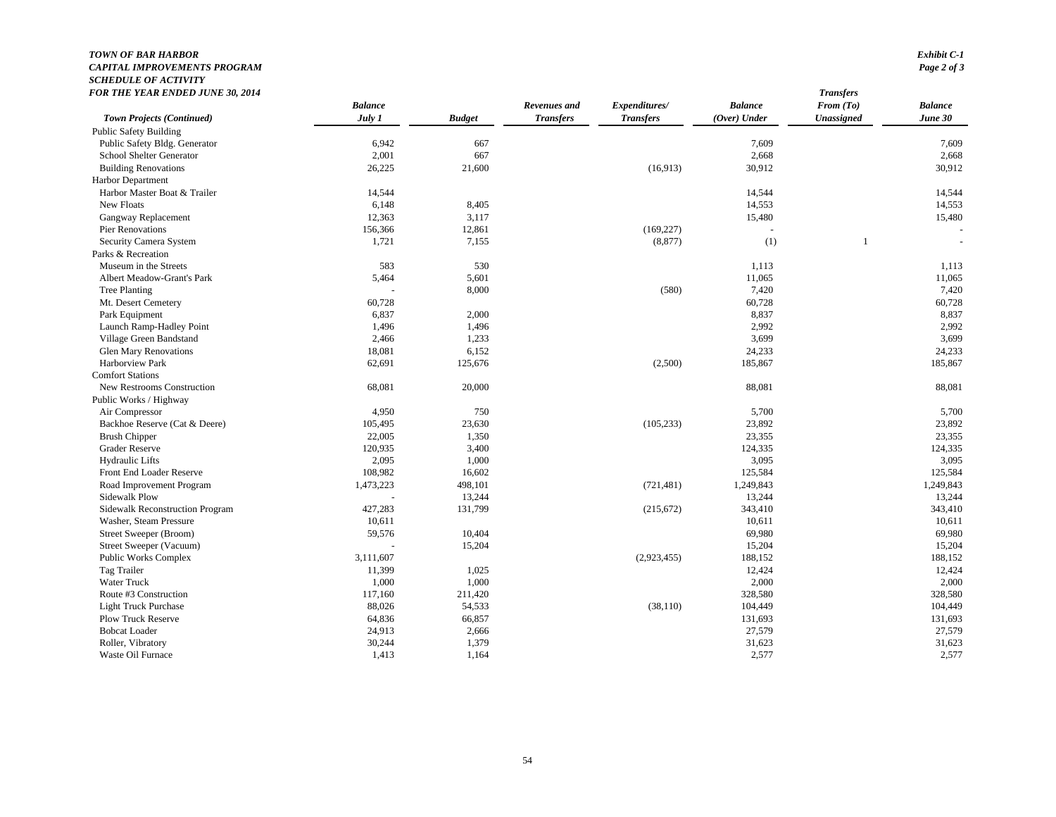***TOWN OF BAR HARBOR***
***CAPITAL IMPROVEMENTS PROGRAM***
***SCHEDULE OF ACTIVITY***
***FOR THE YEAR ENDED JUNE 30, 2014***

***Exhibit C-1***
***Page 2 of 3***

| *Town Projects (Continued)* | *Balance July 1* | *Budget* | *Revenues and Transfers* | *Expenditures/ Transfers* | *Balance (Over) Under* | *Transfers From (To) Unassigned* | *Balance June 30* |
|---|---|---|---|---|---|---|---|
| Public Safety Building | | | | | | | |
| Public Safety Bldg. Generator | 6,942 | 667 | | | 7,609 | | 7,609 |
| School Shelter Generator | 2,001 | 667 | | | 2,668 | | 2,668 |
| Building Renovations | 26,225 | 21,600 | | (16,913) | 30,912 | | 30,912 |
| Harbor Department | | | | | | | |
| Harbor Master Boat & Trailer | 14,544 | | | | 14,544 | | 14,544 |
| New Floats | 6,148 | 8,405 | | | 14,553 | | 14,553 |
| Gangway Replacement | 12,363 | 3,117 | | | 15,480 | | 15,480 |
| Pier Renovations | 156,366 | 12,861 | | (169,227) | - | | - |
| Security Camera System | 1,721 | 7,155 | | (8,877) | (1) | 1 | - |
| Parks & Recreation | | | | | | | |
| Museum in the Streets | 583 | 530 | | | 1,113 | | 1,113 |
| Albert Meadow-Grant's Park | 5,464 | 5,601 | | | 11,065 | | 11,065 |
| Tree Planting | - | 8,000 | | (580) | 7,420 | | 7,420 |
| Mt. Desert Cemetery | 60,728 | | | | 60,728 | | 60,728 |
| Park Equipment | 6,837 | 2,000 | | | 8,837 | | 8,837 |
| Launch Ramp-Hadley Point | 1,496 | 1,496 | | | 2,992 | | 2,992 |
| Village Green Bandstand | 2,466 | 1,233 | | | 3,699 | | 3,699 |
| Glen Mary Renovations | 18,081 | 6,152 | | | 24,233 | | 24,233 |
| Harborview Park | 62,691 | 125,676 | | (2,500) | 185,867 | | 185,867 |
| Comfort Stations | | | | | | | |
| New Restrooms Construction | 68,081 | 20,000 | | | 88,081 | | 88,081 |
| Public Works / Highway | | | | | | | |
| Air Compressor | 4,950 | 750 | | | 5,700 | | 5,700 |
| Backhoe Reserve (Cat & Deere) | 105,495 | 23,630 | | (105,233) | 23,892 | | 23,892 |
| Brush Chipper | 22,005 | 1,350 | | | 23,355 | | 23,355 |
| Grader Reserve | 120,935 | 3,400 | | | 124,335 | | 124,335 |
| Hydraulic Lifts | 2,095 | 1,000 | | | 3,095 | | 3,095 |
| Front End Loader Reserve | 108,982 | 16,602 | | | 125,584 | | 125,584 |
| Road Improvement Program | 1,473,223 | 498,101 | | (721,481) | 1,249,843 | | 1,249,843 |
| Sidewalk Plow | - | 13,244 | | | 13,244 | | 13,244 |
| Sidewalk Reconstruction Program | 427,283 | 131,799 | | (215,672) | 343,410 | | 343,410 |
| Washer, Steam Pressure | 10,611 | | | | 10,611 | | 10,611 |
| Street Sweeper (Broom) | 59,576 | 10,404 | | | 69,980 | | 69,980 |
| Street Sweeper (Vacuum) | - | 15,204 | | | 15,204 | | 15,204 |
| Public Works Complex | 3,111,607 | | | (2,923,455) | 188,152 | | 188,152 |
| Tag Trailer | 11,399 | 1,025 | | | 12,424 | | 12,424 |
| Water Truck | 1,000 | 1,000 | | | 2,000 | | 2,000 |
| Route #3 Construction | 117,160 | 211,420 | | | 328,580 | | 328,580 |
| Light Truck Purchase | 88,026 | 54,533 | | (38,110) | 104,449 | | 104,449 |
| Plow Truck Reserve | 64,836 | 66,857 | | | 131,693 | | 131,693 |
| Bobcat Loader | 24,913 | 2,666 | | | 27,579 | | 27,579 |
| Roller, Vibratory | 30,244 | 1,379 | | | 31,623 | | 31,623 |
| Waste Oil Furnace | 1,413 | 1,164 | | | 2,577 | | 2,577 |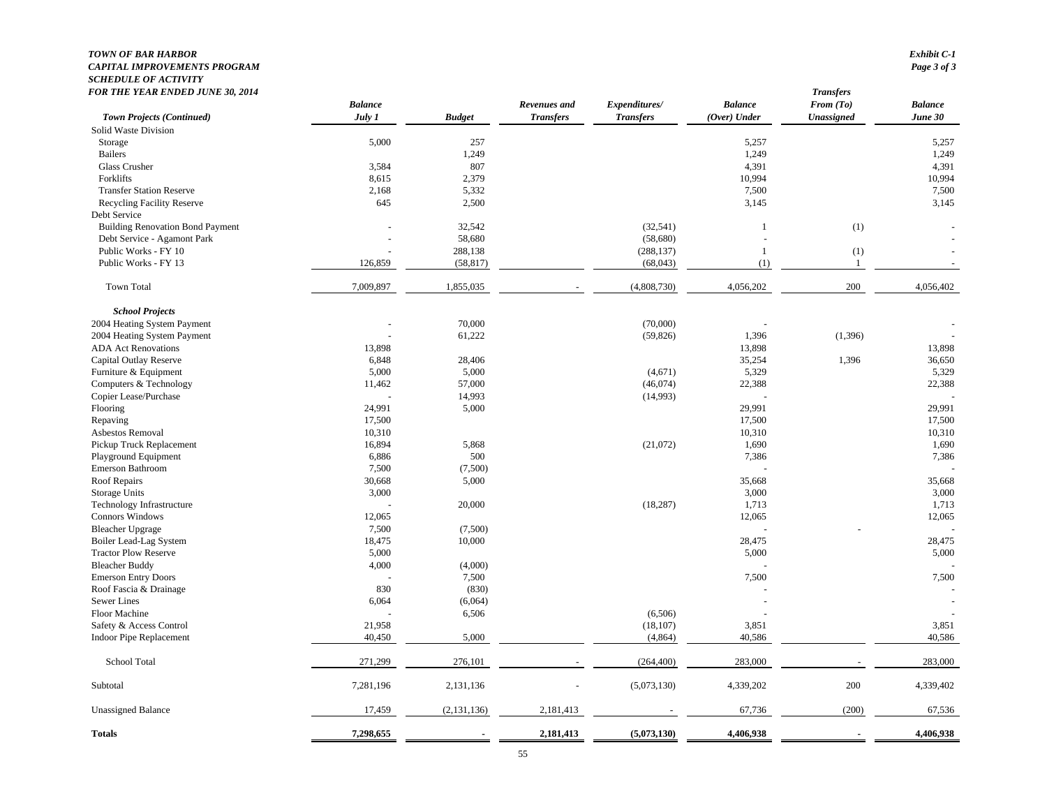***TOWN OF BAR HARBOR***
***CAPITAL IMPROVEMENTS PROGRAM***
***SCHEDULE OF ACTIVITY***
***FOR THE YEAR ENDED JUNE 30, 2014***

***Exhibit C-1***
***Page 3 of 3***

| *Town Projects (Continued)* | *Balance July 1* | *Budget* | *Revenues and Transfers* | *Expenditures/ Transfers* | *Balance (Over) Under* | *Transfers From (To) Unassigned* | *Balance June 30* |
|---|---|---|---|---|---|---|---|
| Solid Waste Division | | | | | | | |
| Storage | 5,000 | 257 | | | 5,257 | | 5,257 |
| Bailers | | 1,249 | | | 1,249 | | 1,249 |
| Glass Crusher | 3,584 | 807 | | | 4,391 | | 4,391 |
| Forklifts | 8,615 | 2,379 | | | 10,994 | | 10,994 |
| Transfer Station Reserve | 2,168 | 5,332 | | | 7,500 | | 7,500 |
| Recycling Facility Reserve | 645 | 2,500 | | | 3,145 | | 3,145 |
| Debt Service | | | | | | | |
| Building Renovation Bond Payment | - | 32,542 | | (32,541) | 1 | (1) | - |
| Debt Service - Agamont Park | - | 58,680 | | (58,680) | - | | - |
| Public Works - FY 10 | - | 288,138 | | (288,137) | 1 | (1) | - |
| Public Works - FY 13 | 126,859 | (58,817) | | (68,043) | (1) | 1 | - |
| Town Total | 7,009,897 | 1,855,035 | - | (4,808,730) | 4,056,202 | 200 | 4,056,402 |
| ***School Projects*** | | | | | | | |
| 2004 Heating System Payment | - | 70,000 | | (70,000) | - | | - |
| 2004 Heating System Payment | - | 61,222 | | (59,826) | 1,396 | (1,396) | - |
| ADA Act Renovations | 13,898 | | | | 13,898 | | 13,898 |
| Capital Outlay Reserve | 6,848 | 28,406 | | | 35,254 | 1,396 | 36,650 |
| Furniture & Equipment | 5,000 | 5,000 | | (4,671) | 5,329 | | 5,329 |
| Computers & Technology | 11,462 | 57,000 | | (46,074) | 22,388 | | 22,388 |
| Copier Lease/Purchase | - | 14,993 | | (14,993) | - | | - |
| Flooring | 24,991 | 5,000 | | | 29,991 | | 29,991 |
| Repaving | 17,500 | | | | 17,500 | | 17,500 |
| Asbestos Removal | 10,310 | | | | 10,310 | | 10,310 |
| Pickup Truck Replacement | 16,894 | 5,868 | | (21,072) | 1,690 | | 1,690 |
| Playground Equipment | 6,886 | 500 | | | 7,386 | | 7,386 |
| Emerson Bathroom | 7,500 | (7,500) | | | - | | - |
| Roof Repairs | 30,668 | 5,000 | | | 35,668 | | 35,668 |
| Storage Units | 3,000 | | | | 3,000 | | 3,000 |
| Technology Infrastructure | - | 20,000 | | (18,287) | 1,713 | | 1,713 |
| Connors Windows | 12,065 | | | | 12,065 | | 12,065 |
| Bleacher Upgrage | 7,500 | (7,500) | | | - | - | - |
| Boiler Lead-Lag System | 18,475 | 10,000 | | | 28,475 | | 28,475 |
| Tractor Plow Reserve | 5,000 | | | | 5,000 | | 5,000 |
| Bleacher Buddy | 4,000 | (4,000) | | | - | | - |
| Emerson Entry Doors | - | 7,500 | | | 7,500 | | 7,500 |
| Roof Fascia & Drainage | 830 | (830) | | | - | | - |
| Sewer Lines | 6,064 | (6,064) | | | - | | - |
| Floor Machine | - | 6,506 | | (6,506) | - | | - |
| Safety & Access Control | 21,958 | | | (18,107) | 3,851 | | 3,851 |
| Indoor Pipe Replacement | 40,450 | 5,000 | | (4,864) | 40,586 | | 40,586 |
| School Total | 271,299 | 276,101 | - | (264,400) | 283,000 | - | 283,000 |
| Subtotal | 7,281,196 | 2,131,136 | - | (5,073,130) | 4,339,202 | 200 | 4,339,402 |
| Unassigned Balance | 17,459 | (2,131,136) | 2,181,413 | - | 67,736 | (200) | 67,536 |
| **Totals** | **7,298,655** | **-** | **2,181,413** | **(5,073,130)** | **4,406,938** | **-** | **4,406,938** |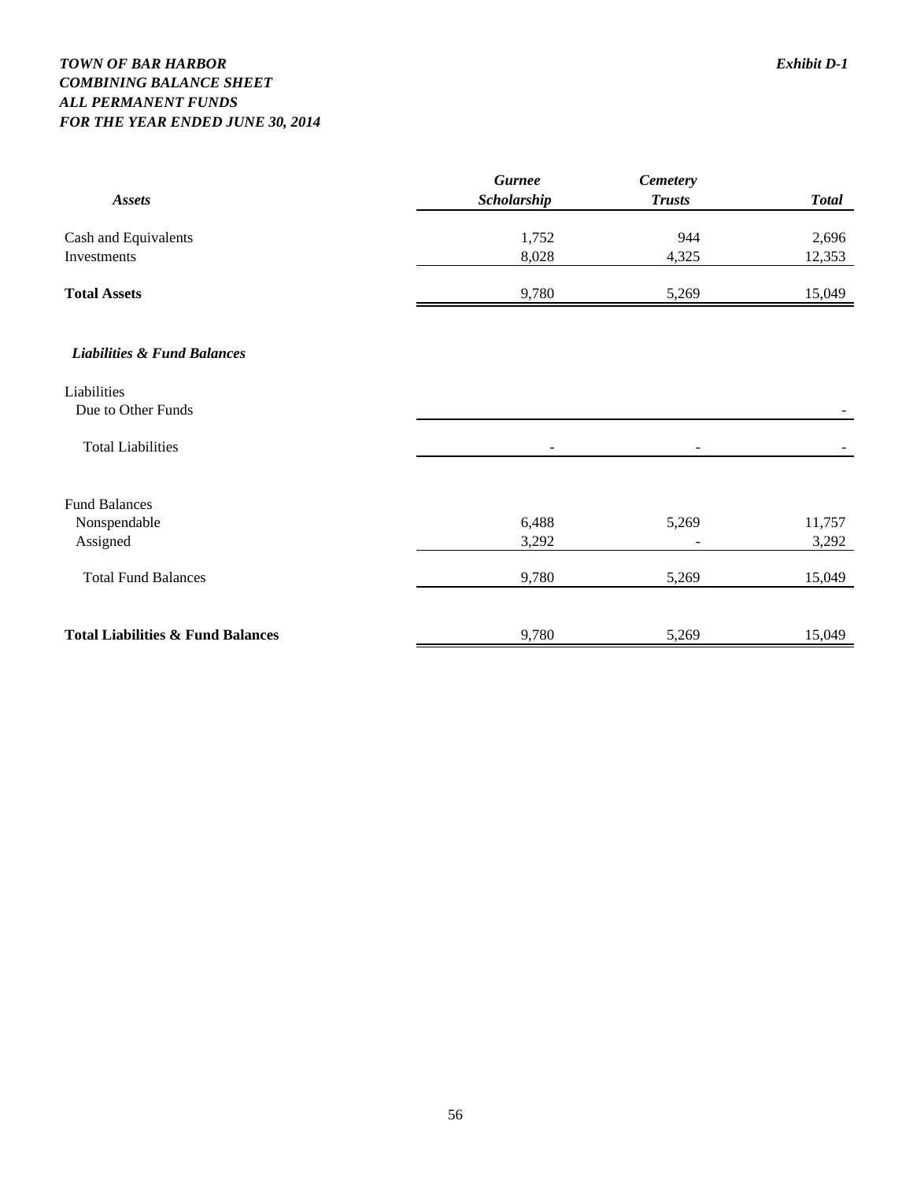***TOWN OF BAR HARBOR***
***COMBINING BALANCE SHEET***
***ALL PERMANENT FUNDS***
***FOR THE YEAR ENDED JUNE 30, 2014***

***Exhibit D-1***

| ***Assets*** | ***Gurnee Scholarship*** | ***Cemetery Trusts*** | ***Total*** |
|---|---|---|---|
| Cash and Equivalents | 1,752 | 944 | 2,696 |
| Investments | 8,028 | 4,325 | 12,353 |
| **Total Assets** | 9,780 | 5,269 | 15,049 |
| ***Liabilities & Fund Balances*** | | | |
| Liabilities | | | |
| Due to Other Funds | | | - |
| Total Liabilities | - | - | - |
| Fund Balances | | | |
| Nonspendable | 6,488 | 5,269 | 11,757 |
| Assigned | 3,292 | - | 3,292 |
| Total Fund Balances | 9,780 | 5,269 | 15,049 |
| **Total Liabilities & Fund Balances** | 9,780 | 5,269 | 15,049 |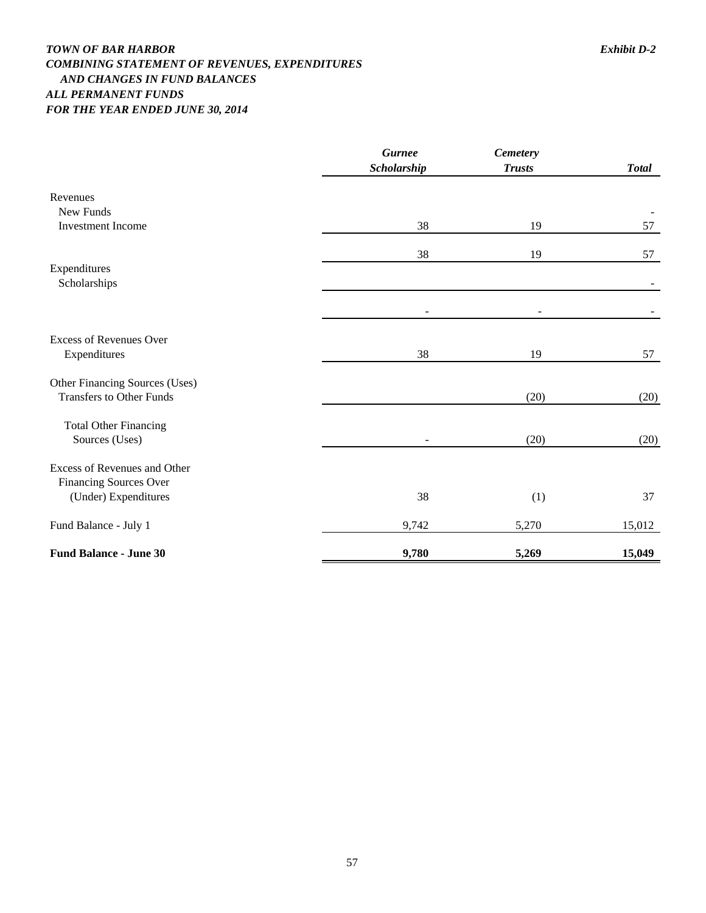***TOWN OF BAR HARBOR*** ***Exhibit D-2***

***COMBINING STATEMENT OF REVENUES, EXPENDITURES AND CHANGES IN FUND BALANCES***

***ALL PERMANENT FUNDS***

***FOR THE YEAR ENDED JUNE 30, 2014***

| | *Gurnee Scholarship* | *Cemetery Trusts* | *Total* |
|---|---|---|---|
| Revenues | | | |
| New Funds | | | - |
| Investment Income | 38 | 19 | 57 |
| | 38 | 19 | 57 |
| Expenditures | | | |
| Scholarships | | | - |
| | - | - | - |
| Excess of Revenues Over Expenditures | 38 | 19 | 57 |
| Other Financing Sources (Uses) | | | |
| Transfers to Other Funds | | (20) | (20) |
| Total Other Financing Sources (Uses) | - | (20) | (20) |
| Excess of Revenues and Other Financing Sources Over (Under) Expenditures | 38 | (1) | 37 |
| Fund Balance - July 1 | 9,742 | 5,270 | 15,012 |
| **Fund Balance - June 30** | **9,780** | **5,269** | **15,049** |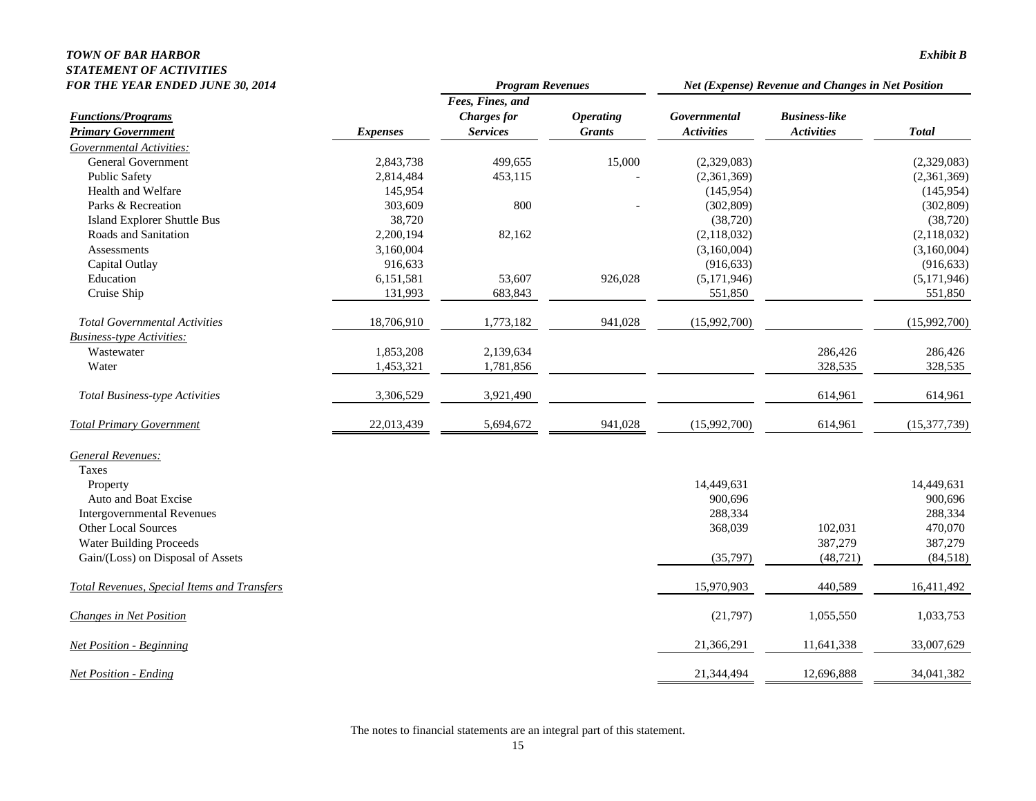***TOWN OF BAR HARBOR***
***STATEMENT OF ACTIVITIES***
***FOR THE YEAR ENDED JUNE 30, 2014***

***Exhibit B***

| | | *Program Revenues* | | *Net (Expense) Revenue and Changes in Net Position* | | |
|---|---|---|---|---|---|---|
| ***Functions/Programs*** ***Primary Government*** | ***Expenses*** | ***Fees, Fines, and Charges for Services*** | ***Operating Grants*** | ***Governmental Activities*** | ***Business-like Activities*** | ***Total*** |
| *Governmental Activities:* | | | | | | |
| General Government | 2,843,738 | 499,655 | 15,000 | (2,329,083) | | (2,329,083) |
| Public Safety | 2,814,484 | 453,115 | - | (2,361,369) | | (2,361,369) |
| Health and Welfare | 145,954 | | | (145,954) | | (145,954) |
| Parks & Recreation | 303,609 | 800 | - | (302,809) | | (302,809) |
| Island Explorer Shuttle Bus | 38,720 | | | (38,720) | | (38,720) |
| Roads and Sanitation | 2,200,194 | 82,162 | | (2,118,032) | | (2,118,032) |
| Assessments | 3,160,004 | | | (3,160,004) | | (3,160,004) |
| Capital Outlay | 916,633 | | | (916,633) | | (916,633) |
| Education | 6,151,581 | 53,607 | 926,028 | (5,171,946) | | (5,171,946) |
| Cruise Ship | 131,993 | 683,843 | | 551,850 | | 551,850 |
| *Total Governmental Activities* | 18,706,910 | 1,773,182 | 941,028 | (15,992,700) | | (15,992,700) |
| *Business-type Activities:* | | | | | | |
| Wastewater | 1,853,208 | 2,139,634 | | | 286,426 | 286,426 |
| Water | 1,453,321 | 1,781,856 | | | 328,535 | 328,535 |
| *Total Business-type Activities* | 3,306,529 | 3,921,490 | | | 614,961 | 614,961 |
| *Total Primary Government* | 22,013,439 | 5,694,672 | 941,028 | (15,992,700) | 614,961 | (15,377,739) |
| *General Revenues:* | | | | | | |
| Taxes | | | | | | |
| Property | | | | 14,449,631 | | 14,449,631 |
| Auto and Boat Excise | | | | 900,696 | | 900,696 |
| Intergovernmental Revenues | | | | 288,334 | | 288,334 |
| Other Local Sources | | | | 368,039 | 102,031 | 470,070 |
| Water Building Proceeds | | | | | 387,279 | 387,279 |
| Gain/(Loss) on Disposal of Assets | | | | (35,797) | (48,721) | (84,518) |
| *Total Revenues, Special Items and Transfers* | | | | 15,970,903 | 440,589 | 16,411,492 |
| *Changes in Net Position* | | | | (21,797) | 1,055,550 | 1,033,753 |
| *Net Position - Beginning* | | | | 21,366,291 | 11,641,338 | 33,007,629 |
| *Net Position - Ending* | | | | 21,344,494 | 12,696,888 | 34,041,382 |

The notes to financial statements are an integral part of this statement.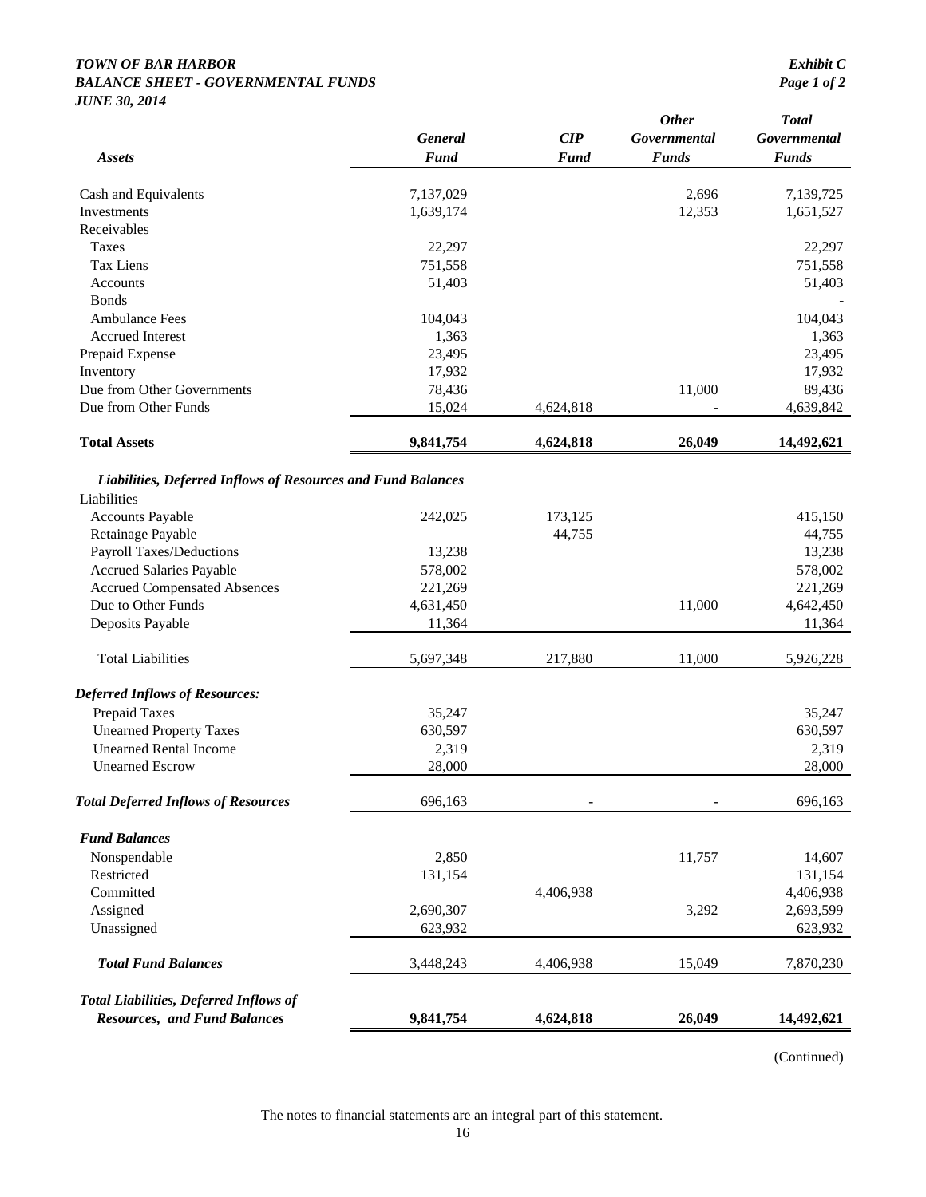***TOWN OF BAR HARBOR***
***BALANCE SHEET - GOVERNMENTAL FUNDS***
***JUNE 30, 2014***

*Exhibit C*
*Page 1 of 2*

| *Assets* | *General Fund* | *CIP Fund* | *Other Governmental Funds* | *Total Governmental Funds* |
|---|---|---|---|---|
| Cash and Equivalents | 7,137,029 | | 2,696 | 7,139,725 |
| Investments | 1,639,174 | | 12,353 | 1,651,527 |
| Receivables | | | | |
| Taxes | 22,297 | | | 22,297 |
| Tax Liens | 751,558 | | | 751,558 |
| Accounts | 51,403 | | | 51,403 |
| Bonds | | | | - |
| Ambulance Fees | 104,043 | | | 104,043 |
| Accrued Interest | 1,363 | | | 1,363 |
| Prepaid Expense | 23,495 | | | 23,495 |
| Inventory | 17,932 | | | 17,932 |
| Due from Other Governments | 78,436 | | 11,000 | 89,436 |
| Due from Other Funds | 15,024 | 4,624,818 | - | 4,639,842 |
| **Total Assets** | **9,841,754** | **4,624,818** | **26,049** | **14,492,621** |
| ***Liabilities, Deferred Inflows of Resources and Fund Balances*** | | | | |
| Liabilities | | | | |
| Accounts Payable | 242,025 | 173,125 | | 415,150 |
| Retainage Payable | | 44,755 | | 44,755 |
| Payroll Taxes/Deductions | 13,238 | | | 13,238 |
| Accrued Salaries Payable | 578,002 | | | 578,002 |
| Accrued Compensated Absences | 221,269 | | | 221,269 |
| Due to Other Funds | 4,631,450 | | 11,000 | 4,642,450 |
| Deposits Payable | 11,364 | | | 11,364 |
| Total Liabilities | 5,697,348 | 217,880 | 11,000 | 5,926,228 |
| ***Deferred Inflows of Resources:*** | | | | |
| Prepaid Taxes | 35,247 | | | 35,247 |
| Unearned Property Taxes | 630,597 | | | 630,597 |
| Unearned Rental Income | 2,319 | | | 2,319 |
| Unearned Escrow | 28,000 | | | 28,000 |
| ***Total Deferred Inflows of Resources*** | 696,163 | - | - | 696,163 |
| ***Fund Balances*** | | | | |
| Nonspendable | 2,850 | | 11,757 | 14,607 |
| Restricted | 131,154 | | | 131,154 |
| Committed | | 4,406,938 | | 4,406,938 |
| Assigned | 2,690,307 | | 3,292 | 2,693,599 |
| Unassigned | 623,932 | | | 623,932 |
| ***Total Fund Balances*** | 3,448,243 | 4,406,938 | 15,049 | 7,870,230 |
| ***Total Liabilities, Deferred Inflows of Resources, and Fund Balances*** | **9,841,754** | **4,624,818** | **26,049** | **14,492,621** |

(Continued)

The notes to financial statements are an integral part of this statement.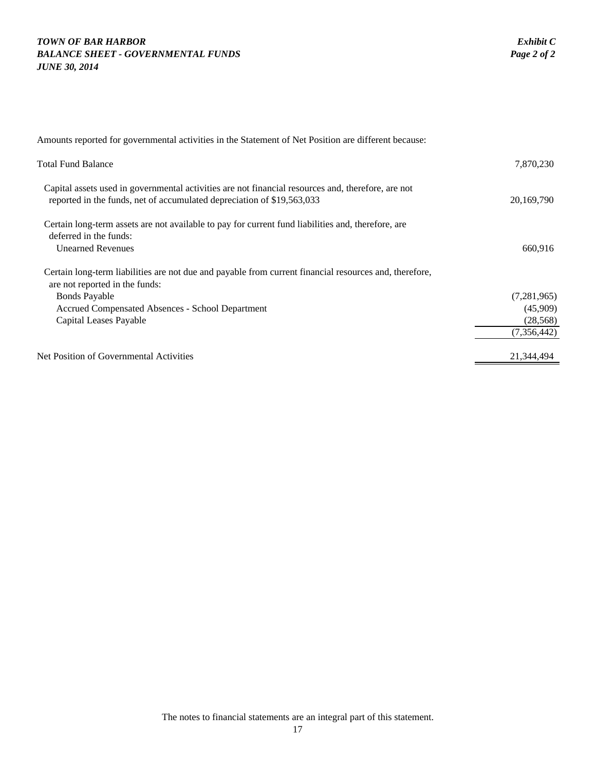***TOWN OF BAR HARBOR***
***BALANCE SHEET - GOVERNMENTAL FUNDS***
***JUNE 30, 2014***

***Exhibit C***
***Page 2 of 2***

Amounts reported for governmental activities in the Statement of Net Position are different because:

| | | |
|---|---|---|
| Total Fund Balance | | 7,870,230 |
| Capital assets used in governmental activities are not financial resources and, therefore, are not reported in the funds, net of accumulated depreciation of $19,563,033 | | 20,169,790 |
| Certain long-term assets are not available to pay for current fund liabilities and, therefore, are deferred in the funds: | | |
| Unearned Revenues | | 660,916 |
| Certain long-term liabilities are not due and payable from current financial resources and, therefore, are not reported in the funds: | | |
| Bonds Payable | | (7,281,965) |
| Accrued Compensated Absences - School Department | | (45,909) |
| Capital Leases Payable | | (28,568) |
| | | (7,356,442) |
| Net Position of Governmental Activities | | 21,344,494 |

The notes to financial statements are an integral part of this statement.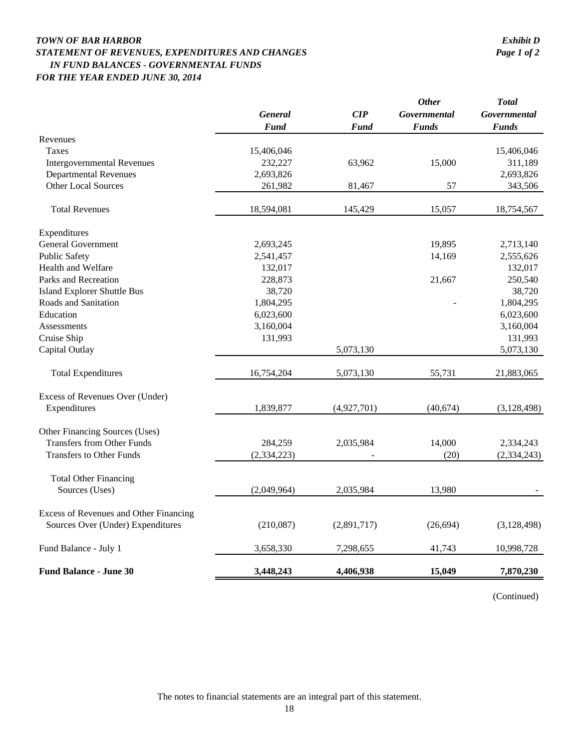***TOWN OF BAR HARBOR*** ***Exhibit D***
***STATEMENT OF REVENUES, EXPENDITURES AND CHANGES*** ***Page 1 of 2***
***IN FUND BALANCES - GOVERNMENTAL FUNDS***
***FOR THE YEAR ENDED JUNE 30, 2014***

| | *General Fund* | *CIP Fund* | *Other Governmental Funds* | *Total Governmental Funds* |
|---|---|---|---|---|
| Revenues | | | | |
| Taxes | 15,406,046 | | | 15,406,046 |
| Intergovernmental Revenues | 232,227 | 63,962 | 15,000 | 311,189 |
| Departmental Revenues | 2,693,826 | | | 2,693,826 |
| Other Local Sources | 261,982 | 81,467 | 57 | 343,506 |
| Total Revenues | 18,594,081 | 145,429 | 15,057 | 18,754,567 |
| Expenditures | | | | |
| General Government | 2,693,245 | | 19,895 | 2,713,140 |
| Public Safety | 2,541,457 | | 14,169 | 2,555,626 |
| Health and Welfare | 132,017 | | | 132,017 |
| Parks and Recreation | 228,873 | | 21,667 | 250,540 |
| Island Explorer Shuttle Bus | 38,720 | | | 38,720 |
| Roads and Sanitation | 1,804,295 | | - | 1,804,295 |
| Education | 6,023,600 | | | 6,023,600 |
| Assessments | 3,160,004 | | | 3,160,004 |
| Cruise Ship | 131,993 | | | 131,993 |
| Capital Outlay | | 5,073,130 | | 5,073,130 |
| Total Expenditures | 16,754,204 | 5,073,130 | 55,731 | 21,883,065 |
| Excess of Revenues Over (Under) Expenditures | 1,839,877 | (4,927,701) | (40,674) | (3,128,498) |
| Other Financing Sources (Uses) | | | | |
| Transfers from Other Funds | 284,259 | 2,035,984 | 14,000 | 2,334,243 |
| Transfers to Other Funds | (2,334,223) | - | (20) | (2,334,243) |
| Total Other Financing Sources (Uses) | (2,049,964) | 2,035,984 | 13,980 | - |
| Excess of Revenues and Other Financing Sources Over (Under) Expenditures | (210,087) | (2,891,717) | (26,694) | (3,128,498) |
| Fund Balance - July 1 | 3,658,330 | 7,298,655 | 41,743 | 10,998,728 |
| **Fund Balance - June 30** | **3,448,243** | **4,406,938** | **15,049** | **7,870,230** |

(Continued)

The notes to financial statements are an integral part of this statement.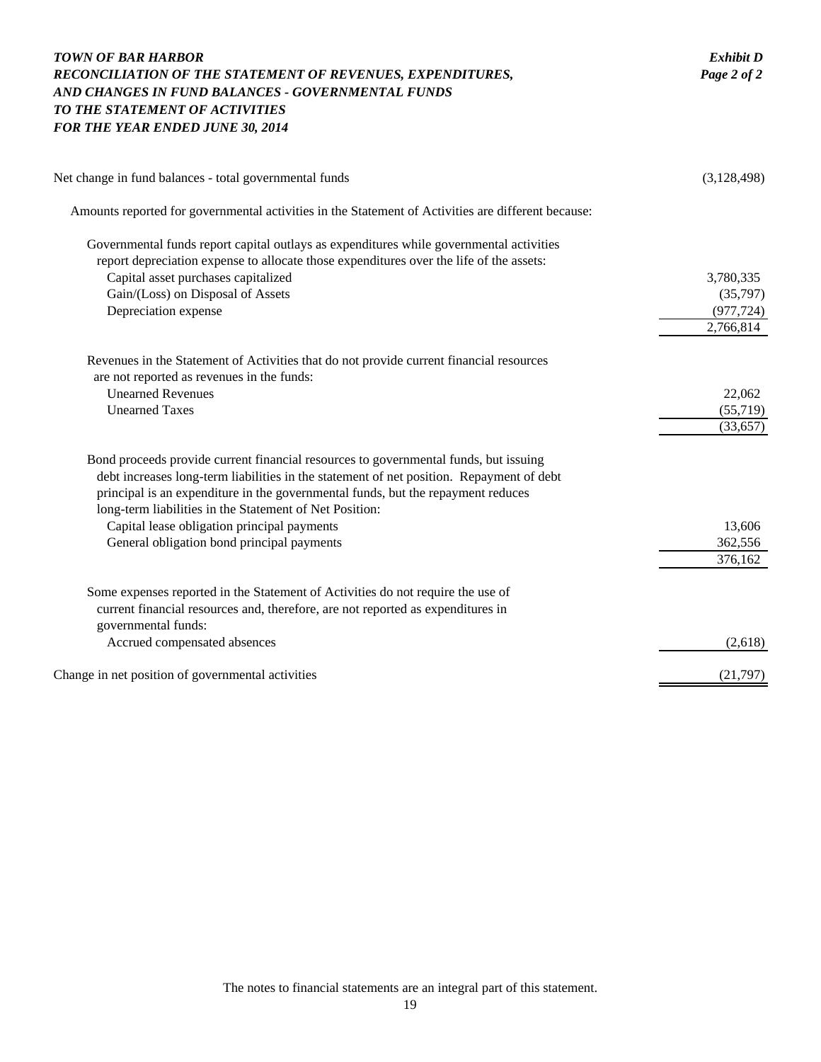***TOWN OF BAR HARBOR*** — ***Exhibit D***
***RECONCILIATION OF THE STATEMENT OF REVENUES, EXPENDITURES,*** — ***Page 2 of 2***
***AND CHANGES IN FUND BALANCES - GOVERNMENTAL FUNDS***
***TO THE STATEMENT OF ACTIVITIES***
***FOR THE YEAR ENDED JUNE 30, 2014***

| | |
|---|---|
| Net change in fund balances - total governmental funds | (3,128,498) |
| Amounts reported for governmental activities in the Statement of Activities are different because: | |
| Governmental funds report capital outlays as expenditures while governmental activities report depreciation expense to allocate those expenditures over the life of the assets: | |
| Capital asset purchases capitalized | 3,780,335 |
| Gain/(Loss) on Disposal of Assets | (35,797) |
| Depreciation expense | (977,724) |
| | 2,766,814 |
| Revenues in the Statement of Activities that do not provide current financial resources are not reported as revenues in the funds: | |
| Unearned Revenues | 22,062 |
| Unearned Taxes | (55,719) |
| | (33,657) |
| Bond proceeds provide current financial resources to governmental funds, but issuing debt increases long-term liabilities in the statement of net position. Repayment of debt principal is an expenditure in the governmental funds, but the repayment reduces long-term liabilities in the Statement of Net Position: | |
| Capital lease obligation principal payments | 13,606 |
| General obligation bond principal payments | 362,556 |
| | 376,162 |
| Some expenses reported in the Statement of Activities do not require the use of current financial resources and, therefore, are not reported as expenditures in governmental funds: | |
| Accrued compensated absences | (2,618) |
| Change in net position of governmental activities | (21,797) |

The notes to financial statements are an integral part of this statement.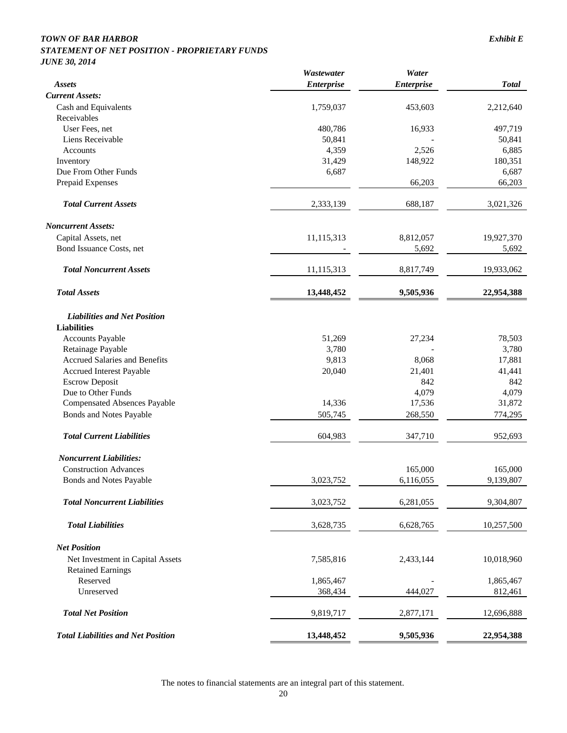***TOWN OF BAR HARBOR*** ***Exhibit E***

***STATEMENT OF NET POSITION - PROPRIETARY FUNDS***

***JUNE 30, 2014***

| *Assets* | *Wastewater Enterprise* | *Water Enterprise* | *Total* |
|---|---|---|---|
| ***Current Assets:*** | | | |
| Cash and Equivalents | 1,759,037 | 453,603 | 2,212,640 |
| Receivables | | | |
| User Fees, net | 480,786 | 16,933 | 497,719 |
| Liens Receivable | 50,841 | - | 50,841 |
| Accounts | 4,359 | 2,526 | 6,885 |
| Inventory | 31,429 | 148,922 | 180,351 |
| Due From Other Funds | 6,687 | | 6,687 |
| Prepaid Expenses | | 66,203 | 66,203 |
| ***Total Current Assets*** | 2,333,139 | 688,187 | 3,021,326 |
| ***Noncurrent Assets:*** | | | |
| Capital Assets, net | 11,115,313 | 8,812,057 | 19,927,370 |
| Bond Issuance Costs, net | - | 5,692 | 5,692 |
| ***Total Noncurrent Assets*** | 11,115,313 | 8,817,749 | 19,933,062 |
| ***Total Assets*** | **13,448,452** | **9,505,936** | **22,954,388** |
| ***Liabilities and Net Position*** | | | |
| **Liabilities** | | | |
| Accounts Payable | 51,269 | 27,234 | 78,503 |
| Retainage Payable | 3,780 | - | 3,780 |
| Accrued Salaries and Benefits | 9,813 | 8,068 | 17,881 |
| Accrued Interest Payable | 20,040 | 21,401 | 41,441 |
| Escrow Deposit | | 842 | 842 |
| Due to Other Funds | | 4,079 | 4,079 |
| Compensated Absences Payable | 14,336 | 17,536 | 31,872 |
| Bonds and Notes Payable | 505,745 | 268,550 | 774,295 |
| ***Total Current Liabilities*** | 604,983 | 347,710 | 952,693 |
| ***Noncurrent Liabilities:*** | | | |
| Construction Advances | | 165,000 | 165,000 |
| Bonds and Notes Payable | 3,023,752 | 6,116,055 | 9,139,807 |
| ***Total Noncurrent Liabilities*** | 3,023,752 | 6,281,055 | 9,304,807 |
| ***Total Liabilities*** | 3,628,735 | 6,628,765 | 10,257,500 |
| ***Net Position*** | | | |
| Net Investment in Capital Assets | 7,585,816 | 2,433,144 | 10,018,960 |
| Retained Earnings | | | |
| Reserved | 1,865,467 | - | 1,865,467 |
| Unreserved | 368,434 | 444,027 | 812,461 |
| ***Total Net Position*** | 9,819,717 | 2,877,171 | 12,696,888 |
| ***Total Liabilities and Net Position*** | **13,448,452** | **9,505,936** | **22,954,388** |

The notes to financial statements are an integral part of this statement.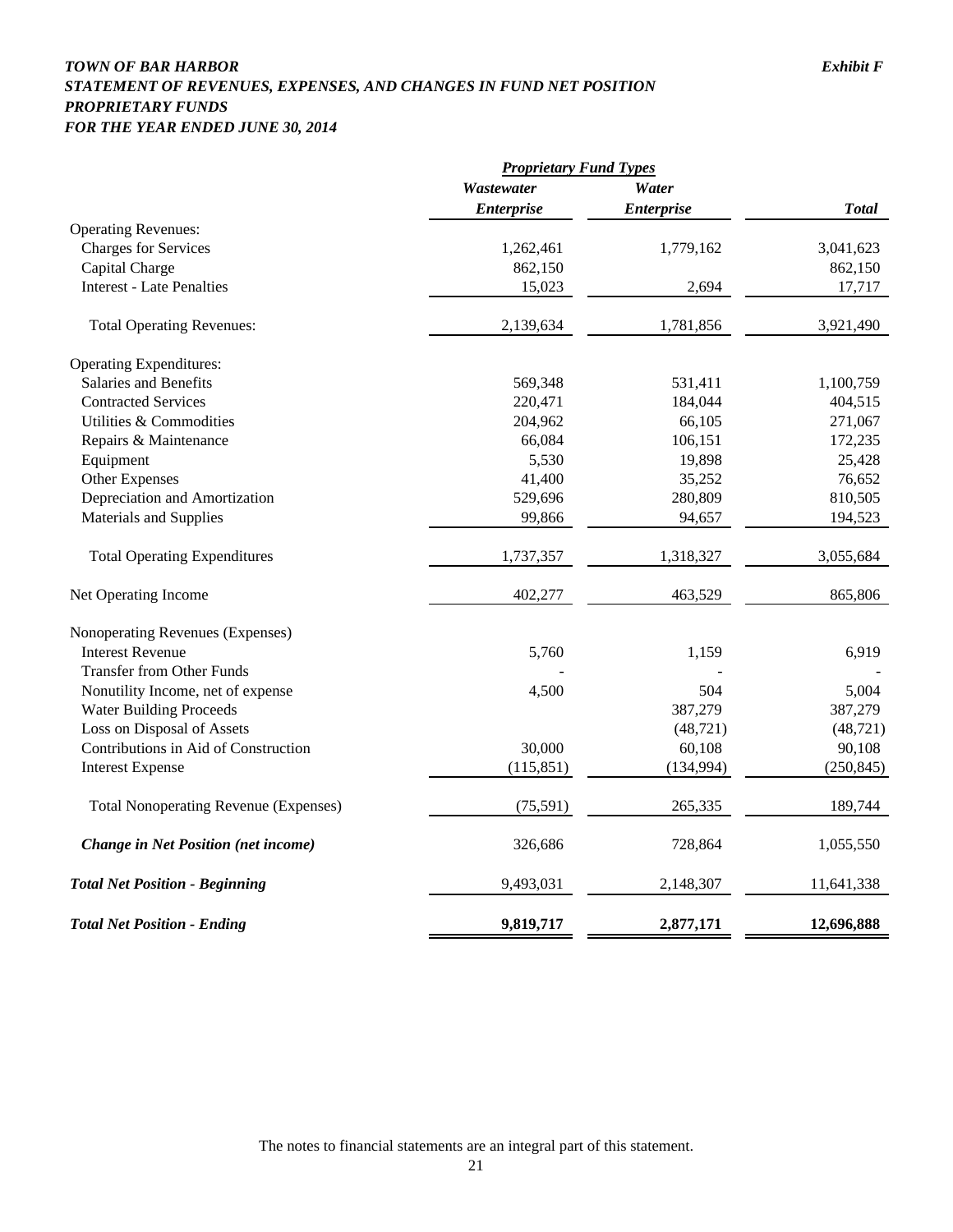***TOWN OF BAR HARBOR*** ***Exhibit F***
***STATEMENT OF REVENUES, EXPENSES, AND CHANGES IN FUND NET POSITION***
***PROPRIETARY FUNDS***
***FOR THE YEAR ENDED JUNE 30, 2014***

| | ***Proprietary Fund Types*** | | |
|---|---|---|---|
| | ***Wastewater Enterprise*** | ***Water Enterprise*** | ***Total*** |
| Operating Revenues: | | | |
| Charges for Services | 1,262,461 | 1,779,162 | 3,041,623 |
| Capital Charge | 862,150 | | 862,150 |
| Interest - Late Penalties | 15,023 | 2,694 | 17,717 |
| Total Operating Revenues: | 2,139,634 | 1,781,856 | 3,921,490 |
| Operating Expenditures: | | | |
| Salaries and Benefits | 569,348 | 531,411 | 1,100,759 |
| Contracted Services | 220,471 | 184,044 | 404,515 |
| Utilities & Commodities | 204,962 | 66,105 | 271,067 |
| Repairs & Maintenance | 66,084 | 106,151 | 172,235 |
| Equipment | 5,530 | 19,898 | 25,428 |
| Other Expenses | 41,400 | 35,252 | 76,652 |
| Depreciation and Amortization | 529,696 | 280,809 | 810,505 |
| Materials and Supplies | 99,866 | 94,657 | 194,523 |
| Total Operating Expenditures | 1,737,357 | 1,318,327 | 3,055,684 |
| Net Operating Income | 402,277 | 463,529 | 865,806 |
| Nonoperating Revenues (Expenses) | | | |
| Interest Revenue | 5,760 | 1,159 | 6,919 |
| Transfer from Other Funds | - | - | - |
| Nonutility Income, net of expense | 4,500 | 504 | 5,004 |
| Water Building Proceeds | | 387,279 | 387,279 |
| Loss on Disposal of Assets | | (48,721) | (48,721) |
| Contributions in Aid of Construction | 30,000 | 60,108 | 90,108 |
| Interest Expense | (115,851) | (134,994) | (250,845) |
| Total Nonoperating Revenue (Expenses) | (75,591) | 265,335 | 189,744 |
| ***Change in Net Position (net income)*** | 326,686 | 728,864 | 1,055,550 |
| ***Total Net Position - Beginning*** | 9,493,031 | 2,148,307 | 11,641,338 |
| ***Total Net Position - Ending*** | **9,819,717** | **2,877,171** | **12,696,888** |

The notes to financial statements are an integral part of this statement.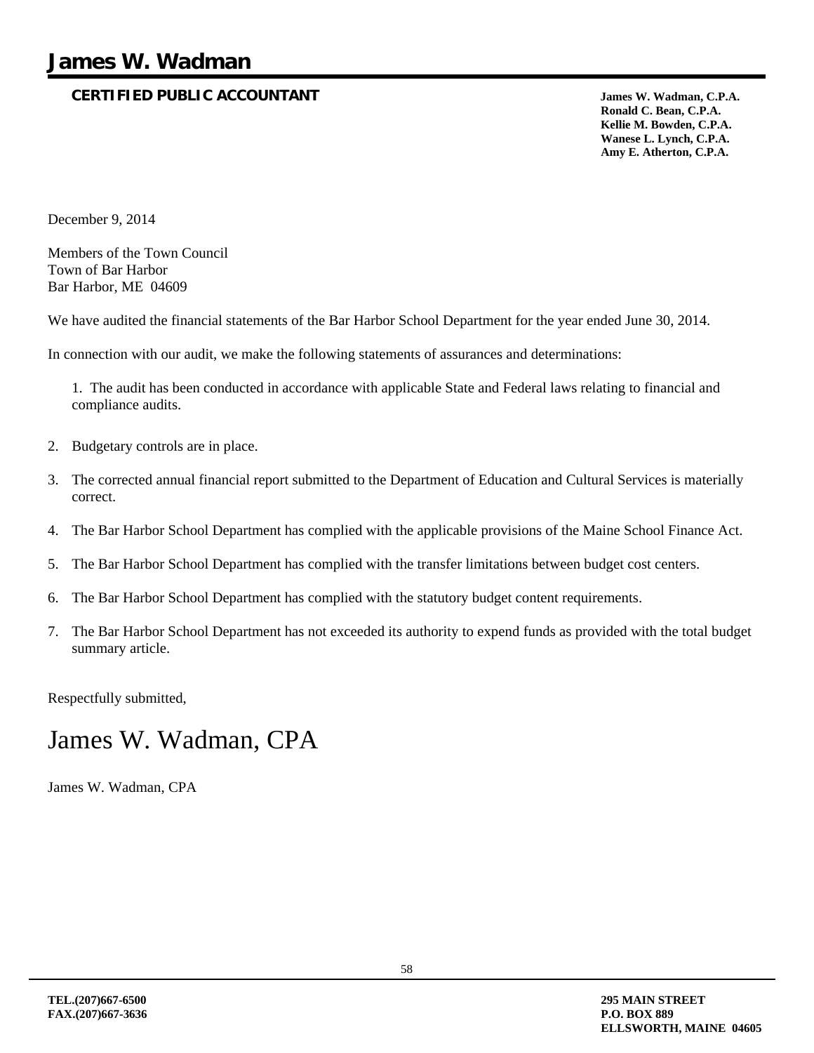# James W. Wadman

**CERTIFIED PUBLIC ACCOUNTANT**

**James W. Wadman, C.P.A.**
**Ronald C. Bean, C.P.A.**
**Kellie M. Bowden, C.P.A.**
**Wanese L. Lynch, C.P.A.**
**Amy E. Atherton, C.P.A.**

December 9, 2014

Members of the Town Council
Town of Bar Harbor
Bar Harbor, ME 04609

We have audited the financial statements of the Bar Harbor School Department for the year ended June 30, 2014.

In connection with our audit, we make the following statements of assurances and determinations:

1. The audit has been conducted in accordance with applicable State and Federal laws relating to financial and compliance audits.
2. Budgetary controls are in place.
3. The corrected annual financial report submitted to the Department of Education and Cultural Services is materially correct.
4. The Bar Harbor School Department has complied with the applicable provisions of the Maine School Finance Act.
5. The Bar Harbor School Department has complied with the transfer limitations between budget cost centers.
6. The Bar Harbor School Department has complied with the statutory budget content requirements.
7. The Bar Harbor School Department has not exceeded its authority to expend funds as provided with the total budget summary article.

Respectfully submitted,

James W. Wadman, CPA

James W. Wadman, CPA

**TEL.(207)667-6500**
**FAX.(207)667-3636**

**295 MAIN STREET**
**P.O. BOX 889**
**ELLSWORTH, MAINE 04605**